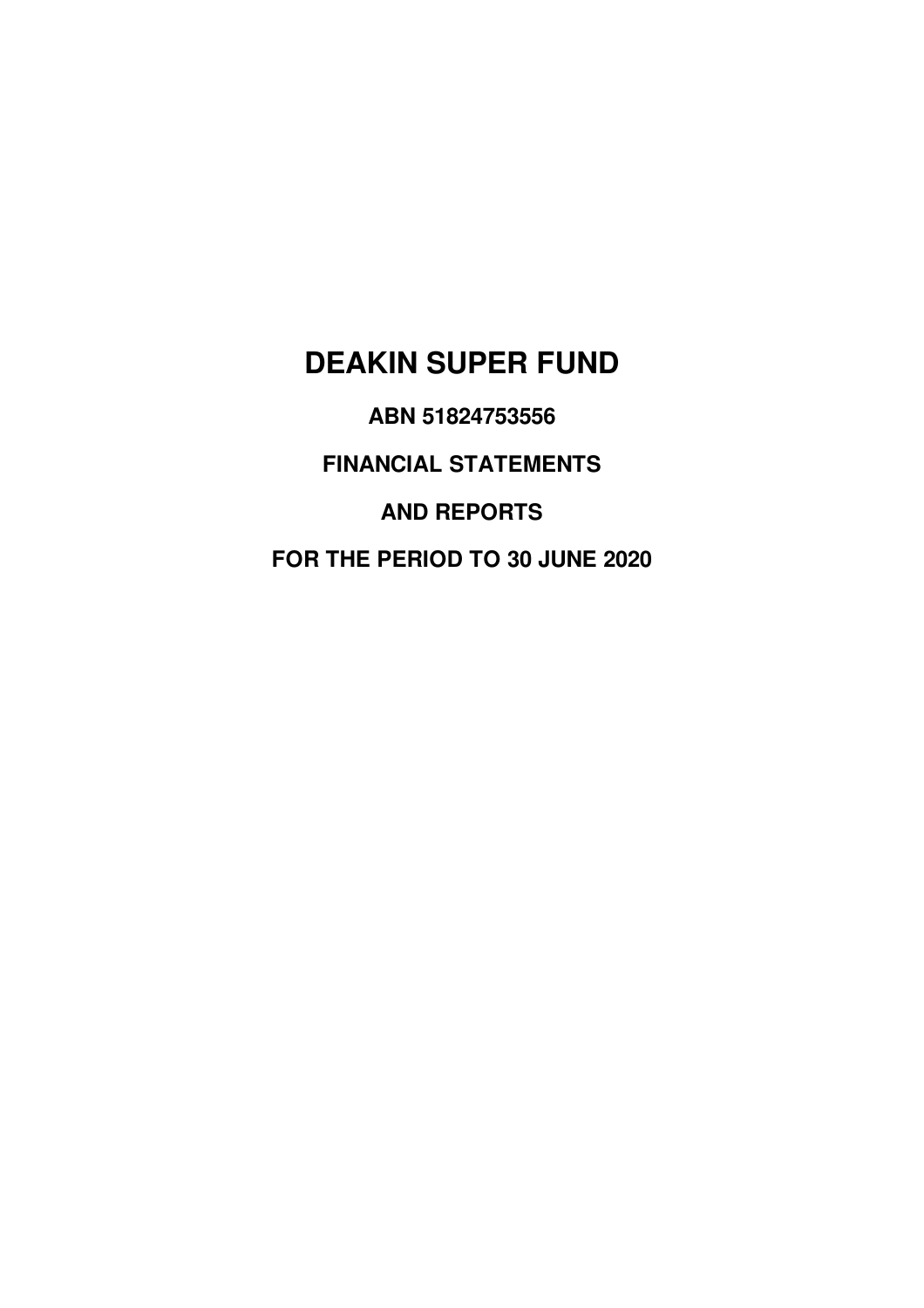# DEAKIN SUPER FUND

**ABN 51824753556**

**FINANCIAL STATEMENTS**

**AND REPORTS**

**FOR THE PERIOD TO 30 JUNE 2020**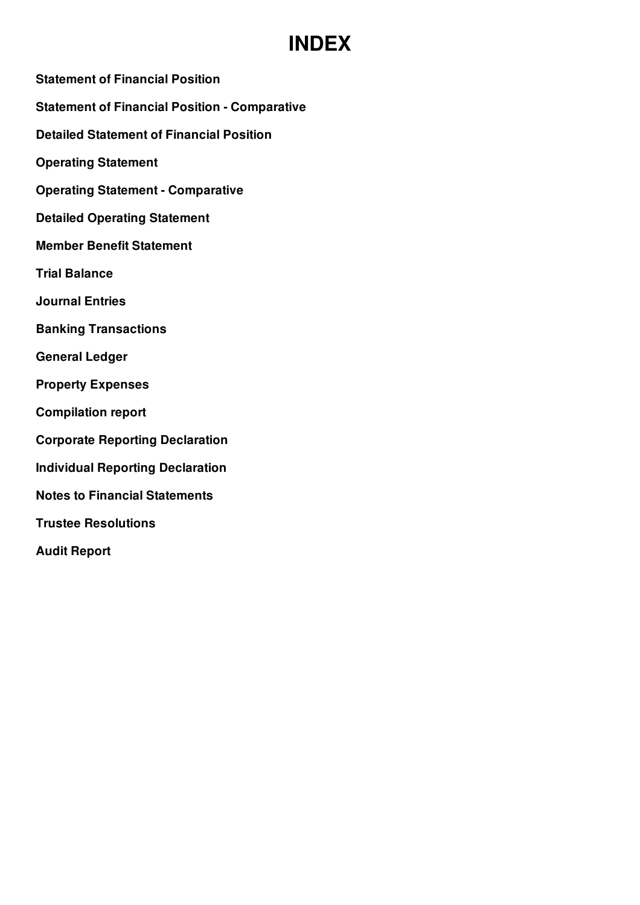# INDEX

**Statement of Financial Position**

**Statement of Financial Position - Comparative**

**Detailed Statement of Financial Position**

**Operating Statement**

**Operating Statement - Comparative**

**Detailed Operating Statement**

**Member Benefit Statement**

**Trial Balance**

**Journal Entries**

**Banking Transactions**

**General Ledger**

**Property Expenses**

**Compilation report**

**Corporate Reporting Declaration**

**Individual Reporting Declaration**

**Notes to Financial Statements**

**Trustee Resolutions**

**Audit Report**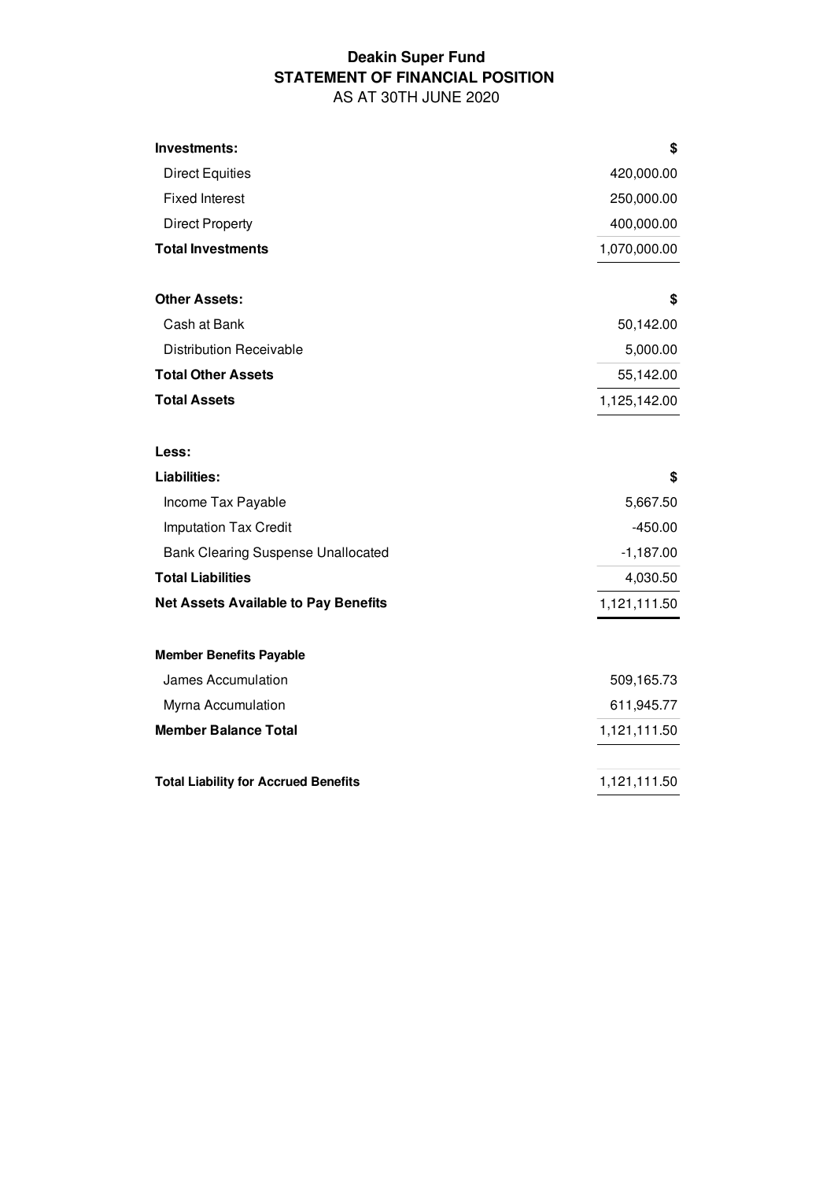# Deakin Super Fund
## STATEMENT OF FINANCIAL POSITION
AS AT 30TH JUNE 2020

| | |
|---|---:|
| **Investments:** | **$** |
| Direct Equities | 420,000.00 |
| Fixed Interest | 250,000.00 |
| Direct Property | 400,000.00 |
| **Total Investments** | 1,070,000.00 |
| | |
| **Other Assets:** | **$** |
| Cash at Bank | 50,142.00 |
| Distribution Receivable | 5,000.00 |
| **Total Other Assets** | 55,142.00 |
| **Total Assets** | 1,125,142.00 |
| | |
| **Less:** | |
| **Liabilities:** | **$** |
| Income Tax Payable | 5,667.50 |
| Imputation Tax Credit | -450.00 |
| Bank Clearing Suspense Unallocated | -1,187.00 |
| **Total Liabilities** | 4,030.50 |
| **Net Assets Available to Pay Benefits** | 1,121,111.50 |
| | |
| **Member Benefits Payable** | |
| James Accumulation | 509,165.73 |
| Myrna Accumulation | 611,945.77 |
| **Member Balance Total** | 1,121,111.50 |
| | |
| **Total Liability for Accrued Benefits** | 1,121,111.50 |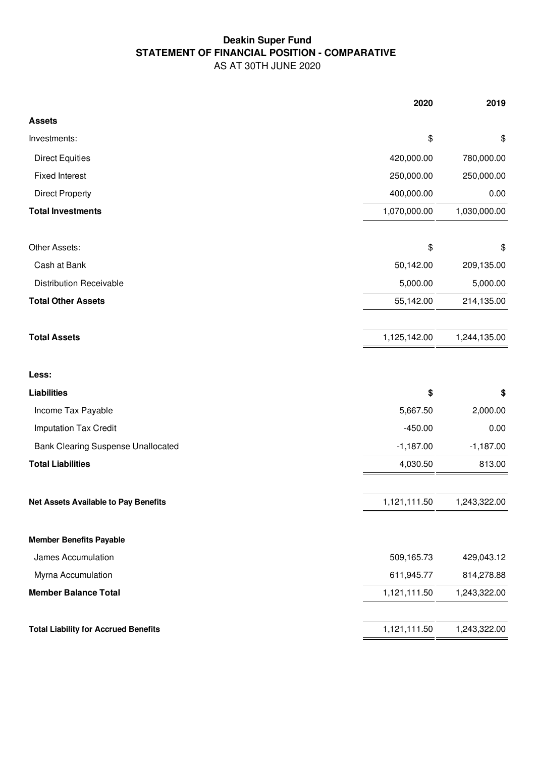# Deakin Super Fund

## STATEMENT OF FINANCIAL POSITION - COMPARATIVE

AS AT 30TH JUNE 2020

| | 2020 | 2019 |
|---|---:|---:|
| **Assets** | | |
| Investments: | $ | $ |
| Direct Equities | 420,000.00 | 780,000.00 |
| Fixed Interest | 250,000.00 | 250,000.00 |
| Direct Property | 400,000.00 | 0.00 |
| **Total Investments** | 1,070,000.00 | 1,030,000.00 |
| | | |
| Other Assets: | $ | $ |
| Cash at Bank | 50,142.00 | 209,135.00 |
| Distribution Receivable | 5,000.00 | 5,000.00 |
| **Total Other Assets** | 55,142.00 | 214,135.00 |
| | | |
| **Total Assets** | 1,125,142.00 | 1,244,135.00 |
| | | |
| **Less:** | | |
| **Liabilities** | **$** | **$** |
| Income Tax Payable | 5,667.50 | 2,000.00 |
| Imputation Tax Credit | -450.00 | 0.00 |
| Bank Clearing Suspense Unallocated | -1,187.00 | -1,187.00 |
| **Total Liabilities** | 4,030.50 | 813.00 |
| | | |
| **Net Assets Available to Pay Benefits** | 1,121,111.50 | 1,243,322.00 |
| | | |
| **Member Benefits Payable** | | |
| James Accumulation | 509,165.73 | 429,043.12 |
| Myrna Accumulation | 611,945.77 | 814,278.88 |
| **Member Balance Total** | 1,121,111.50 | 1,243,322.00 |
| | | |
| **Total Liability for Accrued Benefits** | 1,121,111.50 | 1,243,322.00 |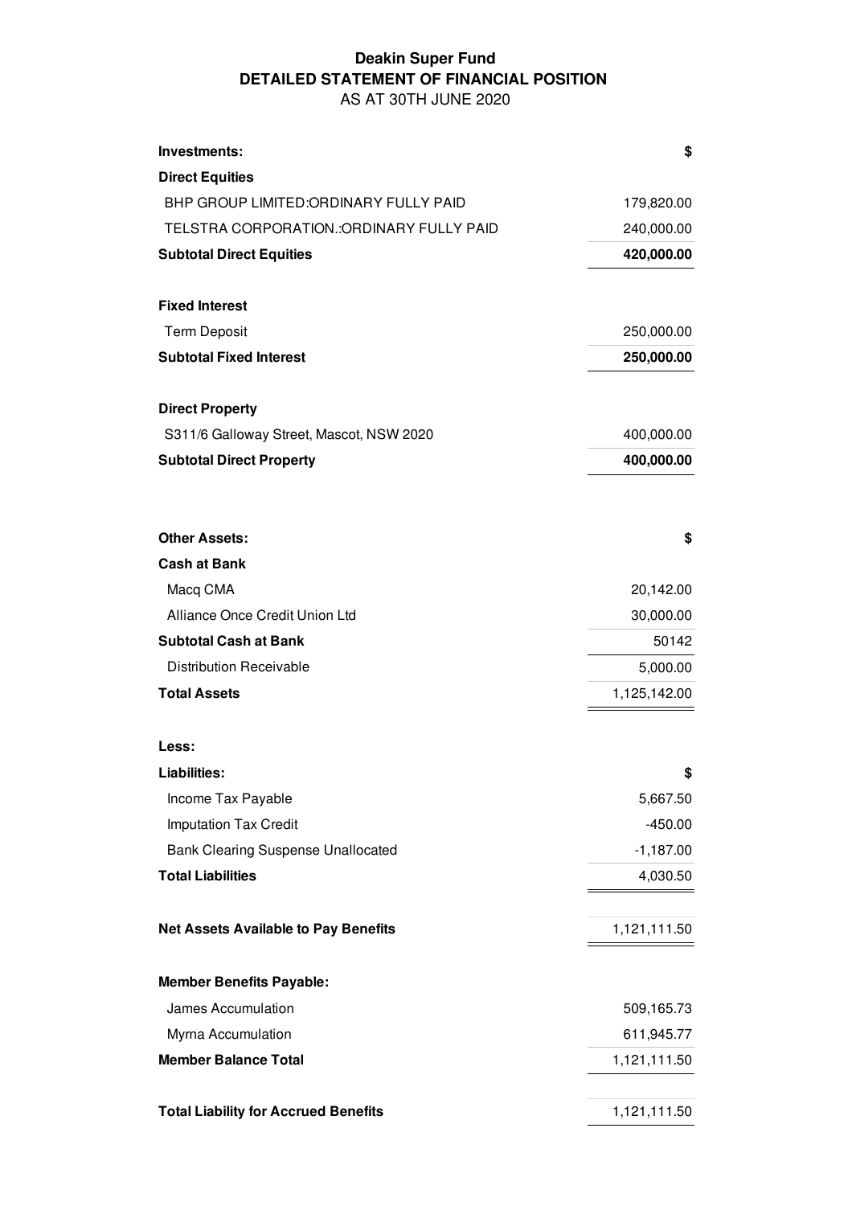# Deakin Super Fund
## DETAILED STATEMENT OF FINANCIAL POSITION
AS AT 30TH JUNE 2020

| Investments: | $ |
|---|---|
| **Direct Equities** | |
| BHP GROUP LIMITED:ORDINARY FULLY PAID | 179,820.00 |
| TELSTRA CORPORATION.:ORDINARY FULLY PAID | 240,000.00 |
| **Subtotal Direct Equities** | **420,000.00** |
| | |
| **Fixed Interest** | |
| Term Deposit | 250,000.00 |
| **Subtotal Fixed Interest** | **250,000.00** |
| | |
| **Direct Property** | |
| S311/6 Galloway Street, Mascot, NSW 2020 | 400,000.00 |
| **Subtotal Direct Property** | **400,000.00** |

| Other Assets: | $ |
|---|---|
| **Cash at Bank** | |
| Macq CMA | 20,142.00 |
| Alliance Once Credit Union Ltd | 30,000.00 |
| **Subtotal Cash at Bank** | 50142 |
| Distribution Receivable | 5,000.00 |
| **Total Assets** | 1,125,142.00 |

| Less: | |
|---|---|
| **Liabilities:** | **$** |
| Income Tax Payable | 5,667.50 |
| Imputation Tax Credit | -450.00 |
| Bank Clearing Suspense Unallocated | -1,187.00 |
| **Total Liabilities** | 4,030.50 |
| | |
| **Net Assets Available to Pay Benefits** | 1,121,111.50 |
| | |
| **Member Benefits Payable:** | |
| James Accumulation | 509,165.73 |
| Myrna Accumulation | 611,945.77 |
| **Member Balance Total** | 1,121,111.50 |
| | |
| **Total Liability for Accrued Benefits** | 1,121,111.50 |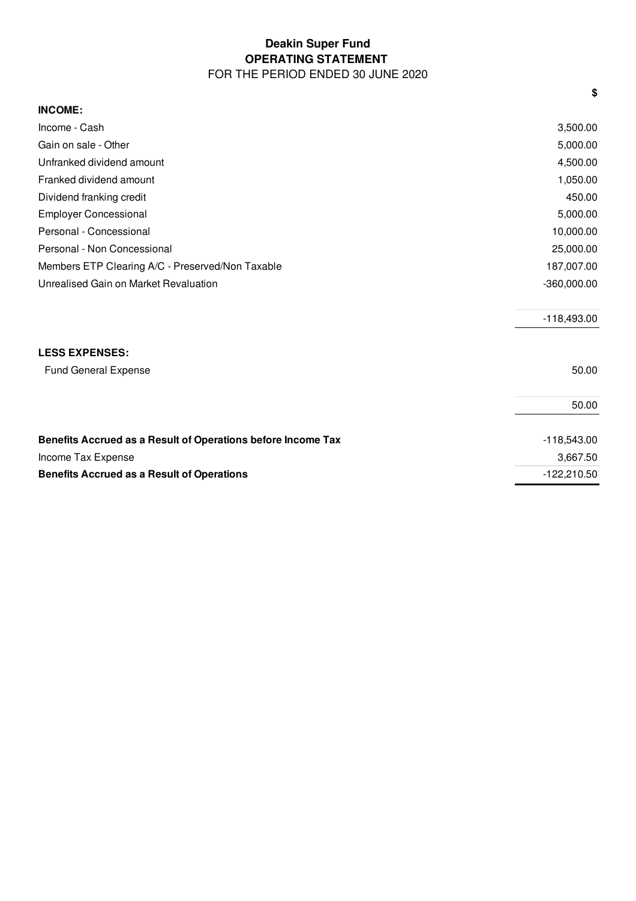# Deakin Super Fund
## OPERATING STATEMENT
FOR THE PERIOD ENDED 30 JUNE 2020

| | $ |
|---|---:|
| **INCOME:** | |
| Income - Cash | 3,500.00 |
| Gain on sale - Other | 5,000.00 |
| Unfranked dividend amount | 4,500.00 |
| Franked dividend amount | 1,050.00 |
| Dividend franking credit | 450.00 |
| Employer Concessional | 5,000.00 |
| Personal - Concessional | 10,000.00 |
| Personal - Non Concessional | 25,000.00 |
| Members ETP Clearing A/C - Preserved/Non Taxable | 187,007.00 |
| Unrealised Gain on Market Revaluation | -360,000.00 |
| | -118,493.00 |
| **LESS EXPENSES:** | |
| Fund General Expense | 50.00 |
| | 50.00 |
| **Benefits Accrued as a Result of Operations before Income Tax** | -118,543.00 |
| Income Tax Expense | 3,667.50 |
| **Benefits Accrued as a Result of Operations** | -122,210.50 |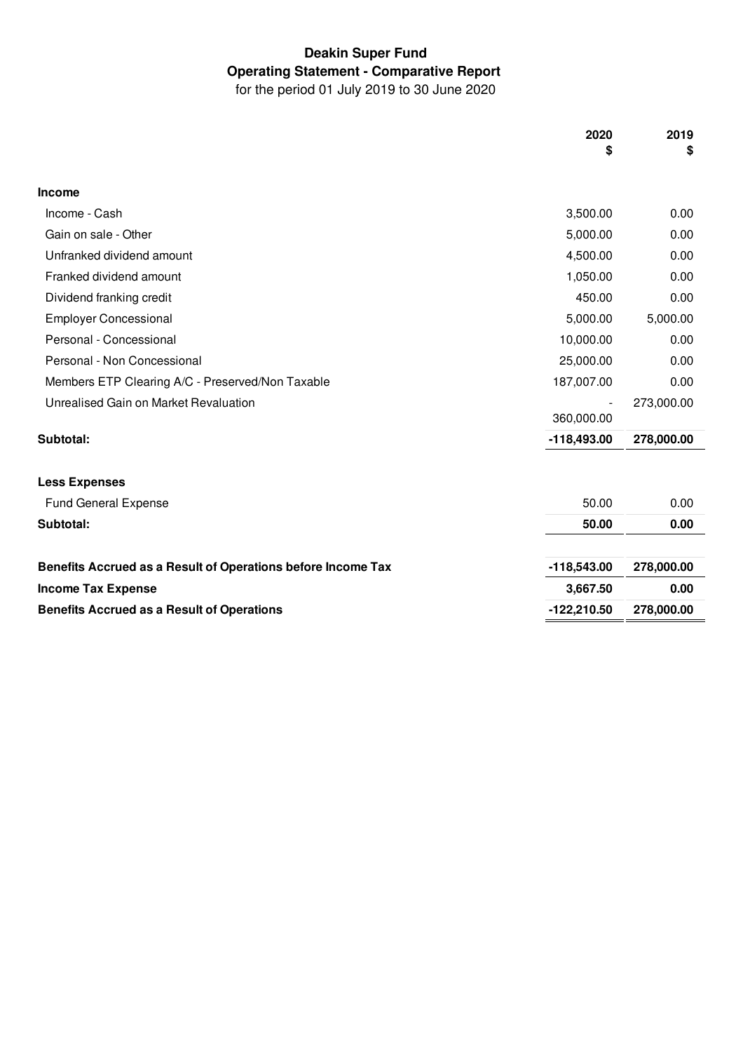# Deakin Super Fund

## Operating Statement - Comparative Report

for the period 01 July 2019 to 30 June 2020

| | 2020<br>$ | 2019<br>$ |
|---|---|---|
| **Income** | | |
| Income - Cash | 3,500.00 | 0.00 |
| Gain on sale - Other | 5,000.00 | 0.00 |
| Unfranked dividend amount | 4,500.00 | 0.00 |
| Franked dividend amount | 1,050.00 | 0.00 |
| Dividend franking credit | 450.00 | 0.00 |
| Employer Concessional | 5,000.00 | 5,000.00 |
| Personal - Concessional | 10,000.00 | 0.00 |
| Personal - Non Concessional | 25,000.00 | 0.00 |
| Members ETP Clearing A/C - Preserved/Non Taxable | 187,007.00 | 0.00 |
| Unrealised Gain on Market Revaluation | -<br>360,000.00 | 273,000.00 |
| **Subtotal:** | **-118,493.00** | **278,000.00** |
| **Less Expenses** | | |
| Fund General Expense | 50.00 | 0.00 |
| **Subtotal:** | **50.00** | **0.00** |
| **Benefits Accrued as a Result of Operations before Income Tax** | **-118,543.00** | **278,000.00** |
| **Income Tax Expense** | **3,667.50** | **0.00** |
| **Benefits Accrued as a Result of Operations** | **-122,210.50** | **278,000.00** |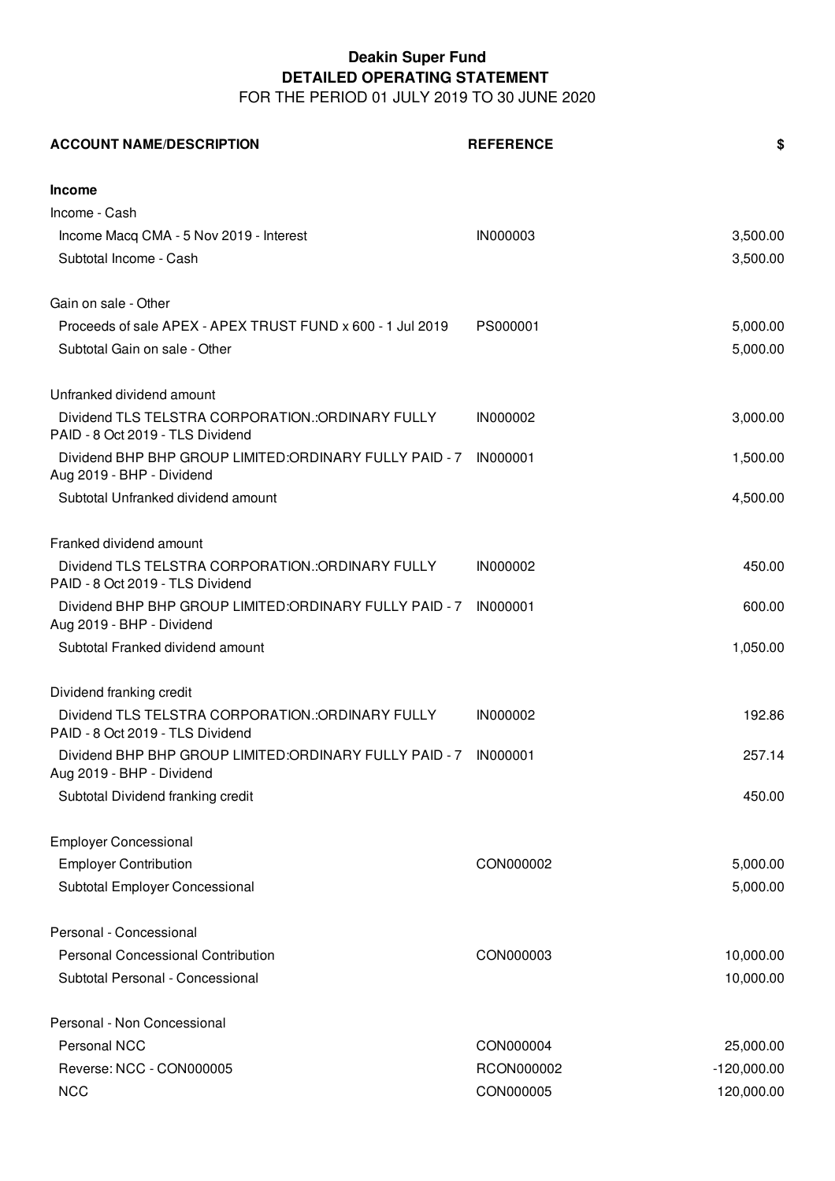**Deakin Super Fund**
**DETAILED OPERATING STATEMENT**
FOR THE PERIOD 01 JULY 2019 TO 30 JUNE 2020

| ACCOUNT NAME/DESCRIPTION | REFERENCE | $ |
|---|---|---|
| **Income** | | |
| Income - Cash | | |
| Income Macq CMA - 5 Nov 2019 - Interest | IN000003 | 3,500.00 |
| Subtotal Income - Cash | | 3,500.00 |
| | | |
| Gain on sale - Other | | |
| Proceeds of sale APEX - APEX TRUST FUND x 600 - 1 Jul 2019 | PS000001 | 5,000.00 |
| Subtotal Gain on sale - Other | | 5,000.00 |
| | | |
| Unfranked dividend amount | | |
| Dividend TLS TELSTRA CORPORATION.:ORDINARY FULLY PAID - 8 Oct 2019 - TLS Dividend | IN000002 | 3,000.00 |
| Dividend BHP BHP GROUP LIMITED:ORDINARY FULLY PAID - 7 Aug 2019 - BHP - Dividend | IN000001 | 1,500.00 |
| Subtotal Unfranked dividend amount | | 4,500.00 |
| | | |
| Franked dividend amount | | |
| Dividend TLS TELSTRA CORPORATION.:ORDINARY FULLY PAID - 8 Oct 2019 - TLS Dividend | IN000002 | 450.00 |
| Dividend BHP BHP GROUP LIMITED:ORDINARY FULLY PAID - 7 Aug 2019 - BHP - Dividend | IN000001 | 600.00 |
| Subtotal Franked dividend amount | | 1,050.00 |
| | | |
| Dividend franking credit | | |
| Dividend TLS TELSTRA CORPORATION.:ORDINARY FULLY PAID - 8 Oct 2019 - TLS Dividend | IN000002 | 192.86 |
| Dividend BHP BHP GROUP LIMITED:ORDINARY FULLY PAID - 7 Aug 2019 - BHP - Dividend | IN000001 | 257.14 |
| Subtotal Dividend franking credit | | 450.00 |
| | | |
| Employer Concessional | | |
| Employer Contribution | CON000002 | 5,000.00 |
| Subtotal Employer Concessional | | 5,000.00 |
| | | |
| Personal - Concessional | | |
| Personal Concessional Contribution | CON000003 | 10,000.00 |
| Subtotal Personal - Concessional | | 10,000.00 |
| | | |
| Personal - Non Concessional | | |
| Personal NCC | CON000004 | 25,000.00 |
| Reverse: NCC - CON000005 | RCON000002 | -120,000.00 |
| NCC | CON000005 | 120,000.00 |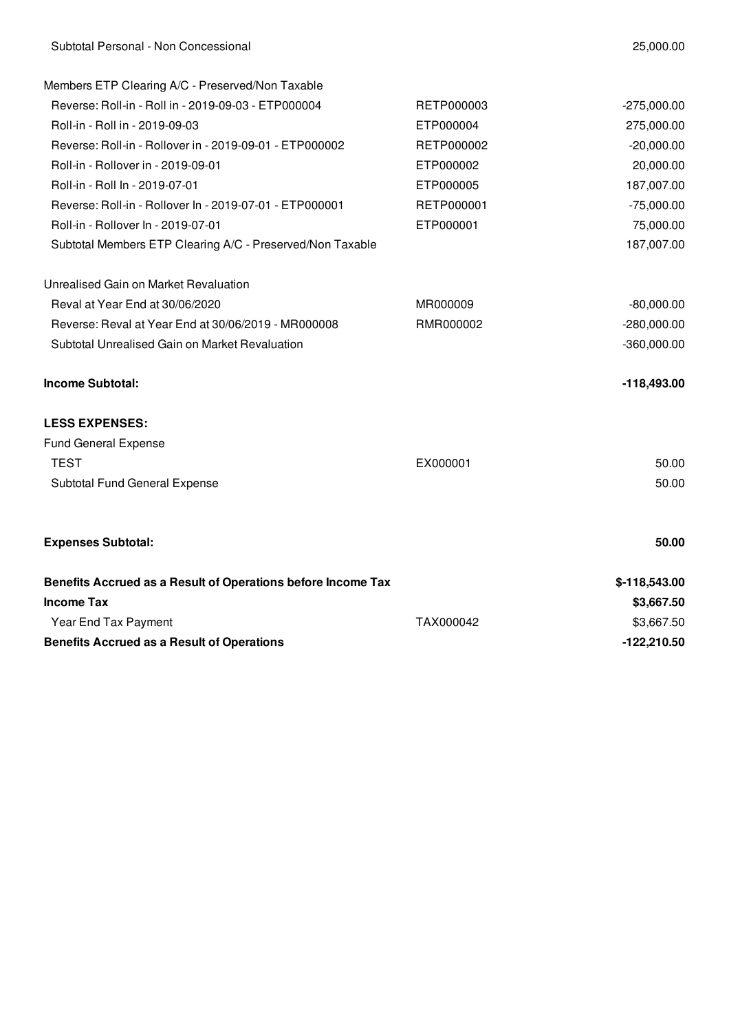| | | |
|---|---|---|
| Subtotal Personal - Non Concessional | | 25,000.00 |
| | | |
| Members ETP Clearing A/C - Preserved/Non Taxable | | |
| Reverse: Roll-in - Roll in - 2019-09-03 - ETP000004 | RETP000003 | -275,000.00 |
| Roll-in - Roll in - 2019-09-03 | ETP000004 | 275,000.00 |
| Reverse: Roll-in - Rollover in - 2019-09-01 - ETP000002 | RETP000002 | -20,000.00 |
| Roll-in - Rollover in - 2019-09-01 | ETP000002 | 20,000.00 |
| Roll-in - Roll In - 2019-07-01 | ETP000005 | 187,007.00 |
| Reverse: Roll-in - Rollover In - 2019-07-01 - ETP000001 | RETP000001 | -75,000.00 |
| Roll-in - Rollover In - 2019-07-01 | ETP000001 | 75,000.00 |
| Subtotal Members ETP Clearing A/C - Preserved/Non Taxable | | 187,007.00 |
| | | |
| Unrealised Gain on Market Revaluation | | |
| Reval at Year End at 30/06/2020 | MR000009 | -80,000.00 |
| Reverse: Reval at Year End at 30/06/2019 - MR000008 | RMR000002 | -280,000.00 |
| Subtotal Unrealised Gain on Market Revaluation | | -360,000.00 |
| | | |
| **Income Subtotal:** | | **-118,493.00** |
| | | |
| **LESS EXPENSES:** | | |
| Fund General Expense | | |
| TEST | EX000001 | 50.00 |
| Subtotal Fund General Expense | | 50.00 |
| | | |
| **Expenses Subtotal:** | | **50.00** |
| | | |
| **Benefits Accrued as a Result of Operations before Income Tax** | | **$-118,543.00** |
| **Income Tax** | | **$3,667.50** |
| Year End Tax Payment | TAX000042 | $3,667.50 |
| **Benefits Accrued as a Result of Operations** | | **-122,210.50** |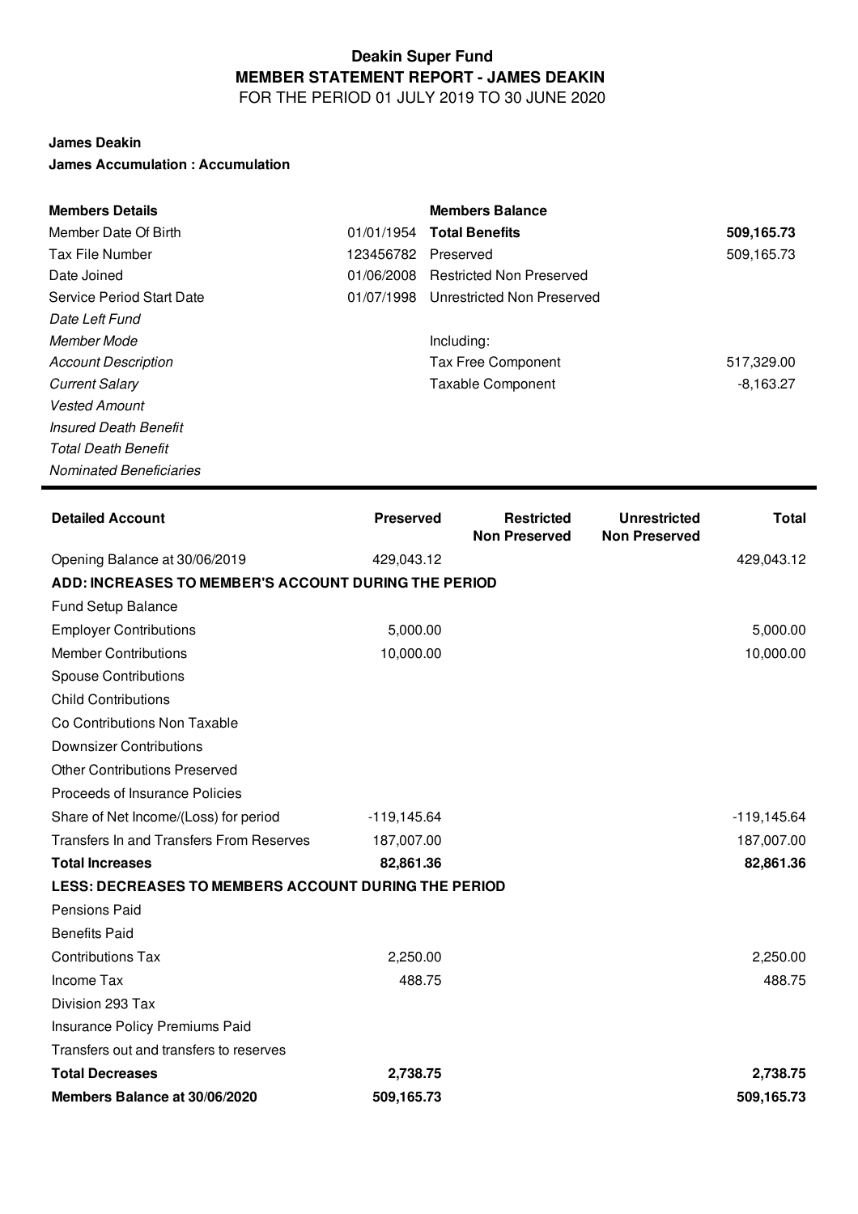# Deakin Super Fund
## MEMBER STATEMENT REPORT - JAMES DEAKIN
FOR THE PERIOD 01 JULY 2019 TO 30 JUNE 2020

**James Deakin**

**James Accumulation : Accumulation**

| **Members Details** | | **Members Balance** | |
|---|---|---|---|
| Member Date Of Birth | 01/01/1954 | **Total Benefits** | **509,165.73** |
| Tax File Number | 123456782 | Preserved | 509,165.73 |
| Date Joined | 01/06/2008 | Restricted Non Preserved | |
| Service Period Start Date | 01/07/1998 | Unrestricted Non Preserved | |
| *Date Left Fund* | | | |
| *Member Mode* | | Including: | |
| *Account Description* | | Tax Free Component | 517,329.00 |
| *Current Salary* | | Taxable Component | -8,163.27 |
| *Vested Amount* | | | |
| *Insured Death Benefit* | | | |
| *Total Death Benefit* | | | |
| *Nominated Beneficiaries* | | | |

| **Detailed Account** | **Preserved** | **Restricted Non Preserved** | **Unrestricted Non Preserved** | **Total** |
|---|---|---|---|---|
| Opening Balance at 30/06/2019 | 429,043.12 | | | 429,043.12 |
| **ADD: INCREASES TO MEMBER'S ACCOUNT DURING THE PERIOD** | | | | |
| Fund Setup Balance | | | | |
| Employer Contributions | 5,000.00 | | | 5,000.00 |
| Member Contributions | 10,000.00 | | | 10,000.00 |
| Spouse Contributions | | | | |
| Child Contributions | | | | |
| Co Contributions Non Taxable | | | | |
| Downsizer Contributions | | | | |
| Other Contributions Preserved | | | | |
| Proceeds of Insurance Policies | | | | |
| Share of Net Income/(Loss) for period | -119,145.64 | | | -119,145.64 |
| Transfers In and Transfers From Reserves | 187,007.00 | | | 187,007.00 |
| **Total Increases** | **82,861.36** | | | **82,861.36** |
| **LESS: DECREASES TO MEMBERS ACCOUNT DURING THE PERIOD** | | | | |
| Pensions Paid | | | | |
| Benefits Paid | | | | |
| Contributions Tax | 2,250.00 | | | 2,250.00 |
| Income Tax | 488.75 | | | 488.75 |
| Division 293 Tax | | | | |
| Insurance Policy Premiums Paid | | | | |
| Transfers out and transfers to reserves | | | | |
| **Total Decreases** | **2,738.75** | | | **2,738.75** |
| **Members Balance at 30/06/2020** | **509,165.73** | | | **509,165.73** |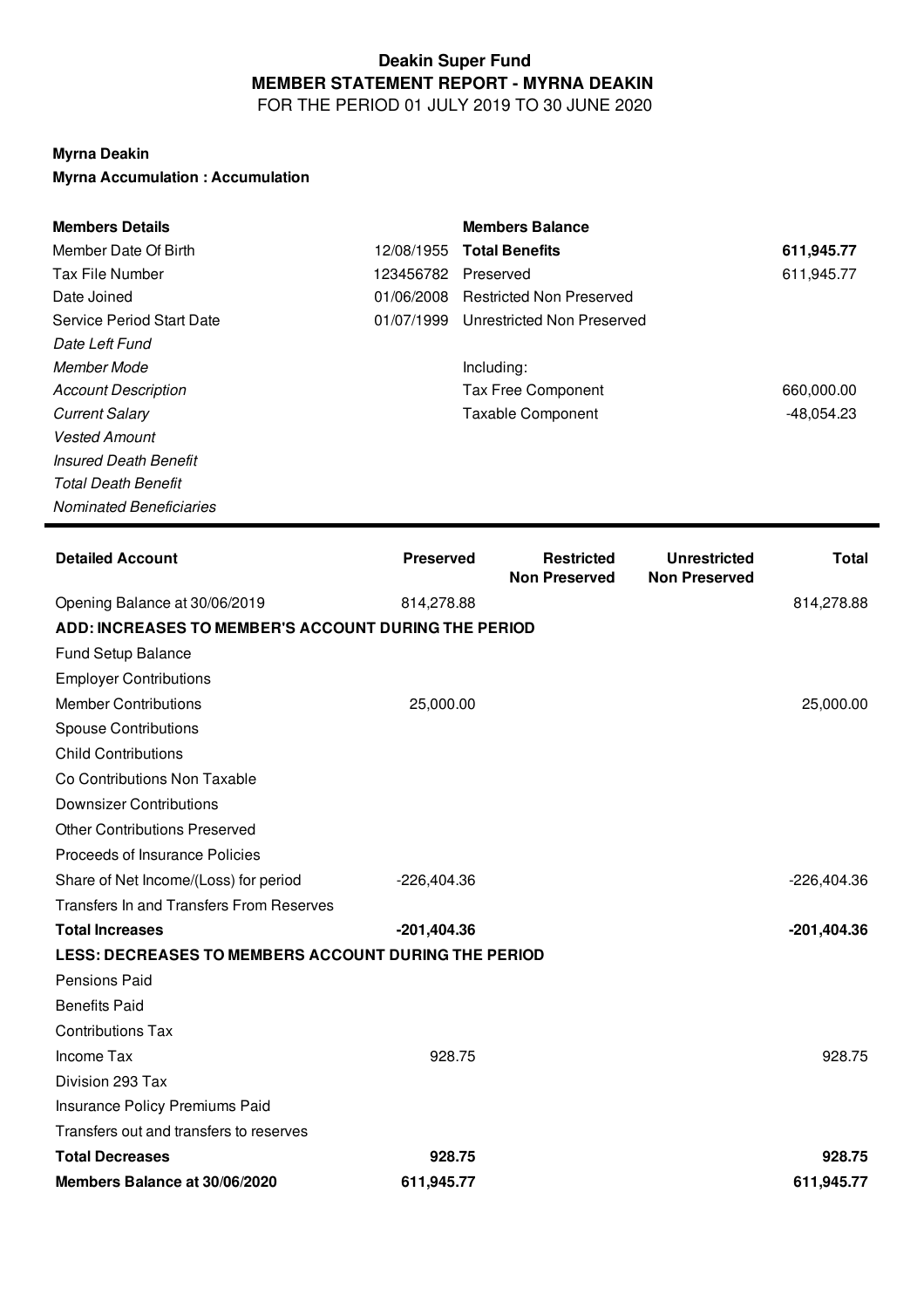# Deakin Super Fund

## MEMBER STATEMENT REPORT - MYRNA DEAKIN

FOR THE PERIOD 01 JULY 2019 TO 30 JUNE 2020

**Myrna Deakin**

**Myrna Accumulation : Accumulation**

| **Members Details** | | **Members Balance** | |
|---|---|---|---|
| Member Date Of Birth | 12/08/1955 | **Total Benefits** | **611,945.77** |
| Tax File Number | 123456782 | Preserved | 611,945.77 |
| Date Joined | 01/06/2008 | Restricted Non Preserved | |
| Service Period Start Date | 01/07/1999 | Unrestricted Non Preserved | |
| *Date Left Fund* | | | |
| *Member Mode* | | Including: | |
| *Account Description* | | Tax Free Component | 660,000.00 |
| *Current Salary* | | Taxable Component | -48,054.23 |
| *Vested Amount* | | | |
| *Insured Death Benefit* | | | |
| *Total Death Benefit* | | | |
| *Nominated Beneficiaries* | | | |

| **Detailed Account** | **Preserved** | **Restricted Non Preserved** | **Unrestricted Non Preserved** | **Total** |
|---|---|---|---|---|
| Opening Balance at 30/06/2019 | 814,278.88 | | | 814,278.88 |
| **ADD: INCREASES TO MEMBER'S ACCOUNT DURING THE PERIOD** | | | | |
| Fund Setup Balance | | | | |
| Employer Contributions | | | | |
| Member Contributions | 25,000.00 | | | 25,000.00 |
| Spouse Contributions | | | | |
| Child Contributions | | | | |
| Co Contributions Non Taxable | | | | |
| Downsizer Contributions | | | | |
| Other Contributions Preserved | | | | |
| Proceeds of Insurance Policies | | | | |
| Share of Net Income/(Loss) for period | -226,404.36 | | | -226,404.36 |
| Transfers In and Transfers From Reserves | | | | |
| **Total Increases** | **-201,404.36** | | | **-201,404.36** |
| **LESS: DECREASES TO MEMBERS ACCOUNT DURING THE PERIOD** | | | | |
| Pensions Paid | | | | |
| Benefits Paid | | | | |
| Contributions Tax | | | | |
| Income Tax | 928.75 | | | 928.75 |
| Division 293 Tax | | | | |
| Insurance Policy Premiums Paid | | | | |
| Transfers out and transfers to reserves | | | | |
| **Total Decreases** | **928.75** | | | **928.75** |
| **Members Balance at 30/06/2020** | **611,945.77** | | | **611,945.77** |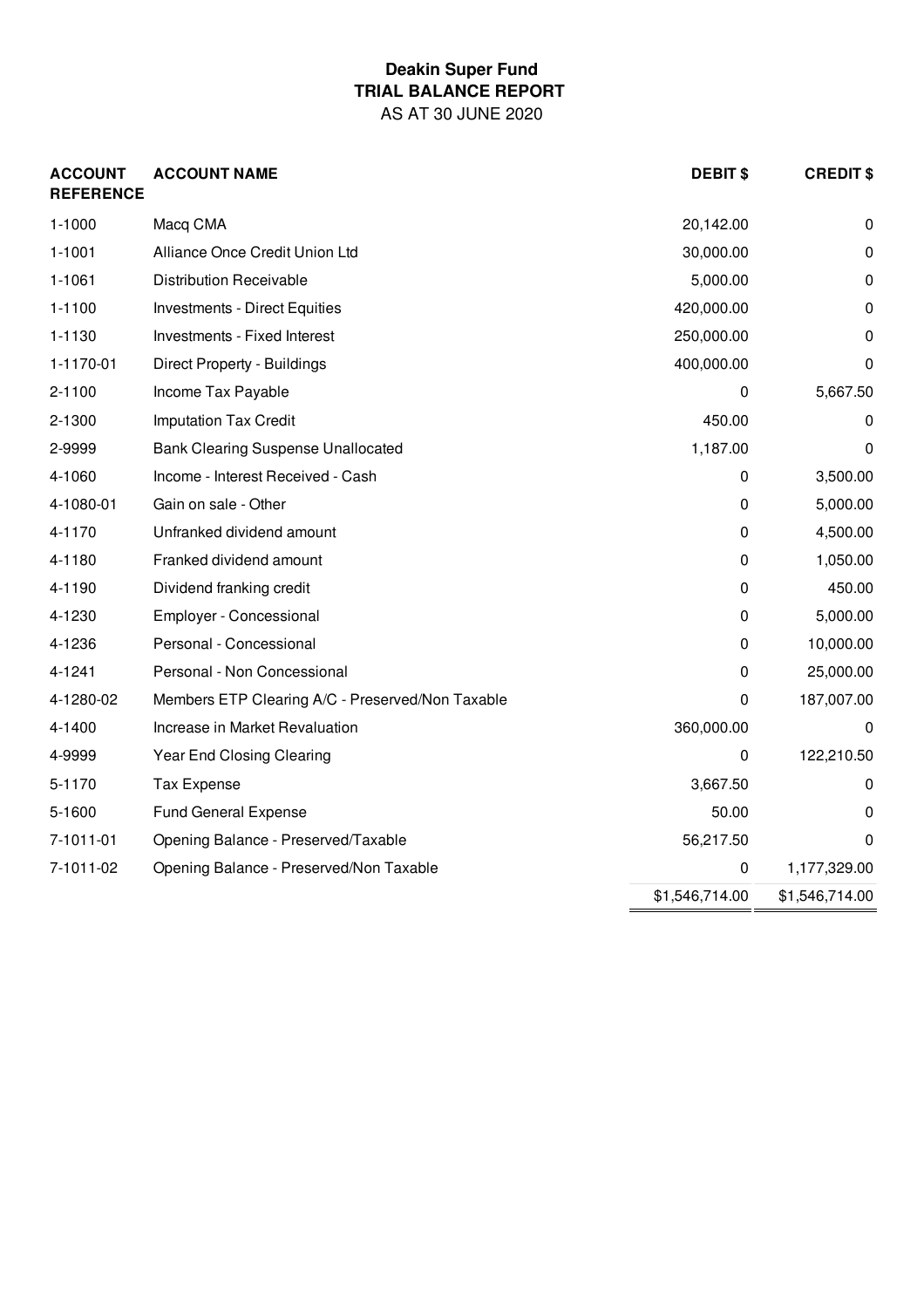**Deakin Super Fund**
**TRIAL BALANCE REPORT**
AS AT 30 JUNE 2020

| ACCOUNT REFERENCE | ACCOUNT NAME | DEBIT $ | CREDIT $ |
|---|---|---|---|
| 1-1000 | Macq CMA | 20,142.00 | 0 |
| 1-1001 | Alliance Once Credit Union Ltd | 30,000.00 | 0 |
| 1-1061 | Distribution Receivable | 5,000.00 | 0 |
| 1-1100 | Investments - Direct Equities | 420,000.00 | 0 |
| 1-1130 | Investments - Fixed Interest | 250,000.00 | 0 |
| 1-1170-01 | Direct Property - Buildings | 400,000.00 | 0 |
| 2-1100 | Income Tax Payable | 0 | 5,667.50 |
| 2-1300 | Imputation Tax Credit | 450.00 | 0 |
| 2-9999 | Bank Clearing Suspense Unallocated | 1,187.00 | 0 |
| 4-1060 | Income - Interest Received - Cash | 0 | 3,500.00 |
| 4-1080-01 | Gain on sale - Other | 0 | 5,000.00 |
| 4-1170 | Unfranked dividend amount | 0 | 4,500.00 |
| 4-1180 | Franked dividend amount | 0 | 1,050.00 |
| 4-1190 | Dividend franking credit | 0 | 450.00 |
| 4-1230 | Employer - Concessional | 0 | 5,000.00 |
| 4-1236 | Personal - Concessional | 0 | 10,000.00 |
| 4-1241 | Personal - Non Concessional | 0 | 25,000.00 |
| 4-1280-02 | Members ETP Clearing A/C - Preserved/Non Taxable | 0 | 187,007.00 |
| 4-1400 | Increase in Market Revaluation | 360,000.00 | 0 |
| 4-9999 | Year End Closing Clearing | 0 | 122,210.50 |
| 5-1170 | Tax Expense | 3,667.50 | 0 |
| 5-1600 | Fund General Expense | 50.00 | 0 |
| 7-1011-01 | Opening Balance - Preserved/Taxable | 56,217.50 | 0 |
| 7-1011-02 | Opening Balance - Preserved/Non Taxable | 0 | 1,177,329.00 |
| | | $1,546,714.00 | $1,546,714.00 |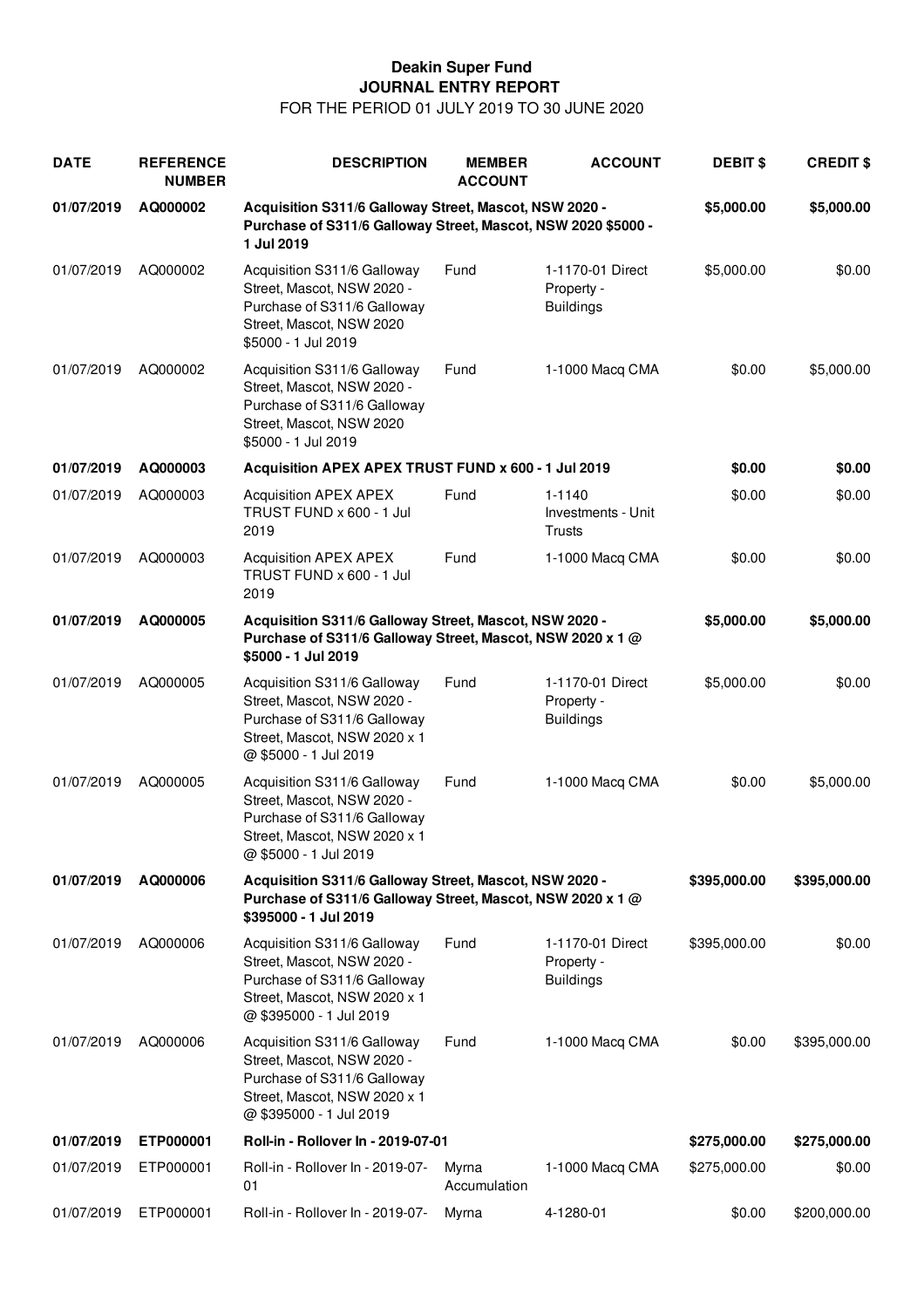# Deakin Super Fund

## JOURNAL ENTRY REPORT

FOR THE PERIOD 01 JULY 2019 TO 30 JUNE 2020

| DATE | REFERENCE NUMBER | DESCRIPTION | MEMBER ACCOUNT | ACCOUNT | DEBIT $ | CREDIT $ |
|---|---|---|---|---|---|---|
| **01/07/2019** | **AQ000002** | **Acquisition S311/6 Galloway Street, Mascot, NSW 2020 - Purchase of S311/6 Galloway Street, Mascot, NSW 2020 $5000 - 1 Jul 2019** | | | **$5,000.00** | **$5,000.00** |
| 01/07/2019 | AQ000002 | Acquisition S311/6 Galloway Street, Mascot, NSW 2020 - Purchase of S311/6 Galloway Street, Mascot, NSW 2020 $5000 - 1 Jul 2019 | Fund | 1-1170-01 Direct Property - Buildings | $5,000.00 | $0.00 |
| 01/07/2019 | AQ000002 | Acquisition S311/6 Galloway Street, Mascot, NSW 2020 - Purchase of S311/6 Galloway Street, Mascot, NSW 2020 $5000 - 1 Jul 2019 | Fund | 1-1000 Macq CMA | $0.00 | $5,000.00 |
| **01/07/2019** | **AQ000003** | **Acquisition APEX APEX TRUST FUND x 600 - 1 Jul 2019** | | | **$0.00** | **$0.00** |
| 01/07/2019 | AQ000003 | Acquisition APEX APEX TRUST FUND x 600 - 1 Jul 2019 | Fund | 1-1140 Investments - Unit Trusts | $0.00 | $0.00 |
| 01/07/2019 | AQ000003 | Acquisition APEX APEX TRUST FUND x 600 - 1 Jul 2019 | Fund | 1-1000 Macq CMA | $0.00 | $0.00 |
| **01/07/2019** | **AQ000005** | **Acquisition S311/6 Galloway Street, Mascot, NSW 2020 - Purchase of S311/6 Galloway Street, Mascot, NSW 2020 x 1 @ $5000 - 1 Jul 2019** | | | **$5,000.00** | **$5,000.00** |
| 01/07/2019 | AQ000005 | Acquisition S311/6 Galloway Street, Mascot, NSW 2020 - Purchase of S311/6 Galloway Street, Mascot, NSW 2020 x 1 @ $5000 - 1 Jul 2019 | Fund | 1-1170-01 Direct Property - Buildings | $5,000.00 | $0.00 |
| 01/07/2019 | AQ000005 | Acquisition S311/6 Galloway Street, Mascot, NSW 2020 - Purchase of S311/6 Galloway Street, Mascot, NSW 2020 x 1 @ $5000 - 1 Jul 2019 | Fund | 1-1000 Macq CMA | $0.00 | $5,000.00 |
| **01/07/2019** | **AQ000006** | **Acquisition S311/6 Galloway Street, Mascot, NSW 2020 - Purchase of S311/6 Galloway Street, Mascot, NSW 2020 x 1 @ $395000 - 1 Jul 2019** | | | **$395,000.00** | **$395,000.00** |
| 01/07/2019 | AQ000006 | Acquisition S311/6 Galloway Street, Mascot, NSW 2020 - Purchase of S311/6 Galloway Street, Mascot, NSW 2020 x 1 @ $395000 - 1 Jul 2019 | Fund | 1-1170-01 Direct Property - Buildings | $395,000.00 | $0.00 |
| 01/07/2019 | AQ000006 | Acquisition S311/6 Galloway Street, Mascot, NSW 2020 - Purchase of S311/6 Galloway Street, Mascot, NSW 2020 x 1 @ $395000 - 1 Jul 2019 | Fund | 1-1000 Macq CMA | $0.00 | $395,000.00 |
| **01/07/2019** | **ETP000001** | **Roll-in - Rollover In - 2019-07-01** | | | **$275,000.00** | **$275,000.00** |
| 01/07/2019 | ETP000001 | Roll-in - Rollover In - 2019-07-01 | Myrna Accumulation | 1-1000 Macq CMA | $275,000.00 | $0.00 |
| 01/07/2019 | ETP000001 | Roll-in - Rollover In - 2019-07- | Myrna | 4-1280-01 | $0.00 | $200,000.00 |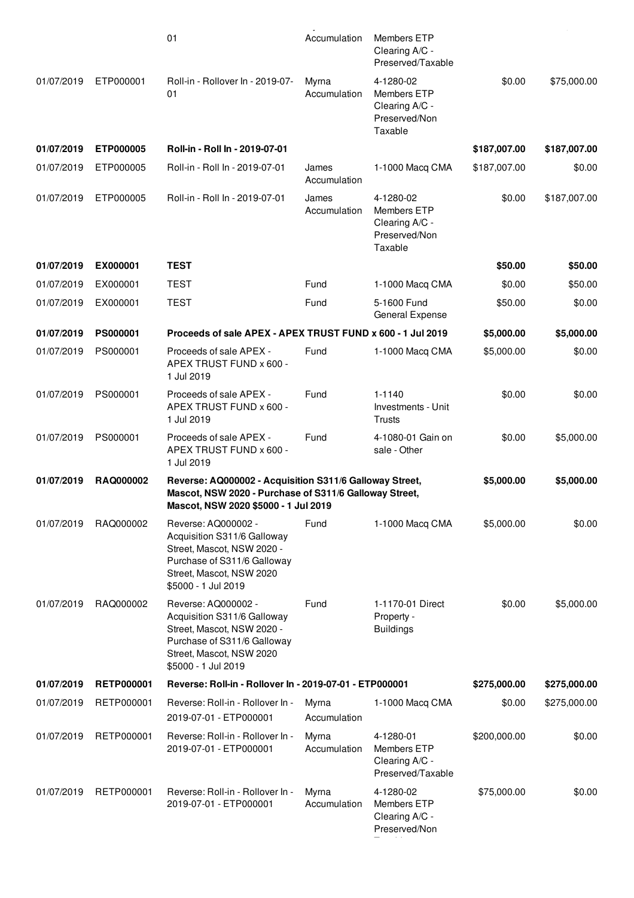| | | 01 | Accumulation | Members ETP Clearing A/C - Preserved/Taxable | | |
|---|---|---|---|---|---|---|
| 01/07/2019 | ETP000001 | Roll-in - Rollover In - 2019-07-01 | Myrna Accumulation | 4-1280-02 Members ETP Clearing A/C - Preserved/Non Taxable | $0.00 | $75,000.00 |
| **01/07/2019** | **ETP000005** | **Roll-in - Roll In - 2019-07-01** | | | **$187,007.00** | **$187,007.00** |
| 01/07/2019 | ETP000005 | Roll-in - Roll In - 2019-07-01 | James Accumulation | 1-1000 Macq CMA | $187,007.00 | $0.00 |
| 01/07/2019 | ETP000005 | Roll-in - Roll In - 2019-07-01 | James Accumulation | 4-1280-02 Members ETP Clearing A/C - Preserved/Non Taxable | $0.00 | $187,007.00 |
| **01/07/2019** | **EX000001** | **TEST** | | | **$50.00** | **$50.00** |
| 01/07/2019 | EX000001 | TEST | Fund | 1-1000 Macq CMA | $0.00 | $50.00 |
| 01/07/2019 | EX000001 | TEST | Fund | 5-1600 Fund General Expense | $50.00 | $0.00 |
| **01/07/2019** | **PS000001** | **Proceeds of sale APEX - APEX TRUST FUND x 600 - 1 Jul 2019** | | | **$5,000.00** | **$5,000.00** |
| 01/07/2019 | PS000001 | Proceeds of sale APEX - APEX TRUST FUND x 600 - 1 Jul 2019 | Fund | 1-1000 Macq CMA | $5,000.00 | $0.00 |
| 01/07/2019 | PS000001 | Proceeds of sale APEX - APEX TRUST FUND x 600 - 1 Jul 2019 | Fund | 1-1140 Investments - Unit Trusts | $0.00 | $0.00 |
| 01/07/2019 | PS000001 | Proceeds of sale APEX - APEX TRUST FUND x 600 - 1 Jul 2019 | Fund | 4-1080-01 Gain on sale - Other | $0.00 | $5,000.00 |
| **01/07/2019** | **RAQ000002** | **Reverse: AQ000002 - Acquisition S311/6 Galloway Street, Mascot, NSW 2020 - Purchase of S311/6 Galloway Street, Mascot, NSW 2020 $5000 - 1 Jul 2019** | | | **$5,000.00** | **$5,000.00** |
| 01/07/2019 | RAQ000002 | Reverse: AQ000002 - Acquisition S311/6 Galloway Street, Mascot, NSW 2020 - Purchase of S311/6 Galloway Street, Mascot, NSW 2020 $5000 - 1 Jul 2019 | Fund | 1-1000 Macq CMA | $5,000.00 | $0.00 |
| 01/07/2019 | RAQ000002 | Reverse: AQ000002 - Acquisition S311/6 Galloway Street, Mascot, NSW 2020 - Purchase of S311/6 Galloway Street, Mascot, NSW 2020 $5000 - 1 Jul 2019 | Fund | 1-1170-01 Direct Property - Buildings | $0.00 | $5,000.00 |
| **01/07/2019** | **RETP000001** | **Reverse: Roll-in - Rollover In - 2019-07-01 - ETP000001** | | | **$275,000.00** | **$275,000.00** |
| 01/07/2019 | RETP000001 | Reverse: Roll-in - Rollover In - 2019-07-01 - ETP000001 | Myrna Accumulation | 1-1000 Macq CMA | $0.00 | $275,000.00 |
| 01/07/2019 | RETP000001 | Reverse: Roll-in - Rollover In - 2019-07-01 - ETP000001 | Myrna Accumulation | 4-1280-01 Members ETP Clearing A/C - Preserved/Taxable | $200,000.00 | $0.00 |
| 01/07/2019 | RETP000001 | Reverse: Roll-in - Rollover In - 2019-07-01 - ETP000001 | Myrna Accumulation | 4-1280-02 Members ETP Clearing A/C - Preserved/Non | $75,000.00 | $0.00 |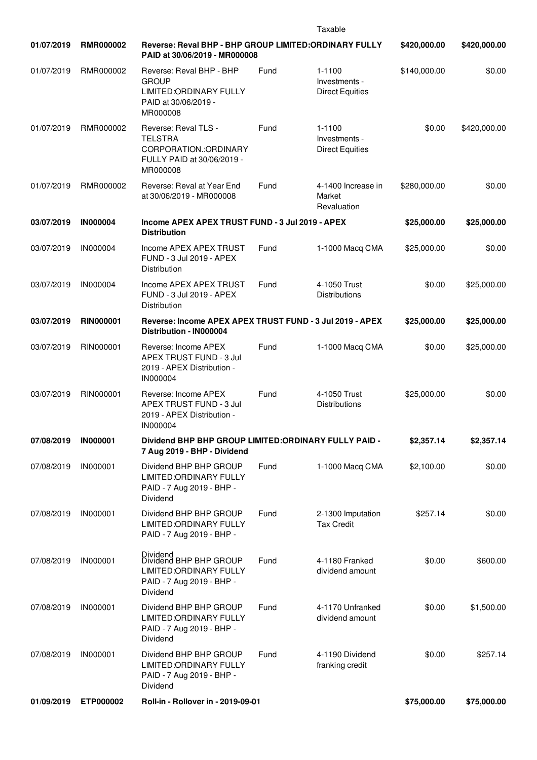| | | | | Taxable | | |
|---|---|---|---|---|---|---|
| **01/07/2019** | **RMR000002** | **Reverse: Reval BHP - BHP GROUP LIMITED:ORDINARY FULLY PAID at 30/06/2019 - MR000008** | | | **$420,000.00** | **$420,000.00** |
| 01/07/2019 | RMR000002 | Reverse: Reval BHP - BHP GROUP LIMITED:ORDINARY FULLY PAID at 30/06/2019 - MR000008 | Fund | 1-1100 Investments - Direct Equities | $140,000.00 | $0.00 |
| 01/07/2019 | RMR000002 | Reverse: Reval TLS - TELSTRA CORPORATION.:ORDINARY FULLY PAID at 30/06/2019 - MR000008 | Fund | 1-1100 Investments - Direct Equities | $0.00 | $420,000.00 |
| 01/07/2019 | RMR000002 | Reverse: Reval at Year End at 30/06/2019 - MR000008 | Fund | 4-1400 Increase in Market Revaluation | $280,000.00 | $0.00 |
| **03/07/2019** | **IN000004** | **Income APEX APEX TRUST FUND - 3 Jul 2019 - APEX Distribution** | | | **$25,000.00** | **$25,000.00** |
| 03/07/2019 | IN000004 | Income APEX APEX TRUST FUND - 3 Jul 2019 - APEX Distribution | Fund | 1-1000 Macq CMA | $25,000.00 | $0.00 |
| 03/07/2019 | IN000004 | Income APEX APEX TRUST FUND - 3 Jul 2019 - APEX Distribution | Fund | 4-1050 Trust Distributions | $0.00 | $25,000.00 |
| **03/07/2019** | **RIN000001** | **Reverse: Income APEX APEX TRUST FUND - 3 Jul 2019 - APEX Distribution - IN000004** | | | **$25,000.00** | **$25,000.00** |
| 03/07/2019 | RIN000001 | Reverse: Income APEX APEX TRUST FUND - 3 Jul 2019 - APEX Distribution - IN000004 | Fund | 1-1000 Macq CMA | $0.00 | $25,000.00 |
| 03/07/2019 | RIN000001 | Reverse: Income APEX APEX TRUST FUND - 3 Jul 2019 - APEX Distribution - IN000004 | Fund | 4-1050 Trust Distributions | $25,000.00 | $0.00 |
| **07/08/2019** | **IN000001** | **Dividend BHP BHP GROUP LIMITED:ORDINARY FULLY PAID - 7 Aug 2019 - BHP - Dividend** | | | **$2,357.14** | **$2,357.14** |
| 07/08/2019 | IN000001 | Dividend BHP BHP GROUP LIMITED:ORDINARY FULLY PAID - 7 Aug 2019 - BHP - Dividend | Fund | 1-1000 Macq CMA | $2,100.00 | $0.00 |
| 07/08/2019 | IN000001 | Dividend BHP BHP GROUP LIMITED:ORDINARY FULLY PAID - 7 Aug 2019 - BHP - Dividend | Fund | 2-1300 Imputation Tax Credit | $257.14 | $0.00 |
| 07/08/2019 | IN000001 | Dividend BHP BHP GROUP LIMITED:ORDINARY FULLY PAID - 7 Aug 2019 - BHP - Dividend | Fund | 4-1180 Franked dividend amount | $0.00 | $600.00 |
| 07/08/2019 | IN000001 | Dividend BHP BHP GROUP LIMITED:ORDINARY FULLY PAID - 7 Aug 2019 - BHP - Dividend | Fund | 4-1170 Unfranked dividend amount | $0.00 | $1,500.00 |
| 07/08/2019 | IN000001 | Dividend BHP BHP GROUP LIMITED:ORDINARY FULLY PAID - 7 Aug 2019 - BHP - Dividend | Fund | 4-1190 Dividend franking credit | $0.00 | $257.14 |
| **01/09/2019** | **ETP000002** | **Roll-in - Rollover in - 2019-09-01** | | | **$75,000.00** | **$75,000.00** |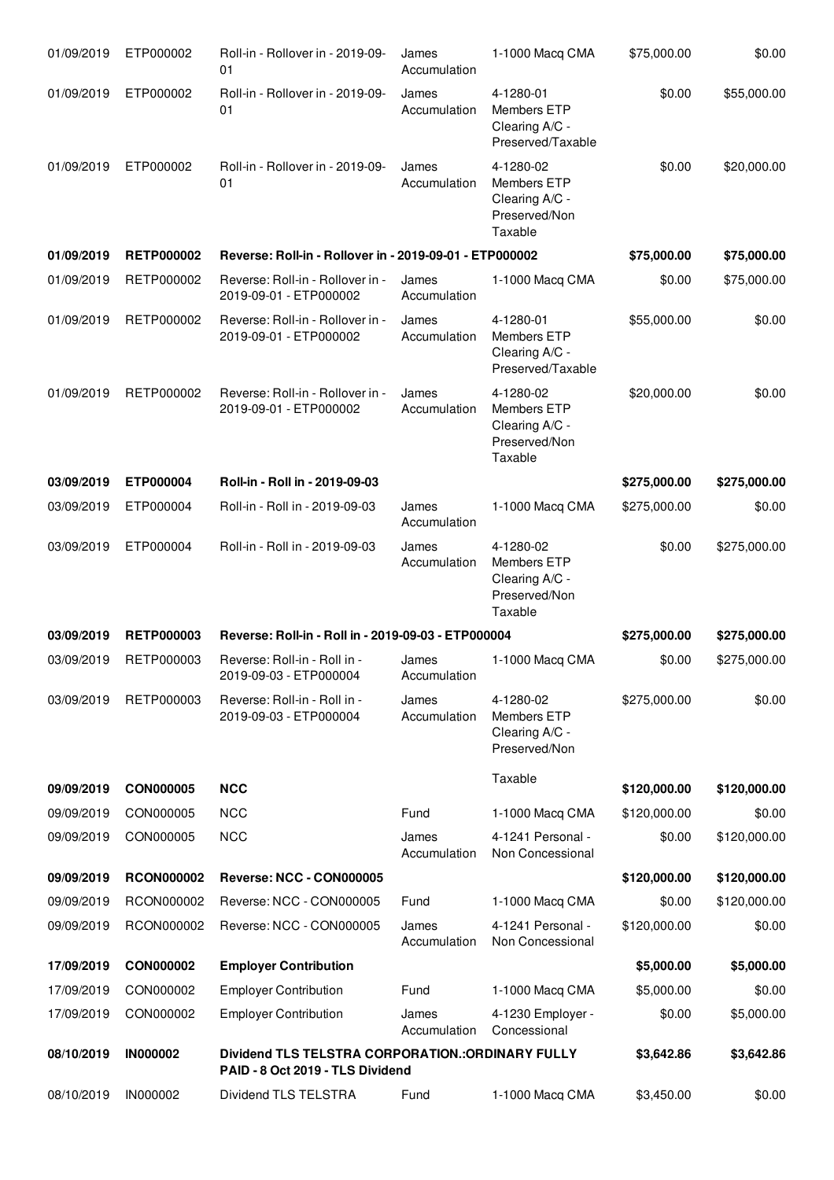| | | | | | | |
|---|---|---|---|---|---|---|
| 01/09/2019 | ETP000002 | Roll-in - Rollover in - 2019-09-01 | James Accumulation | 1-1000 Macq CMA | $75,000.00 | $0.00 |
| 01/09/2019 | ETP000002 | Roll-in - Rollover in - 2019-09-01 | James Accumulation | 4-1280-01 Members ETP Clearing A/C - Preserved/Taxable | $0.00 | $55,000.00 |
| 01/09/2019 | ETP000002 | Roll-in - Rollover in - 2019-09-01 | James Accumulation | 4-1280-02 Members ETP Clearing A/C - Preserved/Non Taxable | $0.00 | $20,000.00 |
| **01/09/2019** | **RETP000002** | **Reverse: Roll-in - Rollover in - 2019-09-01 - ETP000002** | | | **$75,000.00** | **$75,000.00** |
| 01/09/2019 | RETP000002 | Reverse: Roll-in - Rollover in - 2019-09-01 - ETP000002 | James Accumulation | 1-1000 Macq CMA | $0.00 | $75,000.00 |
| 01/09/2019 | RETP000002 | Reverse: Roll-in - Rollover in - 2019-09-01 - ETP000002 | James Accumulation | 4-1280-01 Members ETP Clearing A/C - Preserved/Taxable | $55,000.00 | $0.00 |
| 01/09/2019 | RETP000002 | Reverse: Roll-in - Rollover in - 2019-09-01 - ETP000002 | James Accumulation | 4-1280-02 Members ETP Clearing A/C - Preserved/Non Taxable | $20,000.00 | $0.00 |
| **03/09/2019** | **ETP000004** | **Roll-in - Roll in - 2019-09-03** | | | **$275,000.00** | **$275,000.00** |
| 03/09/2019 | ETP000004 | Roll-in - Roll in - 2019-09-03 | James Accumulation | 1-1000 Macq CMA | $275,000.00 | $0.00 |
| 03/09/2019 | ETP000004 | Roll-in - Roll in - 2019-09-03 | James Accumulation | 4-1280-02 Members ETP Clearing A/C - Preserved/Non Taxable | $0.00 | $275,000.00 |
| **03/09/2019** | **RETP000003** | **Reverse: Roll-in - Roll in - 2019-09-03 - ETP000004** | | | **$275,000.00** | **$275,000.00** |
| 03/09/2019 | RETP000003 | Reverse: Roll-in - Roll in - 2019-09-03 - ETP000004 | James Accumulation | 1-1000 Macq CMA | $0.00 | $275,000.00 |
| 03/09/2019 | RETP000003 | Reverse: Roll-in - Roll in - 2019-09-03 - ETP000004 | James Accumulation | 4-1280-02 Members ETP Clearing A/C - Preserved/Non Taxable | $275,000.00 | $0.00 |
| **09/09/2019** | **CON000005** | **NCC** | | | **$120,000.00** | **$120,000.00** |
| 09/09/2019 | CON000005 | NCC | Fund | 1-1000 Macq CMA | $120,000.00 | $0.00 |
| 09/09/2019 | CON000005 | NCC | James Accumulation | 4-1241 Personal - Non Concessional | $0.00 | $120,000.00 |
| **09/09/2019** | **RCON000002** | **Reverse: NCC - CON000005** | | | **$120,000.00** | **$120,000.00** |
| 09/09/2019 | RCON000002 | Reverse: NCC - CON000005 | Fund | 1-1000 Macq CMA | $0.00 | $120,000.00 |
| 09/09/2019 | RCON000002 | Reverse: NCC - CON000005 | James Accumulation | 4-1241 Personal - Non Concessional | $120,000.00 | $0.00 |
| **17/09/2019** | **CON000002** | **Employer Contribution** | | | **$5,000.00** | **$5,000.00** |
| 17/09/2019 | CON000002 | Employer Contribution | Fund | 1-1000 Macq CMA | $5,000.00 | $0.00 |
| 17/09/2019 | CON000002 | Employer Contribution | James Accumulation | 4-1230 Employer - Concessional | $0.00 | $5,000.00 |
| **08/10/2019** | **IN000002** | **Dividend TLS TELSTRA CORPORATION.:ORDINARY FULLY PAID - 8 Oct 2019 - TLS Dividend** | | | **$3,642.86** | **$3,642.86** |
| 08/10/2019 | IN000002 | Dividend TLS TELSTRA | Fund | 1-1000 Macq CMA | $3,450.00 | $0.00 |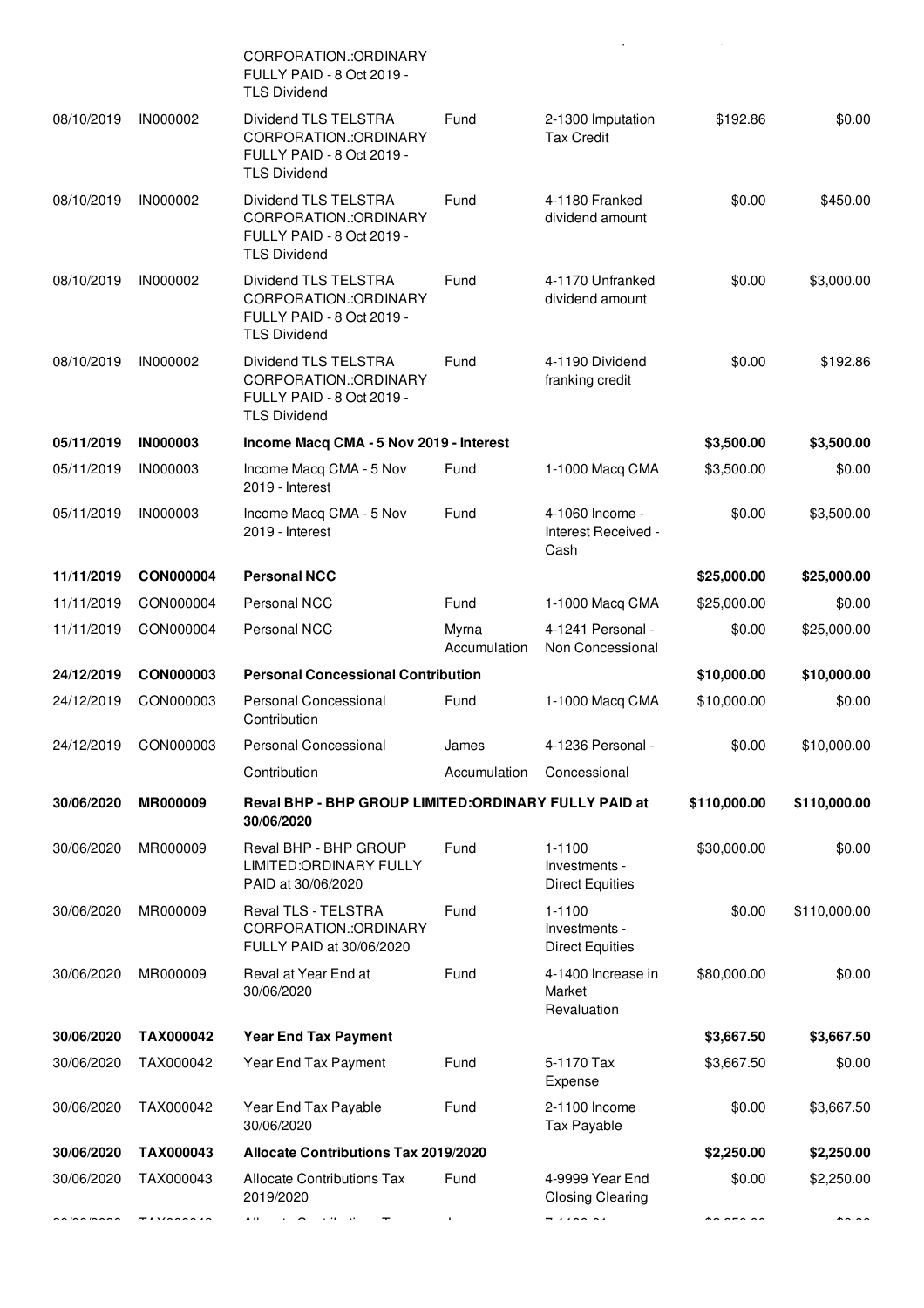| | | | | | | |
|---|---|---|---|---|---|---|
| | | CORPORATION.:ORDINARY FULLY PAID - 8 Oct 2019 - TLS Dividend | | | | |
| 08/10/2019 | IN000002 | Dividend TLS TELSTRA CORPORATION.:ORDINARY FULLY PAID - 8 Oct 2019 - TLS Dividend | Fund | 2-1300 Imputation Tax Credit | $192.86 | $0.00 |
| 08/10/2019 | IN000002 | Dividend TLS TELSTRA CORPORATION.:ORDINARY FULLY PAID - 8 Oct 2019 - TLS Dividend | Fund | 4-1180 Franked dividend amount | $0.00 | $450.00 |
| 08/10/2019 | IN000002 | Dividend TLS TELSTRA CORPORATION.:ORDINARY FULLY PAID - 8 Oct 2019 - TLS Dividend | Fund | 4-1170 Unfranked dividend amount | $0.00 | $3,000.00 |
| 08/10/2019 | IN000002 | Dividend TLS TELSTRA CORPORATION.:ORDINARY FULLY PAID - 8 Oct 2019 - TLS Dividend | Fund | 4-1190 Dividend franking credit | $0.00 | $192.86 |
| **05/11/2019** | **IN000003** | **Income Macq CMA - 5 Nov 2019 - Interest** | | | **$3,500.00** | **$3,500.00** |
| 05/11/2019 | IN000003 | Income Macq CMA - 5 Nov 2019 - Interest | Fund | 1-1000 Macq CMA | $3,500.00 | $0.00 |
| 05/11/2019 | IN000003 | Income Macq CMA - 5 Nov 2019 - Interest | Fund | 4-1060 Income - Interest Received - Cash | $0.00 | $3,500.00 |
| **11/11/2019** | **CON000004** | **Personal NCC** | | | **$25,000.00** | **$25,000.00** |
| 11/11/2019 | CON000004 | Personal NCC | Fund | 1-1000 Macq CMA | $25,000.00 | $0.00 |
| 11/11/2019 | CON000004 | Personal NCC | Myrna Accumulation | 4-1241 Personal - Non Concessional | $0.00 | $25,000.00 |
| **24/12/2019** | **CON000003** | **Personal Concessional Contribution** | | | **$10,000.00** | **$10,000.00** |
| 24/12/2019 | CON000003 | Personal Concessional Contribution | Fund | 1-1000 Macq CMA | $10,000.00 | $0.00 |
| 24/12/2019 | CON000003 | Personal Concessional Contribution | James Accumulation | 4-1236 Personal - Concessional | $0.00 | $10,000.00 |
| **30/06/2020** | **MR000009** | **Reval BHP - BHP GROUP LIMITED:ORDINARY FULLY PAID at 30/06/2020** | | | **$110,000.00** | **$110,000.00** |
| 30/06/2020 | MR000009 | Reval BHP - BHP GROUP LIMITED:ORDINARY FULLY PAID at 30/06/2020 | Fund | 1-1100 Investments - Direct Equities | $30,000.00 | $0.00 |
| 30/06/2020 | MR000009 | Reval TLS - TELSTRA CORPORATION.:ORDINARY FULLY PAID at 30/06/2020 | Fund | 1-1100 Investments - Direct Equities | $0.00 | $110,000.00 |
| 30/06/2020 | MR000009 | Reval at Year End at 30/06/2020 | Fund | 4-1400 Increase in Market Revaluation | $80,000.00 | $0.00 |
| **30/06/2020** | **TAX000042** | **Year End Tax Payment** | | | **$3,667.50** | **$3,667.50** |
| 30/06/2020 | TAX000042 | Year End Tax Payment | Fund | 5-1170 Tax Expense | $3,667.50 | $0.00 |
| 30/06/2020 | TAX000042 | Year End Tax Payable 30/06/2020 | Fund | 2-1100 Income Tax Payable | $0.00 | $3,667.50 |
| **30/06/2020** | **TAX000043** | **Allocate Contributions Tax 2019/2020** | | | **$2,250.00** | **$2,250.00** |
| 30/06/2020 | TAX000043 | Allocate Contributions Tax 2019/2020 | Fund | 4-9999 Year End Closing Clearing | $0.00 | $2,250.00 |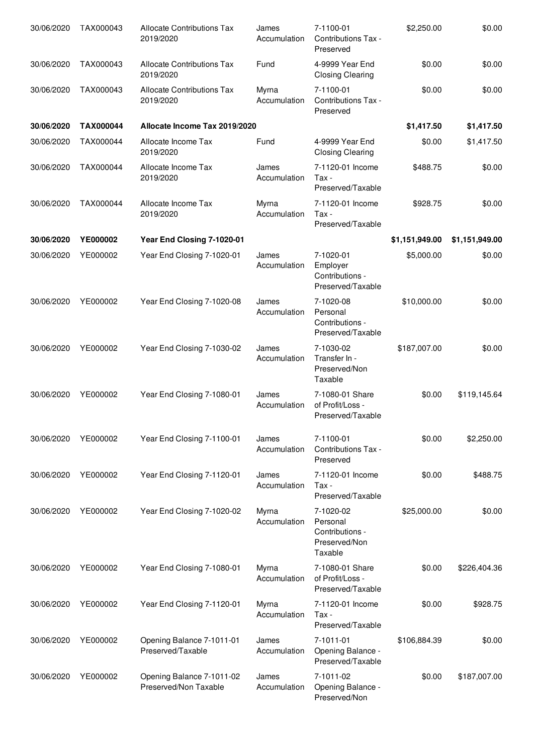| | | | | | | |
|---|---|---|---|---|---|---|
| 30/06/2020 | TAX000043 | Allocate Contributions Tax 2019/2020 | James Accumulation | 7-1100-01 Contributions Tax - Preserved | $2,250.00 | $0.00 |
| 30/06/2020 | TAX000043 | Allocate Contributions Tax 2019/2020 | Fund | 4-9999 Year End Closing Clearing | $0.00 | $0.00 |
| 30/06/2020 | TAX000043 | Allocate Contributions Tax 2019/2020 | Myrna Accumulation | 7-1100-01 Contributions Tax - Preserved | $0.00 | $0.00 |
| **30/06/2020** | **TAX000044** | **Allocate Income Tax 2019/2020** | | | **$1,417.50** | **$1,417.50** |
| 30/06/2020 | TAX000044 | Allocate Income Tax 2019/2020 | Fund | 4-9999 Year End Closing Clearing | $0.00 | $1,417.50 |
| 30/06/2020 | TAX000044 | Allocate Income Tax 2019/2020 | James Accumulation | 7-1120-01 Income Tax - Preserved/Taxable | $488.75 | $0.00 |
| 30/06/2020 | TAX000044 | Allocate Income Tax 2019/2020 | Myrna Accumulation | 7-1120-01 Income Tax - Preserved/Taxable | $928.75 | $0.00 |
| **30/06/2020** | **YE000002** | **Year End Closing 7-1020-01** | | | **$1,151,949.00** | **$1,151,949.00** |
| 30/06/2020 | YE000002 | Year End Closing 7-1020-01 | James Accumulation | 7-1020-01 Employer Contributions - Preserved/Taxable | $5,000.00 | $0.00 |
| 30/06/2020 | YE000002 | Year End Closing 7-1020-08 | James Accumulation | 7-1020-08 Personal Contributions - Preserved/Taxable | $10,000.00 | $0.00 |
| 30/06/2020 | YE000002 | Year End Closing 7-1030-02 | James Accumulation | 7-1030-02 Transfer In - Preserved/Non Taxable | $187,007.00 | $0.00 |
| 30/06/2020 | YE000002 | Year End Closing 7-1080-01 | James Accumulation | 7-1080-01 Share of Profit/Loss - Preserved/Taxable | $0.00 | $119,145.64 |
| 30/06/2020 | YE000002 | Year End Closing 7-1100-01 | James Accumulation | 7-1100-01 Contributions Tax - Preserved | $0.00 | $2,250.00 |
| 30/06/2020 | YE000002 | Year End Closing 7-1120-01 | James Accumulation | 7-1120-01 Income Tax - Preserved/Taxable | $0.00 | $488.75 |
| 30/06/2020 | YE000002 | Year End Closing 7-1020-02 | Myrna Accumulation | 7-1020-02 Personal Contributions - Preserved/Non Taxable | $25,000.00 | $0.00 |
| 30/06/2020 | YE000002 | Year End Closing 7-1080-01 | Myrna Accumulation | 7-1080-01 Share of Profit/Loss - Preserved/Taxable | $0.00 | $226,404.36 |
| 30/06/2020 | YE000002 | Year End Closing 7-1120-01 | Myrna Accumulation | 7-1120-01 Income Tax - Preserved/Taxable | $0.00 | $928.75 |
| 30/06/2020 | YE000002 | Opening Balance 7-1011-01 Preserved/Taxable | James Accumulation | 7-1011-01 Opening Balance - Preserved/Taxable | $106,884.39 | $0.00 |
| 30/06/2020 | YE000002 | Opening Balance 7-1011-02 Preserved/Non Taxable | James Accumulation | 7-1011-02 Opening Balance - Preserved/Non | $0.00 | $187,007.00 |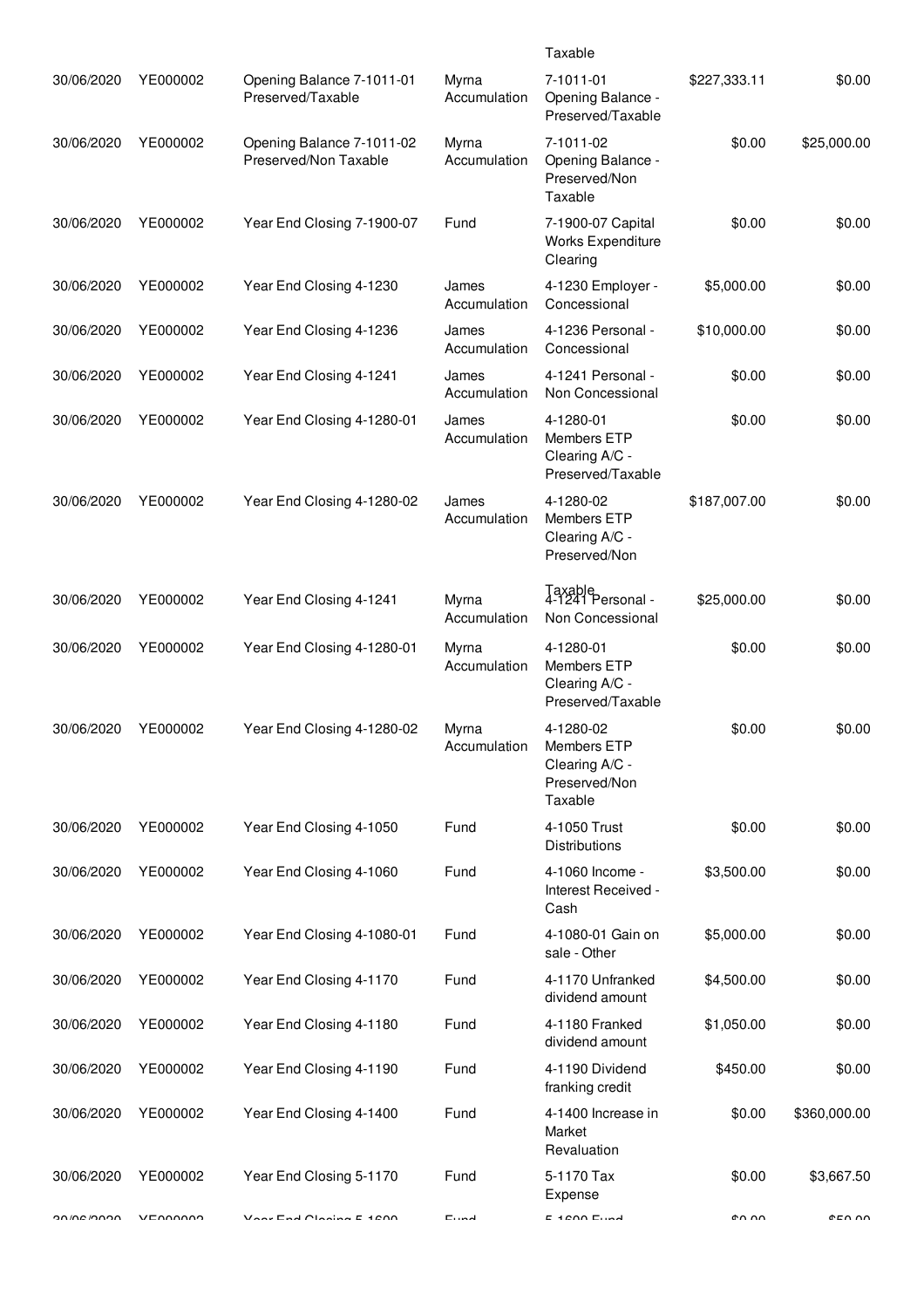| | | | | Taxable | | |
|---|---|---|---|---|---|---|
| 30/06/2020 | YE000002 | Opening Balance 7-1011-01 Preserved/Taxable | Myrna Accumulation | 7-1011-01 Opening Balance - Preserved/Taxable | $227,333.11 | $0.00 |
| 30/06/2020 | YE000002 | Opening Balance 7-1011-02 Preserved/Non Taxable | Myrna Accumulation | 7-1011-02 Opening Balance - Preserved/Non Taxable | $0.00 | $25,000.00 |
| 30/06/2020 | YE000002 | Year End Closing 7-1900-07 | Fund | 7-1900-07 Capital Works Expenditure Clearing | $0.00 | $0.00 |
| 30/06/2020 | YE000002 | Year End Closing 4-1230 | James Accumulation | 4-1230 Employer - Concessional | $5,000.00 | $0.00 |
| 30/06/2020 | YE000002 | Year End Closing 4-1236 | James Accumulation | 4-1236 Personal - Concessional | $10,000.00 | $0.00 |
| 30/06/2020 | YE000002 | Year End Closing 4-1241 | James Accumulation | 4-1241 Personal - Non Concessional | $0.00 | $0.00 |
| 30/06/2020 | YE000002 | Year End Closing 4-1280-01 | James Accumulation | 4-1280-01 Members ETP Clearing A/C - Preserved/Taxable | $0.00 | $0.00 |
| 30/06/2020 | YE000002 | Year End Closing 4-1280-02 | James Accumulation | 4-1280-02 Members ETP Clearing A/C - Preserved/Non Taxable | $187,007.00 | $0.00 |
| 30/06/2020 | YE000002 | Year End Closing 4-1241 | Myrna Accumulation | 4-1241 Personal - Non Concessional | $25,000.00 | $0.00 |
| 30/06/2020 | YE000002 | Year End Closing 4-1280-01 | Myrna Accumulation | 4-1280-01 Members ETP Clearing A/C - Preserved/Taxable | $0.00 | $0.00 |
| 30/06/2020 | YE000002 | Year End Closing 4-1280-02 | Myrna Accumulation | 4-1280-02 Members ETP Clearing A/C - Preserved/Non Taxable | $0.00 | $0.00 |
| 30/06/2020 | YE000002 | Year End Closing 4-1050 | Fund | 4-1050 Trust Distributions | $0.00 | $0.00 |
| 30/06/2020 | YE000002 | Year End Closing 4-1060 | Fund | 4-1060 Income - Interest Received - Cash | $3,500.00 | $0.00 |
| 30/06/2020 | YE000002 | Year End Closing 4-1080-01 | Fund | 4-1080-01 Gain on sale - Other | $5,000.00 | $0.00 |
| 30/06/2020 | YE000002 | Year End Closing 4-1170 | Fund | 4-1170 Unfranked dividend amount | $4,500.00 | $0.00 |
| 30/06/2020 | YE000002 | Year End Closing 4-1180 | Fund | 4-1180 Franked dividend amount | $1,050.00 | $0.00 |
| 30/06/2020 | YE000002 | Year End Closing 4-1190 | Fund | 4-1190 Dividend franking credit | $450.00 | $0.00 |
| 30/06/2020 | YE000002 | Year End Closing 4-1400 | Fund | 4-1400 Increase in Market Revaluation | $0.00 | $360,000.00 |
| 30/06/2020 | YE000002 | Year End Closing 5-1170 | Fund | 5-1170 Tax Expense | $0.00 | $3,667.50 |
| 30/06/2020 | YE000002 | Year End Closing 5-1600 | Fund | 5-1600 Fund | $0.00 | $50.00 |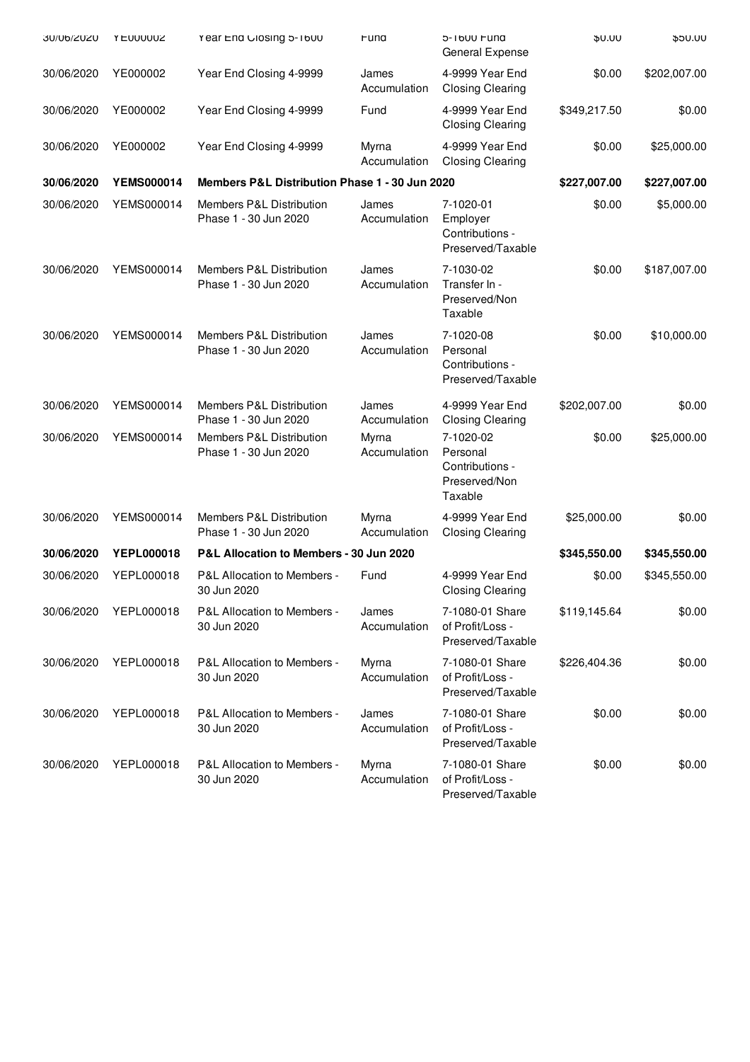| | | | | | | |
|---|---|---|---|---|---|---|
| 30/06/2020 | YE000002 | Year End Closing 5-1600 | Fund | 5-1600 Fund General Expense | $0.00 | $50.00 |
| 30/06/2020 | YE000002 | Year End Closing 4-9999 | James Accumulation | 4-9999 Year End Closing Clearing | $0.00 | $202,007.00 |
| 30/06/2020 | YE000002 | Year End Closing 4-9999 | Fund | 4-9999 Year End Closing Clearing | $349,217.50 | $0.00 |
| 30/06/2020 | YE000002 | Year End Closing 4-9999 | Myrna Accumulation | 4-9999 Year End Closing Clearing | $0.00 | $25,000.00 |
| **30/06/2020** | **YEMS000014** | **Members P&L Distribution Phase 1 - 30 Jun 2020** | | | **$227,007.00** | **$227,007.00** |
| 30/06/2020 | YEMS000014 | Members P&L Distribution Phase 1 - 30 Jun 2020 | James Accumulation | 7-1020-01 Employer Contributions - Preserved/Taxable | $0.00 | $5,000.00 |
| 30/06/2020 | YEMS000014 | Members P&L Distribution Phase 1 - 30 Jun 2020 | James Accumulation | 7-1030-02 Transfer In - Preserved/Non Taxable | $0.00 | $187,007.00 |
| 30/06/2020 | YEMS000014 | Members P&L Distribution Phase 1 - 30 Jun 2020 | James Accumulation | 7-1020-08 Personal Contributions - Preserved/Taxable | $0.00 | $10,000.00 |
| 30/06/2020 | YEMS000014 | Members P&L Distribution Phase 1 - 30 Jun 2020 | James Accumulation | 4-9999 Year End Closing Clearing | $202,007.00 | $0.00 |
| 30/06/2020 | YEMS000014 | Members P&L Distribution Phase 1 - 30 Jun 2020 | Myrna Accumulation | 7-1020-02 Personal Contributions - Preserved/Non Taxable | $0.00 | $25,000.00 |
| 30/06/2020 | YEMS000014 | Members P&L Distribution Phase 1 - 30 Jun 2020 | Myrna Accumulation | 4-9999 Year End Closing Clearing | $25,000.00 | $0.00 |
| **30/06/2020** | **YEPL000018** | **P&L Allocation to Members - 30 Jun 2020** | | | **$345,550.00** | **$345,550.00** |
| 30/06/2020 | YEPL000018 | P&L Allocation to Members - 30 Jun 2020 | Fund | 4-9999 Year End Closing Clearing | $0.00 | $345,550.00 |
| 30/06/2020 | YEPL000018 | P&L Allocation to Members - 30 Jun 2020 | James Accumulation | 7-1080-01 Share of Profit/Loss - Preserved/Taxable | $119,145.64 | $0.00 |
| 30/06/2020 | YEPL000018 | P&L Allocation to Members - 30 Jun 2020 | Myrna Accumulation | 7-1080-01 Share of Profit/Loss - Preserved/Taxable | $226,404.36 | $0.00 |
| 30/06/2020 | YEPL000018 | P&L Allocation to Members - 30 Jun 2020 | James Accumulation | 7-1080-01 Share of Profit/Loss - Preserved/Taxable | $0.00 | $0.00 |
| 30/06/2020 | YEPL000018 | P&L Allocation to Members - 30 Jun 2020 | Myrna Accumulation | 7-1080-01 Share of Profit/Loss - Preserved/Taxable | $0.00 | $0.00 |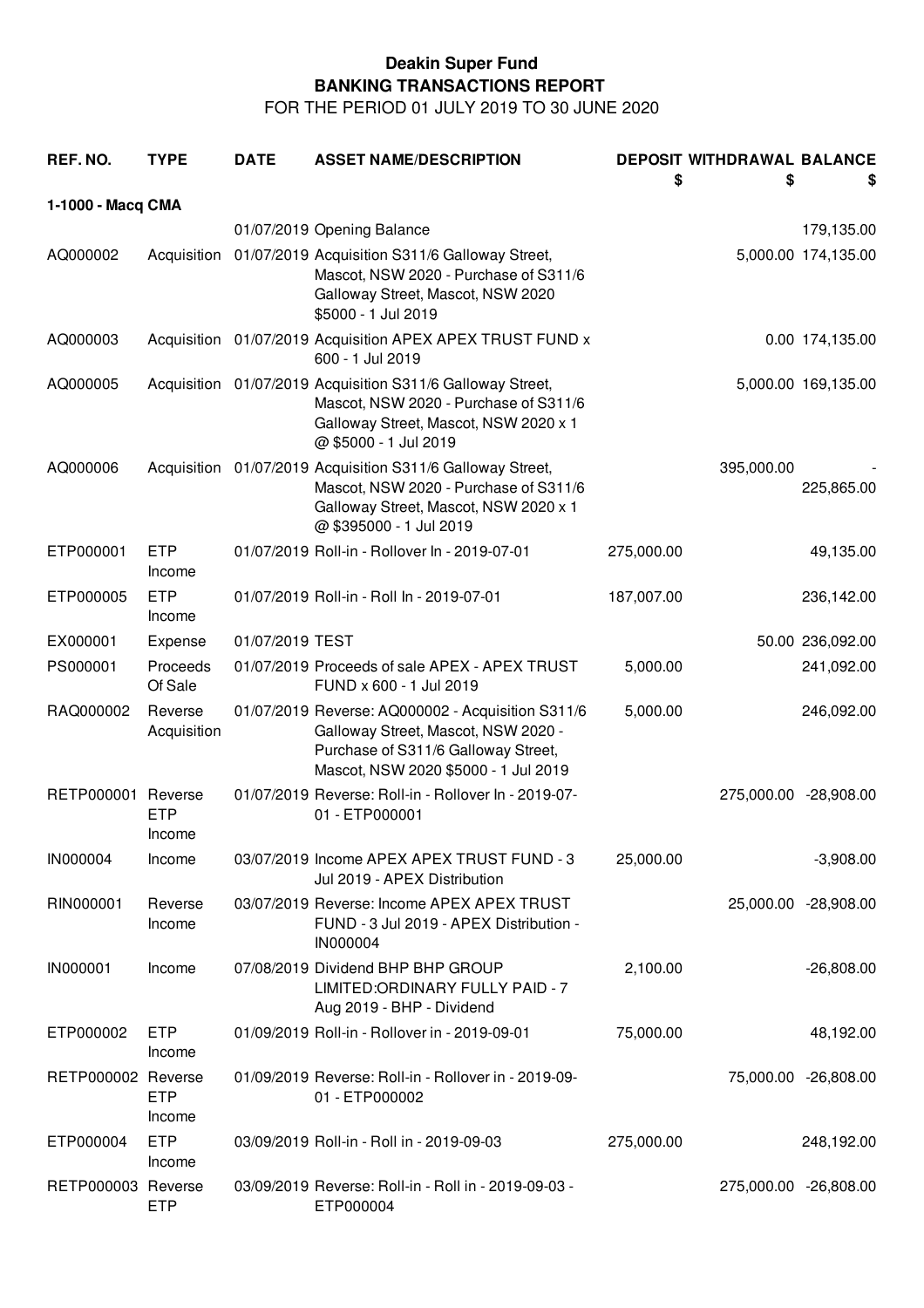**Deakin Super Fund**

**BANKING TRANSACTIONS REPORT**

FOR THE PERIOD 01 JULY 2019 TO 30 JUNE 2020

| REF. NO. | TYPE | DATE | ASSET NAME/DESCRIPTION | DEPOSIT $ | WITHDRAWAL $ | BALANCE $ |
|---|---|---|---|---|---|---|
| **1-1000 - Macq CMA** | | | | | | |
| | | 01/07/2019 | Opening Balance | | | 179,135.00 |
| AQ000002 | Acquisition | 01/07/2019 | Acquisition S311/6 Galloway Street, Mascot, NSW 2020 - Purchase of S311/6 Galloway Street, Mascot, NSW 2020 $5000 - 1 Jul 2019 | | 5,000.00 | 174,135.00 |
| AQ000003 | Acquisition | 01/07/2019 | Acquisition APEX APEX TRUST FUND x 600 - 1 Jul 2019 | | 0.00 | 174,135.00 |
| AQ000005 | Acquisition | 01/07/2019 | Acquisition S311/6 Galloway Street, Mascot, NSW 2020 - Purchase of S311/6 Galloway Street, Mascot, NSW 2020 x 1 @ $5000 - 1 Jul 2019 | | 5,000.00 | 169,135.00 |
| AQ000006 | Acquisition | 01/07/2019 | Acquisition S311/6 Galloway Street, Mascot, NSW 2020 - Purchase of S311/6 Galloway Street, Mascot, NSW 2020 x 1 @ $395000 - 1 Jul 2019 | | 395,000.00 | -225,865.00 |
| ETP000001 | ETP Income | 01/07/2019 | Roll-in - Rollover In - 2019-07-01 | 275,000.00 | | 49,135.00 |
| ETP000005 | ETP Income | 01/07/2019 | Roll-in - Roll In - 2019-07-01 | 187,007.00 | | 236,142.00 |
| EX000001 | Expense | 01/07/2019 | TEST | | 50.00 | 236,092.00 |
| PS000001 | Proceeds Of Sale | 01/07/2019 | Proceeds of sale APEX - APEX TRUST FUND x 600 - 1 Jul 2019 | 5,000.00 | | 241,092.00 |
| RAQ000002 | Reverse Acquisition | 01/07/2019 | Reverse: AQ000002 - Acquisition S311/6 Galloway Street, Mascot, NSW 2020 - Purchase of S311/6 Galloway Street, Mascot, NSW 2020 $5000 - 1 Jul 2019 | 5,000.00 | | 246,092.00 |
| RETP000001 | Reverse ETP Income | 01/07/2019 | Reverse: Roll-in - Rollover In - 2019-07-01 - ETP000001 | | 275,000.00 | -28,908.00 |
| IN000004 | Income | 03/07/2019 | Income APEX APEX TRUST FUND - 3 Jul 2019 - APEX Distribution | 25,000.00 | | -3,908.00 |
| RIN000001 | Reverse Income | 03/07/2019 | Reverse: Income APEX APEX TRUST FUND - 3 Jul 2019 - APEX Distribution - IN000004 | | 25,000.00 | -28,908.00 |
| IN000001 | Income | 07/08/2019 | Dividend BHP BHP GROUP LIMITED:ORDINARY FULLY PAID - 7 Aug 2019 - BHP - Dividend | 2,100.00 | | -26,808.00 |
| ETP000002 | ETP Income | 01/09/2019 | Roll-in - Rollover in - 2019-09-01 | 75,000.00 | | 48,192.00 |
| RETP000002 | Reverse ETP Income | 01/09/2019 | Reverse: Roll-in - Rollover in - 2019-09-01 - ETP000002 | | 75,000.00 | -26,808.00 |
| ETP000004 | ETP Income | 03/09/2019 | Roll-in - Roll in - 2019-09-03 | 275,000.00 | | 248,192.00 |
| RETP000003 | Reverse ETP | 03/09/2019 | Reverse: Roll-in - Roll in - 2019-09-03 - ETP000004 | | 275,000.00 | -26,808.00 |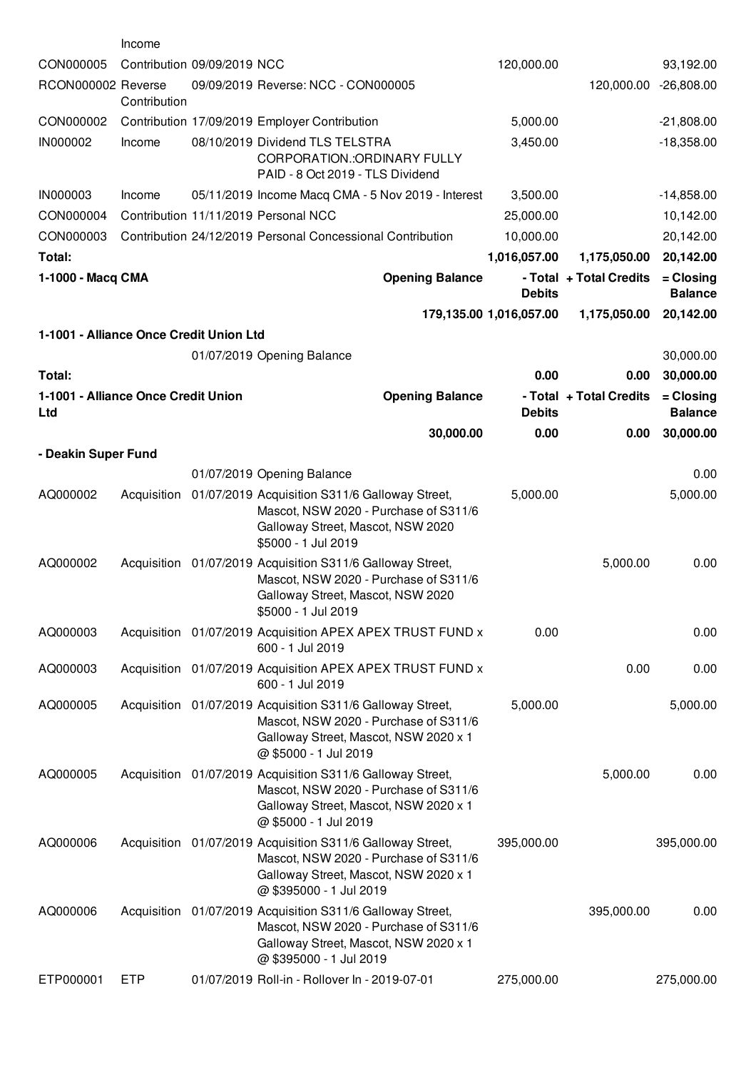| | Income | | | | | |
|---|---|---|---|---|---|---|
| CON000005 | Contribution | 09/09/2019 | NCC | 120,000.00 | | 93,192.00 |
| RCON000002 | Reverse Contribution | 09/09/2019 | Reverse: NCC - CON000005 | | 120,000.00 | -26,808.00 |
| CON000002 | Contribution | 17/09/2019 | Employer Contribution | 5,000.00 | | -21,808.00 |
| IN000002 | Income | 08/10/2019 | Dividend TLS TELSTRA CORPORATION.:ORDINARY FULLY PAID - 8 Oct 2019 - TLS Dividend | 3,450.00 | | -18,358.00 |
| IN000003 | Income | 05/11/2019 | Income Macq CMA - 5 Nov 2019 - Interest | 3,500.00 | | -14,858.00 |
| CON000004 | Contribution | 11/11/2019 | Personal NCC | 25,000.00 | | 10,142.00 |
| CON000003 | Contribution | 24/12/2019 | Personal Concessional Contribution | 10,000.00 | | 20,142.00 |
| **Total:** | | | | **1,016,057.00** | **1,175,050.00** | **20,142.00** |

| 1-1000 - Macq CMA | Opening Balance | - Total Debits | + Total Credits | = Closing Balance |
|---|---|---|---|---|
| | 179,135.00 | 1,016,057.00 | 1,175,050.00 | 20,142.00 |

**1-1001 - Alliance Once Credit Union Ltd**

| | | | | | | |
|---|---|---|---|---|---|---|
| | | 01/07/2019 | Opening Balance | | | 30,000.00 |
| **Total:** | | | | **0.00** | **0.00** | **30,000.00** |

| 1-1001 - Alliance Once Credit Union Ltd | Opening Balance | - Total Debits | + Total Credits | = Closing Balance |
|---|---|---|---|---|
| | 30,000.00 | 0.00 | 0.00 | 30,000.00 |

**- Deakin Super Fund**

| | | | | | | |
|---|---|---|---|---|---|---|
| | | 01/07/2019 | Opening Balance | | | 0.00 |
| AQ000002 | Acquisition | 01/07/2019 | Acquisition S311/6 Galloway Street, Mascot, NSW 2020 - Purchase of S311/6 Galloway Street, Mascot, NSW 2020 $5000 - 1 Jul 2019 | 5,000.00 | | 5,000.00 |
| AQ000002 | Acquisition | 01/07/2019 | Acquisition S311/6 Galloway Street, Mascot, NSW 2020 - Purchase of S311/6 Galloway Street, Mascot, NSW 2020 $5000 - 1 Jul 2019 | | 5,000.00 | 0.00 |
| AQ000003 | Acquisition | 01/07/2019 | Acquisition APEX APEX TRUST FUND x 600 - 1 Jul 2019 | 0.00 | | 0.00 |
| AQ000003 | Acquisition | 01/07/2019 | Acquisition APEX APEX TRUST FUND x 600 - 1 Jul 2019 | | 0.00 | 0.00 |
| AQ000005 | Acquisition | 01/07/2019 | Acquisition S311/6 Galloway Street, Mascot, NSW 2020 - Purchase of S311/6 Galloway Street, Mascot, NSW 2020 x 1 @ $5000 - 1 Jul 2019 | 5,000.00 | | 5,000.00 |
| AQ000005 | Acquisition | 01/07/2019 | Acquisition S311/6 Galloway Street, Mascot, NSW 2020 - Purchase of S311/6 Galloway Street, Mascot, NSW 2020 x 1 @ $5000 - 1 Jul 2019 | | 5,000.00 | 0.00 |
| AQ000006 | Acquisition | 01/07/2019 | Acquisition S311/6 Galloway Street, Mascot, NSW 2020 - Purchase of S311/6 Galloway Street, Mascot, NSW 2020 x 1 @ $395000 - 1 Jul 2019 | 395,000.00 | | 395,000.00 |
| AQ000006 | Acquisition | 01/07/2019 | Acquisition S311/6 Galloway Street, Mascot, NSW 2020 - Purchase of S311/6 Galloway Street, Mascot, NSW 2020 x 1 @ $395000 - 1 Jul 2019 | | 395,000.00 | 0.00 |
| ETP000001 | ETP | 01/07/2019 | Roll-in - Rollover In - 2019-07-01 | 275,000.00 | | 275,000.00 |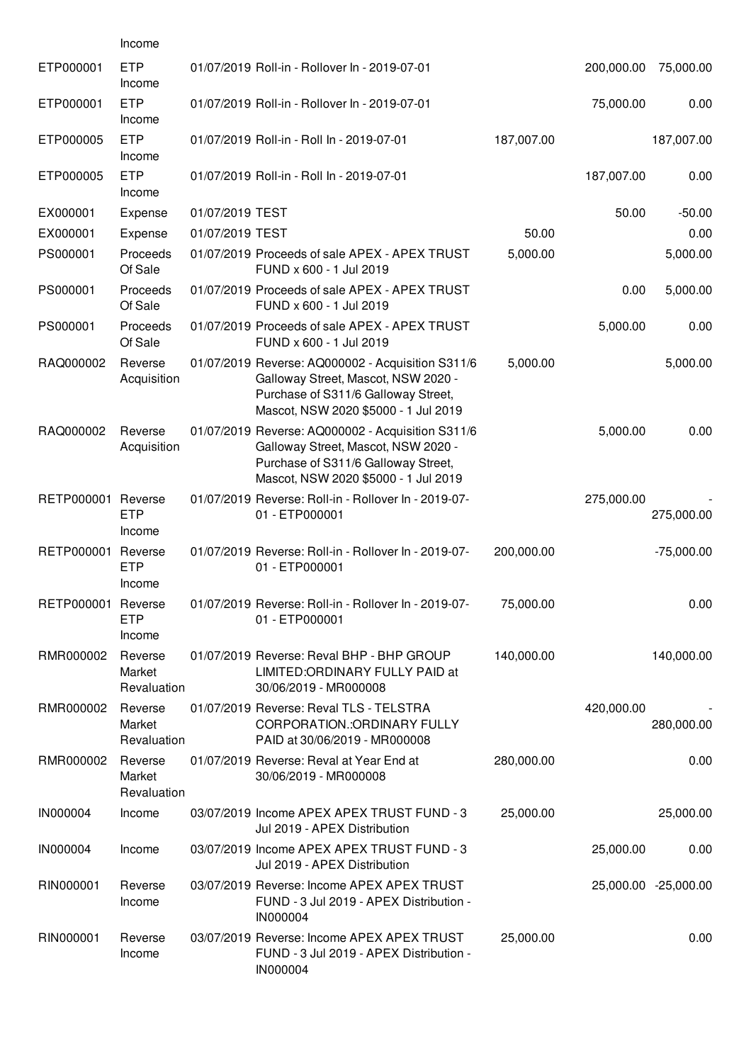| | Income | | | | | |
|---|---|---|---|---|---|---|
| ETP000001 | ETP Income | 01/07/2019 | Roll-in - Rollover In - 2019-07-01 | | 200,000.00 | 75,000.00 |
| ETP000001 | ETP Income | 01/07/2019 | Roll-in - Rollover In - 2019-07-01 | | 75,000.00 | 0.00 |
| ETP000005 | ETP Income | 01/07/2019 | Roll-in - Roll In - 2019-07-01 | 187,007.00 | | 187,007.00 |
| ETP000005 | ETP Income | 01/07/2019 | Roll-in - Roll In - 2019-07-01 | | 187,007.00 | 0.00 |
| EX000001 | Expense | 01/07/2019 | TEST | | 50.00 | -50.00 |
| EX000001 | Expense | 01/07/2019 | TEST | 50.00 | | 0.00 |
| PS000001 | Proceeds Of Sale | 01/07/2019 | Proceeds of sale APEX - APEX TRUST FUND x 600 - 1 Jul 2019 | 5,000.00 | | 5,000.00 |
| PS000001 | Proceeds Of Sale | 01/07/2019 | Proceeds of sale APEX - APEX TRUST FUND x 600 - 1 Jul 2019 | | 0.00 | 5,000.00 |
| PS000001 | Proceeds Of Sale | 01/07/2019 | Proceeds of sale APEX - APEX TRUST FUND x 600 - 1 Jul 2019 | | 5,000.00 | 0.00 |
| RAQ000002 | Reverse Acquisition | 01/07/2019 | Reverse: AQ000002 - Acquisition S311/6 Galloway Street, Mascot, NSW 2020 - Purchase of S311/6 Galloway Street, Mascot, NSW 2020 $5000 - 1 Jul 2019 | 5,000.00 | | 5,000.00 |
| RAQ000002 | Reverse Acquisition | 01/07/2019 | Reverse: AQ000002 - Acquisition S311/6 Galloway Street, Mascot, NSW 2020 - Purchase of S311/6 Galloway Street, Mascot, NSW 2020 $5000 - 1 Jul 2019 | | 5,000.00 | 0.00 |
| RETP000001 | Reverse ETP Income | 01/07/2019 | Reverse: Roll-in - Rollover In - 2019-07-01 - ETP000001 | | 275,000.00 | -275,000.00 |
| RETP000001 | Reverse ETP Income | 01/07/2019 | Reverse: Roll-in - Rollover In - 2019-07-01 - ETP000001 | 200,000.00 | | -75,000.00 |
| RETP000001 | Reverse ETP Income | 01/07/2019 | Reverse: Roll-in - Rollover In - 2019-07-01 - ETP000001 | 75,000.00 | | 0.00 |
| RMR000002 | Reverse Market Revaluation | 01/07/2019 | Reverse: Reval BHP - BHP GROUP LIMITED:ORDINARY FULLY PAID at 30/06/2019 - MR000008 | 140,000.00 | | 140,000.00 |
| RMR000002 | Reverse Market Revaluation | 01/07/2019 | Reverse: Reval TLS - TELSTRA CORPORATION.:ORDINARY FULLY PAID at 30/06/2019 - MR000008 | | 420,000.00 | -280,000.00 |
| RMR000002 | Reverse Market Revaluation | 01/07/2019 | Reverse: Reval at Year End at 30/06/2019 - MR000008 | 280,000.00 | | 0.00 |
| IN000004 | Income | 03/07/2019 | Income APEX APEX TRUST FUND - 3 Jul 2019 - APEX Distribution | 25,000.00 | | 25,000.00 |
| IN000004 | Income | 03/07/2019 | Income APEX APEX TRUST FUND - 3 Jul 2019 - APEX Distribution | | 25,000.00 | 0.00 |
| RIN000001 | Reverse Income | 03/07/2019 | Reverse: Income APEX APEX TRUST FUND - 3 Jul 2019 - APEX Distribution - IN000004 | | 25,000.00 | -25,000.00 |
| RIN000001 | Reverse Income | 03/07/2019 | Reverse: Income APEX APEX TRUST FUND - 3 Jul 2019 - APEX Distribution - IN000004 | 25,000.00 | | 0.00 |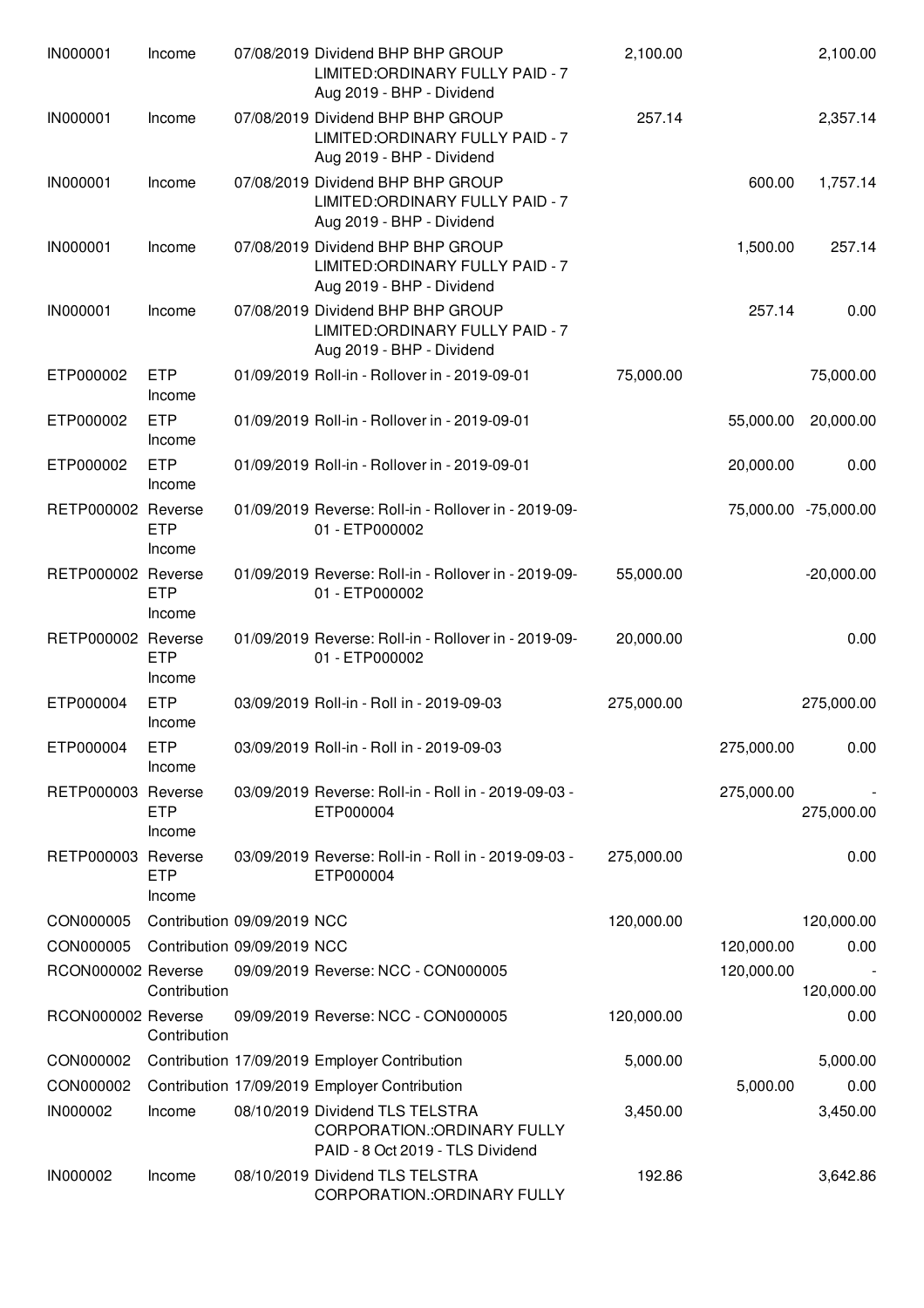| | | | | | | |
|---|---|---|---|---|---|---|
| IN000001 | Income | 07/08/2019 | Dividend BHP BHP GROUP LIMITED:ORDINARY FULLY PAID - 7 Aug 2019 - BHP - Dividend | 2,100.00 | | 2,100.00 |
| IN000001 | Income | 07/08/2019 | Dividend BHP BHP GROUP LIMITED:ORDINARY FULLY PAID - 7 Aug 2019 - BHP - Dividend | 257.14 | | 2,357.14 |
| IN000001 | Income | 07/08/2019 | Dividend BHP BHP GROUP LIMITED:ORDINARY FULLY PAID - 7 Aug 2019 - BHP - Dividend | | 600.00 | 1,757.14 |
| IN000001 | Income | 07/08/2019 | Dividend BHP BHP GROUP LIMITED:ORDINARY FULLY PAID - 7 Aug 2019 - BHP - Dividend | | 1,500.00 | 257.14 |
| IN000001 | Income | 07/08/2019 | Dividend BHP BHP GROUP LIMITED:ORDINARY FULLY PAID - 7 Aug 2019 - BHP - Dividend | | 257.14 | 0.00 |
| ETP000002 | ETP Income | 01/09/2019 | Roll-in - Rollover in - 2019-09-01 | 75,000.00 | | 75,000.00 |
| ETP000002 | ETP Income | 01/09/2019 | Roll-in - Rollover in - 2019-09-01 | | 55,000.00 | 20,000.00 |
| ETP000002 | ETP Income | 01/09/2019 | Roll-in - Rollover in - 2019-09-01 | | 20,000.00 | 0.00 |
| RETP000002 | Reverse ETP Income | 01/09/2019 | Reverse: Roll-in - Rollover in - 2019-09-01 - ETP000002 | | 75,000.00 | -75,000.00 |
| RETP000002 | Reverse ETP Income | 01/09/2019 | Reverse: Roll-in - Rollover in - 2019-09-01 - ETP000002 | 55,000.00 | | -20,000.00 |
| RETP000002 | Reverse ETP Income | 01/09/2019 | Reverse: Roll-in - Rollover in - 2019-09-01 - ETP000002 | 20,000.00 | | 0.00 |
| ETP000004 | ETP Income | 03/09/2019 | Roll-in - Roll in - 2019-09-03 | 275,000.00 | | 275,000.00 |
| ETP000004 | ETP Income | 03/09/2019 | Roll-in - Roll in - 2019-09-03 | | 275,000.00 | 0.00 |
| RETP000003 | Reverse ETP Income | 03/09/2019 | Reverse: Roll-in - Roll in - 2019-09-03 - ETP000004 | | 275,000.00 | -275,000.00 |
| RETP000003 | Reverse ETP Income | 03/09/2019 | Reverse: Roll-in - Roll in - 2019-09-03 - ETP000004 | 275,000.00 | | 0.00 |
| CON000005 | Contribution | 09/09/2019 | NCC | 120,000.00 | | 120,000.00 |
| CON000005 | Contribution | 09/09/2019 | NCC | | 120,000.00 | 0.00 |
| RCON000002 | Reverse Contribution | 09/09/2019 | Reverse: NCC - CON000005 | | 120,000.00 | -120,000.00 |
| RCON000002 | Reverse Contribution | 09/09/2019 | Reverse: NCC - CON000005 | 120,000.00 | | 0.00 |
| CON000002 | Contribution | 17/09/2019 | Employer Contribution | 5,000.00 | | 5,000.00 |
| CON000002 | Contribution | 17/09/2019 | Employer Contribution | | 5,000.00 | 0.00 |
| IN000002 | Income | 08/10/2019 | Dividend TLS TELSTRA CORPORATION.:ORDINARY FULLY PAID - 8 Oct 2019 - TLS Dividend | 3,450.00 | | 3,450.00 |
| IN000002 | Income | 08/10/2019 | Dividend TLS TELSTRA CORPORATION.:ORDINARY FULLY | 192.86 | | 3,642.86 |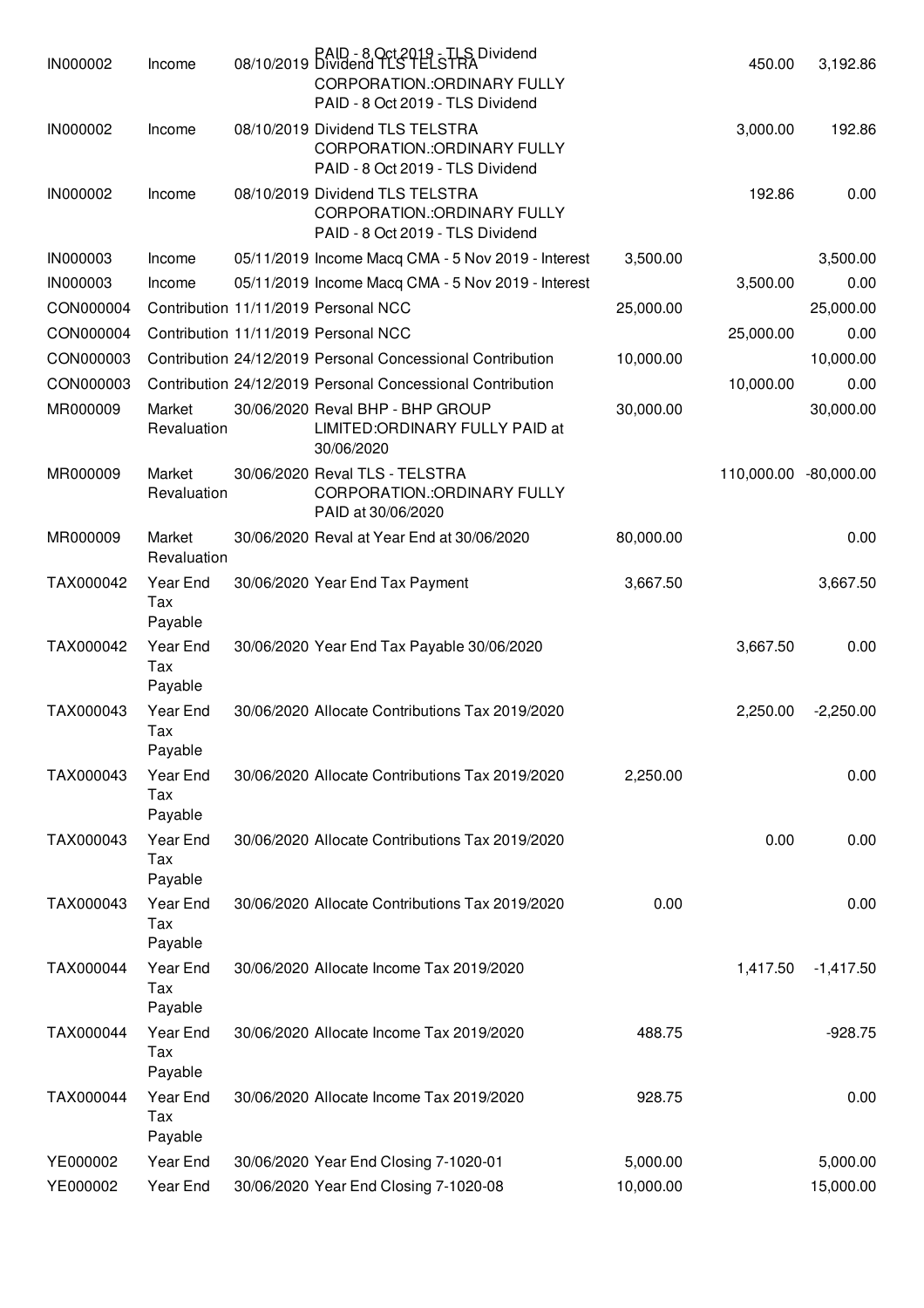| | | | | | |
|---|---|---|---|---|---|
| IN000002 | Income | 08/10/2019 Dividend TLS TELSTRA CORPORATION.:ORDINARY FULLY PAID - 8 Oct 2019 - TLS Dividend | | 450.00 | 3,192.86 |
| IN000002 | Income | 08/10/2019 Dividend TLS TELSTRA CORPORATION.:ORDINARY FULLY PAID - 8 Oct 2019 - TLS Dividend | | 3,000.00 | 192.86 |
| IN000002 | Income | 08/10/2019 Dividend TLS TELSTRA CORPORATION.:ORDINARY FULLY PAID - 8 Oct 2019 - TLS Dividend | | 192.86 | 0.00 |
| IN000003 | Income | 05/11/2019 Income Macq CMA - 5 Nov 2019 - Interest | 3,500.00 | | 3,500.00 |
| IN000003 | Income | 05/11/2019 Income Macq CMA - 5 Nov 2019 - Interest | | 3,500.00 | 0.00 |
| CON000004 | Contribution | 11/11/2019 Personal NCC | 25,000.00 | | 25,000.00 |
| CON000004 | Contribution | 11/11/2019 Personal NCC | | 25,000.00 | 0.00 |
| CON000003 | Contribution | 24/12/2019 Personal Concessional Contribution | 10,000.00 | | 10,000.00 |
| CON000003 | Contribution | 24/12/2019 Personal Concessional Contribution | | 10,000.00 | 0.00 |
| MR000009 | Market Revaluation | 30/06/2020 Reval BHP - BHP GROUP LIMITED:ORDINARY FULLY PAID at 30/06/2020 | 30,000.00 | | 30,000.00 |
| MR000009 | Market Revaluation | 30/06/2020 Reval TLS - TELSTRA CORPORATION.:ORDINARY FULLY PAID at 30/06/2020 | | 110,000.00 | -80,000.00 |
| MR000009 | Market Revaluation | 30/06/2020 Reval at Year End at 30/06/2020 | 80,000.00 | | 0.00 |
| TAX000042 | Year End Tax Payable | 30/06/2020 Year End Tax Payment | 3,667.50 | | 3,667.50 |
| TAX000042 | Year End Tax Payable | 30/06/2020 Year End Tax Payable 30/06/2020 | | 3,667.50 | 0.00 |
| TAX000043 | Year End Tax Payable | 30/06/2020 Allocate Contributions Tax 2019/2020 | | 2,250.00 | -2,250.00 |
| TAX000043 | Year End Tax Payable | 30/06/2020 Allocate Contributions Tax 2019/2020 | 2,250.00 | | 0.00 |
| TAX000043 | Year End Tax Payable | 30/06/2020 Allocate Contributions Tax 2019/2020 | | 0.00 | 0.00 |
| TAX000043 | Year End Tax Payable | 30/06/2020 Allocate Contributions Tax 2019/2020 | 0.00 | | 0.00 |
| TAX000044 | Year End Tax Payable | 30/06/2020 Allocate Income Tax 2019/2020 | | 1,417.50 | -1,417.50 |
| TAX000044 | Year End Tax Payable | 30/06/2020 Allocate Income Tax 2019/2020 | 488.75 | | -928.75 |
| TAX000044 | Year End Tax Payable | 30/06/2020 Allocate Income Tax 2019/2020 | 928.75 | | 0.00 |
| YE000002 | Year End | 30/06/2020 Year End Closing 7-1020-01 | 5,000.00 | | 5,000.00 |
| YE000002 | Year End | 30/06/2020 Year End Closing 7-1020-08 | 10,000.00 | | 15,000.00 |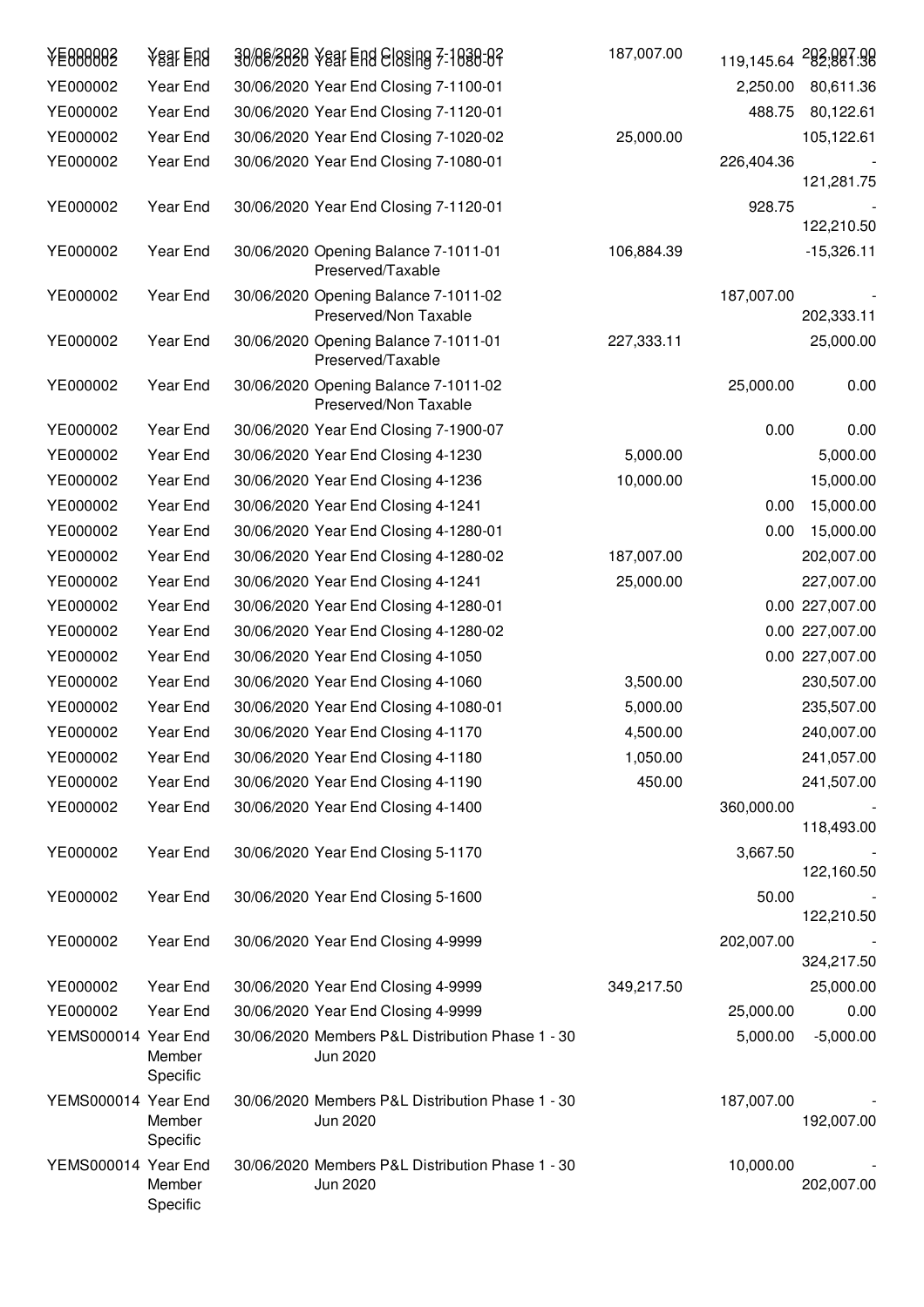| | | | | | | |
|---|---|---|---|---|---|---|
| YE000002 | Year End | 30/06/2020 | Year End Closing 7-1030-02 | 187,007.00 | | 202,007.00 |
| YE000002 | Year End | 30/06/2020 | Year End Closing 7-1080-01 | | 119,145.64 | 82,861.36 |
| YE000002 | Year End | 30/06/2020 | Year End Closing 7-1100-01 | | 2,250.00 | 80,611.36 |
| YE000002 | Year End | 30/06/2020 | Year End Closing 7-1120-01 | | 488.75 | 80,122.61 |
| YE000002 | Year End | 30/06/2020 | Year End Closing 7-1020-02 | 25,000.00 | | 105,122.61 |
| YE000002 | Year End | 30/06/2020 | Year End Closing 7-1080-01 | | 226,404.36 | -121,281.75 |
| YE000002 | Year End | 30/06/2020 | Year End Closing 7-1120-01 | | 928.75 | -122,210.50 |
| YE000002 | Year End | 30/06/2020 | Opening Balance 7-1011-01 Preserved/Taxable | 106,884.39 | | -15,326.11 |
| YE000002 | Year End | 30/06/2020 | Opening Balance 7-1011-02 Preserved/Non Taxable | | 187,007.00 | -202,333.11 |
| YE000002 | Year End | 30/06/2020 | Opening Balance 7-1011-01 Preserved/Taxable | 227,333.11 | | 25,000.00 |
| YE000002 | Year End | 30/06/2020 | Opening Balance 7-1011-02 Preserved/Non Taxable | | 25,000.00 | 0.00 |
| YE000002 | Year End | 30/06/2020 | Year End Closing 7-1900-07 | | 0.00 | 0.00 |
| YE000002 | Year End | 30/06/2020 | Year End Closing 4-1230 | 5,000.00 | | 5,000.00 |
| YE000002 | Year End | 30/06/2020 | Year End Closing 4-1236 | 10,000.00 | | 15,000.00 |
| YE000002 | Year End | 30/06/2020 | Year End Closing 4-1241 | | 0.00 | 15,000.00 |
| YE000002 | Year End | 30/06/2020 | Year End Closing 4-1280-01 | | 0.00 | 15,000.00 |
| YE000002 | Year End | 30/06/2020 | Year End Closing 4-1280-02 | 187,007.00 | | 202,007.00 |
| YE000002 | Year End | 30/06/2020 | Year End Closing 4-1241 | 25,000.00 | | 227,007.00 |
| YE000002 | Year End | 30/06/2020 | Year End Closing 4-1280-01 | | 0.00 | 227,007.00 |
| YE000002 | Year End | 30/06/2020 | Year End Closing 4-1280-02 | | 0.00 | 227,007.00 |
| YE000002 | Year End | 30/06/2020 | Year End Closing 4-1050 | | 0.00 | 227,007.00 |
| YE000002 | Year End | 30/06/2020 | Year End Closing 4-1060 | 3,500.00 | | 230,507.00 |
| YE000002 | Year End | 30/06/2020 | Year End Closing 4-1080-01 | 5,000.00 | | 235,507.00 |
| YE000002 | Year End | 30/06/2020 | Year End Closing 4-1170 | 4,500.00 | | 240,007.00 |
| YE000002 | Year End | 30/06/2020 | Year End Closing 4-1180 | 1,050.00 | | 241,057.00 |
| YE000002 | Year End | 30/06/2020 | Year End Closing 4-1190 | 450.00 | | 241,507.00 |
| YE000002 | Year End | 30/06/2020 | Year End Closing 4-1400 | | 360,000.00 | -118,493.00 |
| YE000002 | Year End | 30/06/2020 | Year End Closing 5-1170 | | 3,667.50 | -122,160.50 |
| YE000002 | Year End | 30/06/2020 | Year End Closing 5-1600 | | 50.00 | -122,210.50 |
| YE000002 | Year End | 30/06/2020 | Year End Closing 4-9999 | | 202,007.00 | -324,217.50 |
| YE000002 | Year End | 30/06/2020 | Year End Closing 4-9999 | 349,217.50 | | 25,000.00 |
| YE000002 | Year End | 30/06/2020 | Year End Closing 4-9999 | | 25,000.00 | 0.00 |
| YEMS000014 | Year End Member Specific | 30/06/2020 | Members P&L Distribution Phase 1 - 30 Jun 2020 | | 5,000.00 | -5,000.00 |
| YEMS000014 | Year End Member Specific | 30/06/2020 | Members P&L Distribution Phase 1 - 30 Jun 2020 | | 187,007.00 | -192,007.00 |
| YEMS000014 | Year End Member Specific | 30/06/2020 | Members P&L Distribution Phase 1 - 30 Jun 2020 | | 10,000.00 | -202,007.00 |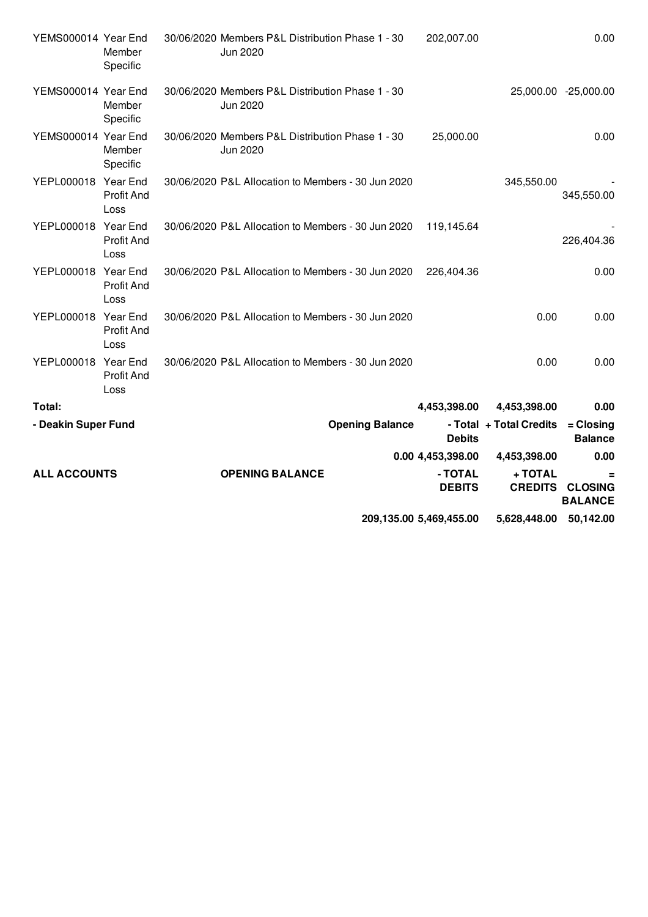| | | | | | | |
|---|---|---|---|---|---|---|
| YEMS000014 | Year End Member Specific | 30/06/2020 | Members P&L Distribution Phase 1 - 30 Jun 2020 | 202,007.00 | | 0.00 |
| YEMS000014 | Year End Member Specific | 30/06/2020 | Members P&L Distribution Phase 1 - 30 Jun 2020 | | 25,000.00 | -25,000.00 |
| YEMS000014 | Year End Member Specific | 30/06/2020 | Members P&L Distribution Phase 1 - 30 Jun 2020 | 25,000.00 | | 0.00 |
| YEPL000018 | Year End Profit And Loss | 30/06/2020 | P&L Allocation to Members - 30 Jun 2020 | | 345,550.00 | -345,550.00 |
| YEPL000018 | Year End Profit And Loss | 30/06/2020 | P&L Allocation to Members - 30 Jun 2020 | 119,145.64 | | -226,404.36 |
| YEPL000018 | Year End Profit And Loss | 30/06/2020 | P&L Allocation to Members - 30 Jun 2020 | 226,404.36 | | 0.00 |
| YEPL000018 | Year End Profit And Loss | 30/06/2020 | P&L Allocation to Members - 30 Jun 2020 | | 0.00 | 0.00 |
| YEPL000018 | Year End Profit And Loss | 30/06/2020 | P&L Allocation to Members - 30 Jun 2020 | | 0.00 | 0.00 |
| **Total:** | | | | **4,453,398.00** | **4,453,398.00** | **0.00** |

| **- Deakin Super Fund** | **Opening Balance** | **- Total Debits** | **+ Total Credits** | **= Closing Balance** |
|---|---|---|---|---|
| | **0.00** | **4,453,398.00** | **4,453,398.00** | **0.00** |

| **ALL ACCOUNTS** | **OPENING BALANCE** | **- TOTAL DEBITS** | **+ TOTAL CREDITS** | **= CLOSING BALANCE** |
|---|---|---|---|---|
| | **209,135.00** | **5,469,455.00** | **5,628,448.00** | **50,142.00** |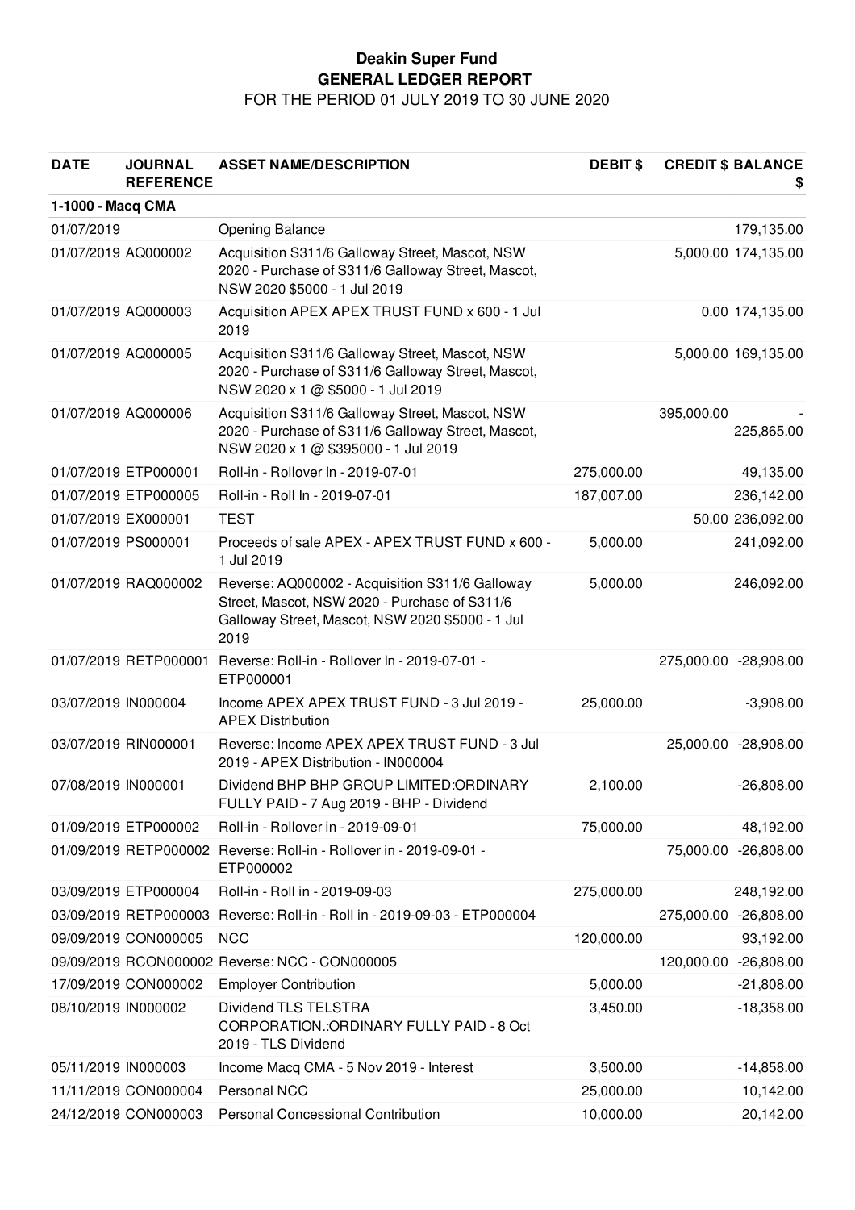# Deakin Super Fund

## GENERAL LEDGER REPORT

FOR THE PERIOD 01 JULY 2019 TO 30 JUNE 2020

| DATE | JOURNAL REFERENCE | ASSET NAME/DESCRIPTION | DEBIT $ | CREDIT $ | BALANCE $ |
|---|---|---|---|---|---|
| **1-1000 - Macq CMA** | | | | | |
| 01/07/2019 | | Opening Balance | | | 179,135.00 |
| 01/07/2019 | AQ000002 | Acquisition S311/6 Galloway Street, Mascot, NSW 2020 - Purchase of S311/6 Galloway Street, Mascot, NSW 2020 $5000 - 1 Jul 2019 | | 5,000.00 | 174,135.00 |
| 01/07/2019 | AQ000003 | Acquisition APEX APEX TRUST FUND x 600 - 1 Jul 2019 | | 0.00 | 174,135.00 |
| 01/07/2019 | AQ000005 | Acquisition S311/6 Galloway Street, Mascot, NSW 2020 - Purchase of S311/6 Galloway Street, Mascot, NSW 2020 x 1 @ $5000 - 1 Jul 2019 | | 5,000.00 | 169,135.00 |
| 01/07/2019 | AQ000006 | Acquisition S311/6 Galloway Street, Mascot, NSW 2020 - Purchase of S311/6 Galloway Street, Mascot, NSW 2020 x 1 @ $395000 - 1 Jul 2019 | | 395,000.00 | -225,865.00 |
| 01/07/2019 | ETP000001 | Roll-in - Rollover In - 2019-07-01 | 275,000.00 | | 49,135.00 |
| 01/07/2019 | ETP000005 | Roll-in - Roll In - 2019-07-01 | 187,007.00 | | 236,142.00 |
| 01/07/2019 | EX000001 | TEST | | 50.00 | 236,092.00 |
| 01/07/2019 | PS000001 | Proceeds of sale APEX - APEX TRUST FUND x 600 - 1 Jul 2019 | 5,000.00 | | 241,092.00 |
| 01/07/2019 | RAQ000002 | Reverse: AQ000002 - Acquisition S311/6 Galloway Street, Mascot, NSW 2020 - Purchase of S311/6 Galloway Street, Mascot, NSW 2020 $5000 - 1 Jul 2019 | 5,000.00 | | 246,092.00 |
| 01/07/2019 | RETP000001 | Reverse: Roll-in - Rollover In - 2019-07-01 - ETP000001 | | 275,000.00 | -28,908.00 |
| 03/07/2019 | IN000004 | Income APEX APEX TRUST FUND - 3 Jul 2019 - APEX Distribution | 25,000.00 | | -3,908.00 |
| 03/07/2019 | RIN000001 | Reverse: Income APEX APEX TRUST FUND - 3 Jul 2019 - APEX Distribution - IN000004 | | 25,000.00 | -28,908.00 |
| 07/08/2019 | IN000001 | Dividend BHP BHP GROUP LIMITED:ORDINARY FULLY PAID - 7 Aug 2019 - BHP - Dividend | 2,100.00 | | -26,808.00 |
| 01/09/2019 | ETP000002 | Roll-in - Rollover in - 2019-09-01 | 75,000.00 | | 48,192.00 |
| 01/09/2019 | RETP000002 | Reverse: Roll-in - Rollover in - 2019-09-01 - ETP000002 | | 75,000.00 | -26,808.00 |
| 03/09/2019 | ETP000004 | Roll-in - Roll in - 2019-09-03 | 275,000.00 | | 248,192.00 |
| 03/09/2019 | RETP000003 | Reverse: Roll-in - Roll in - 2019-09-03 - ETP000004 | | 275,000.00 | -26,808.00 |
| 09/09/2019 | CON000005 | NCC | 120,000.00 | | 93,192.00 |
| 09/09/2019 | RCON000002 | Reverse: NCC - CON000005 | | 120,000.00 | -26,808.00 |
| 17/09/2019 | CON000002 | Employer Contribution | 5,000.00 | | -21,808.00 |
| 08/10/2019 | IN000002 | Dividend TLS TELSTRA CORPORATION.:ORDINARY FULLY PAID - 8 Oct 2019 - TLS Dividend | 3,450.00 | | -18,358.00 |
| 05/11/2019 | IN000003 | Income Macq CMA - 5 Nov 2019 - Interest | 3,500.00 | | -14,858.00 |
| 11/11/2019 | CON000004 | Personal NCC | 25,000.00 | | 10,142.00 |
| 24/12/2019 | CON000003 | Personal Concessional Contribution | 10,000.00 | | 20,142.00 |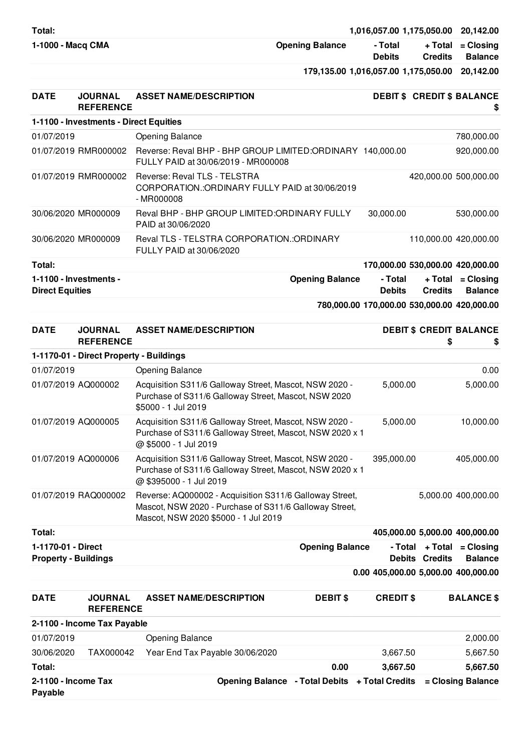| | | | | | |
|---|---|---|---|---|---|
| **Total:** | | | **1,016,057.00** | **1,175,050.00** | **20,142.00** |
| **1-1000 - Macq CMA** | | **Opening Balance** | **- Total Debits** | **+ Total Credits** | **= Closing Balance** |
| | | **179,135.00** | **1,016,057.00** | **1,175,050.00** | **20,142.00** |

| DATE | JOURNAL REFERENCE | ASSET NAME/DESCRIPTION | DEBIT $ | CREDIT $ | BALANCE $ |
|---|---|---|---|---|---|
| **1-1100 - Investments - Direct Equities** | | | | | |
| 01/07/2019 | | Opening Balance | | | 780,000.00 |
| 01/07/2019 | RMR000002 | Reverse: Reval BHP - BHP GROUP LIMITED:ORDINARY FULLY PAID at 30/06/2019 - MR000008 | 140,000.00 | | 920,000.00 |
| 01/07/2019 | RMR000002 | Reverse: Reval TLS - TELSTRA CORPORATION.:ORDINARY FULLY PAID at 30/06/2019 - MR000008 | | 420,000.00 | 500,000.00 |
| 30/06/2020 | MR000009 | Reval BHP - BHP GROUP LIMITED:ORDINARY FULLY PAID at 30/06/2020 | 30,000.00 | | 530,000.00 |
| 30/06/2020 | MR000009 | Reval TLS - TELSTRA CORPORATION.:ORDINARY FULLY PAID at 30/06/2020 | | 110,000.00 | 420,000.00 |
| **Total:** | | | **170,000.00** | **530,000.00** | **420,000.00** |
| **1-1100 - Investments - Direct Equities** | | **Opening Balance** | **- Total Debits** | **+ Total Credits** | **= Closing Balance** |
| | | **780,000.00** | **170,000.00** | **530,000.00** | **420,000.00** |

| DATE | JOURNAL REFERENCE | ASSET NAME/DESCRIPTION | DEBIT $ | CREDIT $ | BALANCE $ |
|---|---|---|---|---|---|
| **1-1170-01 - Direct Property - Buildings** | | | | | |
| 01/07/2019 | | Opening Balance | | | 0.00 |
| 01/07/2019 | AQ000002 | Acquisition S311/6 Galloway Street, Mascot, NSW 2020 - Purchase of S311/6 Galloway Street, Mascot, NSW 2020 $5000 - 1 Jul 2019 | 5,000.00 | | 5,000.00 |
| 01/07/2019 | AQ000005 | Acquisition S311/6 Galloway Street, Mascot, NSW 2020 - Purchase of S311/6 Galloway Street, Mascot, NSW 2020 x 1 @ $5000 - 1 Jul 2019 | 5,000.00 | | 10,000.00 |
| 01/07/2019 | AQ000006 | Acquisition S311/6 Galloway Street, Mascot, NSW 2020 - Purchase of S311/6 Galloway Street, Mascot, NSW 2020 x 1 @ $395000 - 1 Jul 2019 | 395,000.00 | | 405,000.00 |
| 01/07/2019 | RAQ000002 | Reverse: AQ000002 - Acquisition S311/6 Galloway Street, Mascot, NSW 2020 - Purchase of S311/6 Galloway Street, Mascot, NSW 2020 $5000 - 1 Jul 2019 | | 5,000.00 | 400,000.00 |
| **Total:** | | | **405,000.00** | **5,000.00** | **400,000.00** |
| **1-1170-01 - Direct Property - Buildings** | | **Opening Balance** | **- Total Debits** | **+ Total Credits** | **= Closing Balance** |
| | | **0.00** | **405,000.00** | **5,000.00** | **400,000.00** |

| DATE | JOURNAL REFERENCE | ASSET NAME/DESCRIPTION | DEBIT $ | CREDIT $ | BALANCE $ |
|---|---|---|---|---|---|
| **2-1100 - Income Tax Payable** | | | | | |
| 01/07/2019 | | Opening Balance | | | 2,000.00 |
| 30/06/2020 | TAX000042 | Year End Tax Payable 30/06/2020 | | 3,667.50 | 5,667.50 |
| **Total:** | | | **0.00** | **3,667.50** | **5,667.50** |
| **2-1100 - Income Tax Payable** | | **Opening Balance** | **- Total Debits** | **+ Total Credits** | **= Closing Balance** |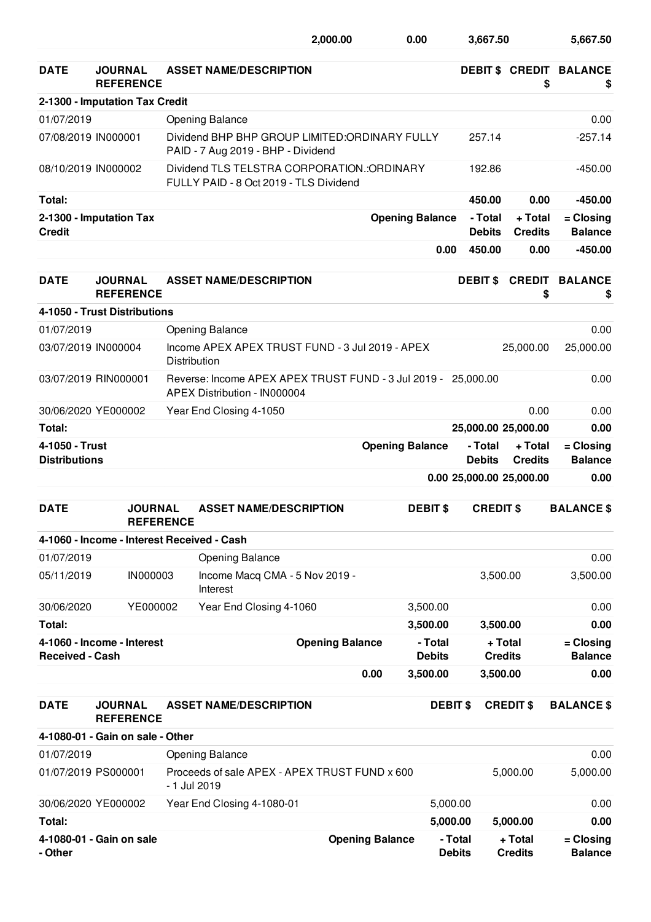| | | | | |
|---|---|---|---|---|
| 2,000.00 | 0.00 | 3,667.50 | | 5,667.50 |

| DATE | JOURNAL REFERENCE | ASSET NAME/DESCRIPTION | DEBIT $ | CREDIT $ | BALANCE $ |
|---|---|---|---|---|---|
| **2-1300 - Imputation Tax Credit** | | | | | |
| 01/07/2019 | | Opening Balance | | | 0.00 |
| 07/08/2019 | IN000001 | Dividend BHP BHP GROUP LIMITED:ORDINARY FULLY PAID - 7 Aug 2019 - BHP - Dividend | 257.14 | | -257.14 |
| 08/10/2019 | IN000002 | Dividend TLS TELSTRA CORPORATION.:ORDINARY FULLY PAID - 8 Oct 2019 - TLS Dividend | 192.86 | | -450.00 |
| **Total:** | | | **450.00** | **0.00** | **-450.00** |

| 2-1300 - Imputation Tax Credit | Opening Balance | - Total Debits | + Total Credits | = Closing Balance |
|---|---|---|---|---|
| | 0.00 | 450.00 | 0.00 | -450.00 |

| DATE | JOURNAL REFERENCE | ASSET NAME/DESCRIPTION | DEBIT $ | CREDIT $ | BALANCE $ |
|---|---|---|---|---|---|
| **4-1050 - Trust Distributions** | | | | | |
| 01/07/2019 | | Opening Balance | | | 0.00 |
| 03/07/2019 | IN000004 | Income APEX APEX TRUST FUND - 3 Jul 2019 - APEX Distribution | | 25,000.00 | 25,000.00 |
| 03/07/2019 | RIN000001 | Reverse: Income APEX APEX TRUST FUND - 3 Jul 2019 - APEX Distribution - IN000004 | 25,000.00 | | 0.00 |
| 30/06/2020 | YE000002 | Year End Closing 4-1050 | | 0.00 | 0.00 |
| **Total:** | | | **25,000.00** | **25,000.00** | **0.00** |

| 4-1050 - Trust Distributions | Opening Balance | - Total Debits | + Total Credits | = Closing Balance |
|---|---|---|---|---|
| | 0.00 | 25,000.00 | 25,000.00 | 0.00 |

| DATE | JOURNAL REFERENCE | ASSET NAME/DESCRIPTION | DEBIT $ | CREDIT $ | BALANCE $ |
|---|---|---|---|---|---|
| **4-1060 - Income - Interest Received - Cash** | | | | | |
| 01/07/2019 | | Opening Balance | | | 0.00 |
| 05/11/2019 | IN000003 | Income Macq CMA - 5 Nov 2019 - Interest | | 3,500.00 | 3,500.00 |
| 30/06/2020 | YE000002 | Year End Closing 4-1060 | 3,500.00 | | 0.00 |
| **Total:** | | | **3,500.00** | **3,500.00** | **0.00** |

| 4-1060 - Income - Interest Received - Cash | Opening Balance | - Total Debits | + Total Credits | = Closing Balance |
|---|---|---|---|---|
| | 0.00 | 3,500.00 | 3,500.00 | 0.00 |

| DATE | JOURNAL REFERENCE | ASSET NAME/DESCRIPTION | DEBIT $ | CREDIT $ | BALANCE $ |
|---|---|---|---|---|---|
| **4-1080-01 - Gain on sale - Other** | | | | | |
| 01/07/2019 | | Opening Balance | | | 0.00 |
| 01/07/2019 | PS000001 | Proceeds of sale APEX - APEX TRUST FUND x 600 - 1 Jul 2019 | | 5,000.00 | 5,000.00 |
| 30/06/2020 | YE000002 | Year End Closing 4-1080-01 | 5,000.00 | | 0.00 |
| **Total:** | | | **5,000.00** | **5,000.00** | **0.00** |

| 4-1080-01 - Gain on sale - Other | Opening Balance | - Total Debits | + Total Credits | = Closing Balance |
|---|---|---|---|---|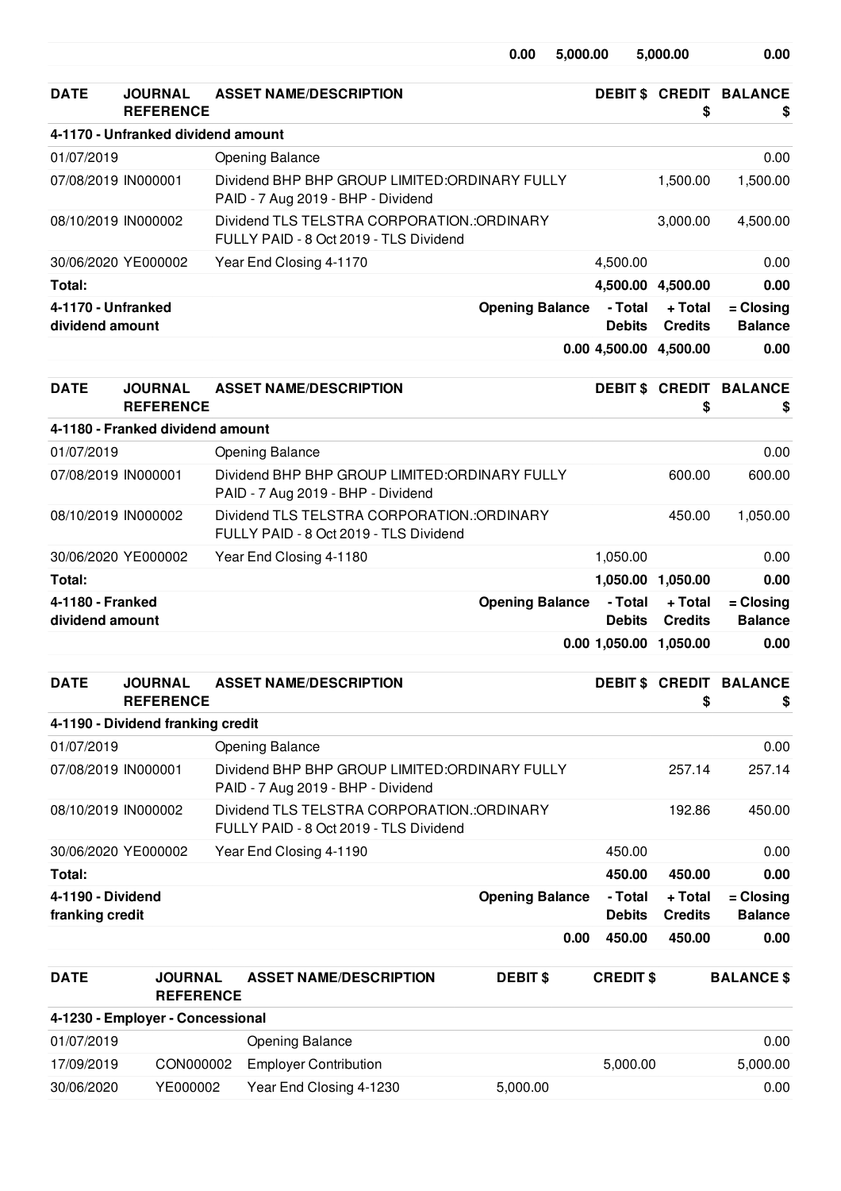| | | | | | |
|---|---|---|---|---|---|
| | | 0.00 | 5,000.00 | 5,000.00 | 0.00 |

| DATE | JOURNAL REFERENCE | ASSET NAME/DESCRIPTION | DEBIT $ | CREDIT $ | BALANCE $ |
|---|---|---|---|---|---|
| **4-1170 - Unfranked dividend amount** | | | | | |
| 01/07/2019 | | Opening Balance | | | 0.00 |
| 07/08/2019 | IN000001 | Dividend BHP BHP GROUP LIMITED:ORDINARY FULLY PAID - 7 Aug 2019 - BHP - Dividend | | 1,500.00 | 1,500.00 |
| 08/10/2019 | IN000002 | Dividend TLS TELSTRA CORPORATION.:ORDINARY FULLY PAID - 8 Oct 2019 - TLS Dividend | | 3,000.00 | 4,500.00 |
| 30/06/2020 | YE000002 | Year End Closing 4-1170 | 4,500.00 | | 0.00 |
| **Total:** | | | **4,500.00** | **4,500.00** | **0.00** |

| 4-1170 - Unfranked dividend amount | Opening Balance | - Total Debits | + Total Credits | = Closing Balance |
|---|---|---|---|---|
| | 0.00 | 4,500.00 | 4,500.00 | 0.00 |

| DATE | JOURNAL REFERENCE | ASSET NAME/DESCRIPTION | DEBIT $ | CREDIT $ | BALANCE $ |
|---|---|---|---|---|---|
| **4-1180 - Franked dividend amount** | | | | | |
| 01/07/2019 | | Opening Balance | | | 0.00 |
| 07/08/2019 | IN000001 | Dividend BHP BHP GROUP LIMITED:ORDINARY FULLY PAID - 7 Aug 2019 - BHP - Dividend | | 600.00 | 600.00 |
| 08/10/2019 | IN000002 | Dividend TLS TELSTRA CORPORATION.:ORDINARY FULLY PAID - 8 Oct 2019 - TLS Dividend | | 450.00 | 1,050.00 |
| 30/06/2020 | YE000002 | Year End Closing 4-1180 | 1,050.00 | | 0.00 |
| **Total:** | | | **1,050.00** | **1,050.00** | **0.00** |

| 4-1180 - Franked dividend amount | Opening Balance | - Total Debits | + Total Credits | = Closing Balance |
|---|---|---|---|---|
| | 0.00 | 1,050.00 | 1,050.00 | 0.00 |

| DATE | JOURNAL REFERENCE | ASSET NAME/DESCRIPTION | DEBIT $ | CREDIT $ | BALANCE $ |
|---|---|---|---|---|---|
| **4-1190 - Dividend franking credit** | | | | | |
| 01/07/2019 | | Opening Balance | | | 0.00 |
| 07/08/2019 | IN000001 | Dividend BHP BHP GROUP LIMITED:ORDINARY FULLY PAID - 7 Aug 2019 - BHP - Dividend | | 257.14 | 257.14 |
| 08/10/2019 | IN000002 | Dividend TLS TELSTRA CORPORATION.:ORDINARY FULLY PAID - 8 Oct 2019 - TLS Dividend | | 192.86 | 450.00 |
| 30/06/2020 | YE000002 | Year End Closing 4-1190 | 450.00 | | 0.00 |
| **Total:** | | | **450.00** | **450.00** | **0.00** |

| 4-1190 - Dividend franking credit | Opening Balance | - Total Debits | + Total Credits | = Closing Balance |
|---|---|---|---|---|
| | 0.00 | 450.00 | 450.00 | 0.00 |

| DATE | JOURNAL REFERENCE | ASSET NAME/DESCRIPTION | DEBIT $ | CREDIT $ | BALANCE $ |
|---|---|---|---|---|---|
| **4-1230 - Employer - Concessional** | | | | | |
| 01/07/2019 | | Opening Balance | | | 0.00 |
| 17/09/2019 | CON000002 | Employer Contribution | | 5,000.00 | 5,000.00 |
| 30/06/2020 | YE000002 | Year End Closing 4-1230 | 5,000.00 | | 0.00 |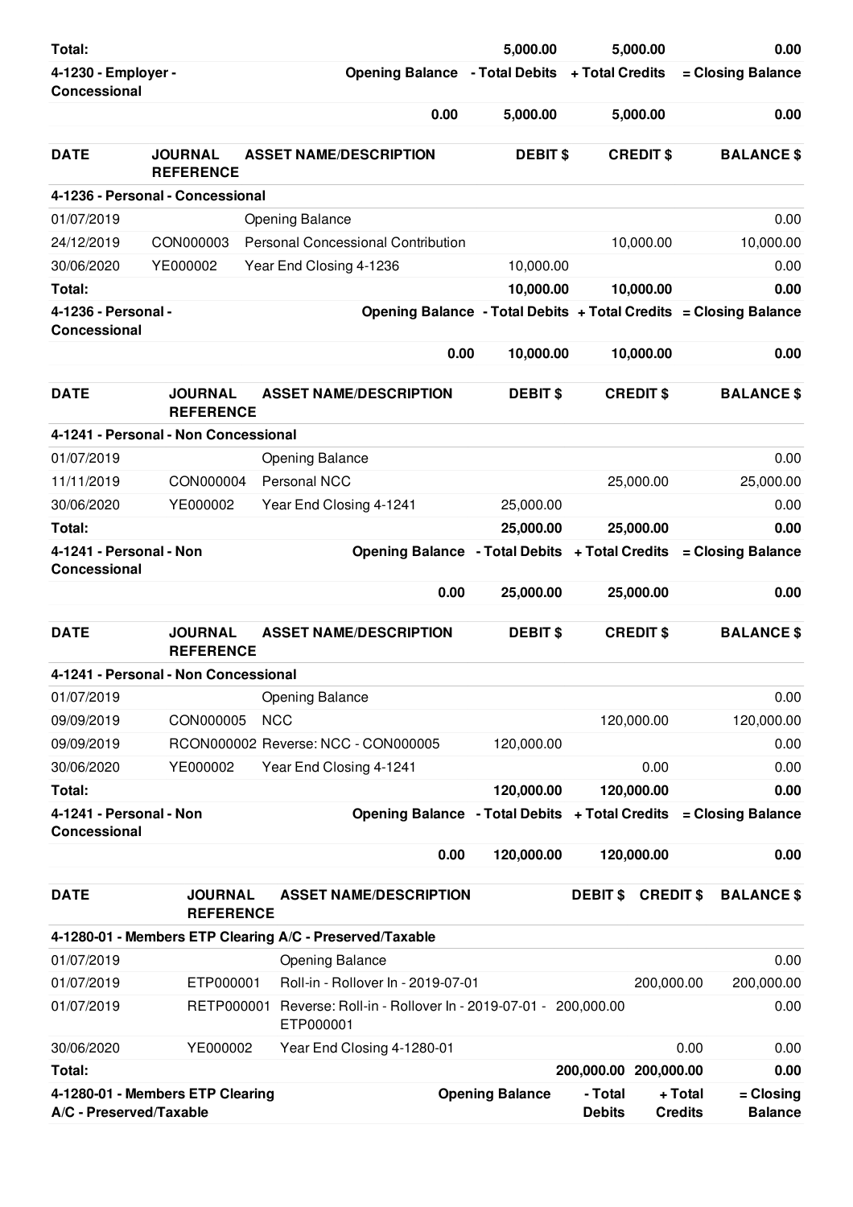| | | | | | |
|---|---|---|---|---|---|
| **Total:** | | | **5,000.00** | **5,000.00** | **0.00** |
| **4-1230 - Employer - Concessional** | | **Opening Balance** | **- Total Debits** | **+ Total Credits** | **= Closing Balance** |
| | | **0.00** | **5,000.00** | **5,000.00** | **0.00** |

| DATE | JOURNAL REFERENCE | ASSET NAME/DESCRIPTION | DEBIT $ | CREDIT $ | BALANCE $ |
|---|---|---|---|---|---|
| **4-1236 - Personal - Concessional** | | | | | |
| 01/07/2019 | | Opening Balance | | | 0.00 |
| 24/12/2019 | CON000003 | Personal Concessional Contribution | | 10,000.00 | 10,000.00 |
| 30/06/2020 | YE000002 | Year End Closing 4-1236 | 10,000.00 | | 0.00 |
| **Total:** | | | **10,000.00** | **10,000.00** | **0.00** |
| **4-1236 - Personal - Concessional** | | **Opening Balance** | **- Total Debits** | **+ Total Credits** | **= Closing Balance** |
| | | **0.00** | **10,000.00** | **10,000.00** | **0.00** |

| DATE | JOURNAL REFERENCE | ASSET NAME/DESCRIPTION | DEBIT $ | CREDIT $ | BALANCE $ |
|---|---|---|---|---|---|
| **4-1241 - Personal - Non Concessional** | | | | | |
| 01/07/2019 | | Opening Balance | | | 0.00 |
| 11/11/2019 | CON000004 | Personal NCC | | 25,000.00 | 25,000.00 |
| 30/06/2020 | YE000002 | Year End Closing 4-1241 | 25,000.00 | | 0.00 |
| **Total:** | | | **25,000.00** | **25,000.00** | **0.00** |
| **4-1241 - Personal - Non Concessional** | | **Opening Balance** | **- Total Debits** | **+ Total Credits** | **= Closing Balance** |
| | | **0.00** | **25,000.00** | **25,000.00** | **0.00** |

| DATE | JOURNAL REFERENCE | ASSET NAME/DESCRIPTION | DEBIT $ | CREDIT $ | BALANCE $ |
|---|---|---|---|---|---|
| **4-1241 - Personal - Non Concessional** | | | | | |
| 01/07/2019 | | Opening Balance | | | 0.00 |
| 09/09/2019 | CON000005 | NCC | | 120,000.00 | 120,000.00 |
| 09/09/2019 | RCON000002 | Reverse: NCC - CON000005 | 120,000.00 | | 0.00 |
| 30/06/2020 | YE000002 | Year End Closing 4-1241 | | 0.00 | 0.00 |
| **Total:** | | | **120,000.00** | **120,000.00** | **0.00** |
| **4-1241 - Personal - Non Concessional** | | **Opening Balance** | **- Total Debits** | **+ Total Credits** | **= Closing Balance** |
| | | **0.00** | **120,000.00** | **120,000.00** | **0.00** |

| DATE | JOURNAL REFERENCE | ASSET NAME/DESCRIPTION | DEBIT $ | CREDIT $ | BALANCE $ |
|---|---|---|---|---|---|
| **4-1280-01 - Members ETP Clearing A/C - Preserved/Taxable** | | | | | |
| 01/07/2019 | | Opening Balance | | | 0.00 |
| 01/07/2019 | ETP000001 | Roll-in - Rollover In - 2019-07-01 | | 200,000.00 | 200,000.00 |
| 01/07/2019 | RETP000001 | Reverse: Roll-in - Rollover In - 2019-07-01 - ETP000001 | 200,000.00 | | 0.00 |
| 30/06/2020 | YE000002 | Year End Closing 4-1280-01 | | 0.00 | 0.00 |
| **Total:** | | | **200,000.00** | **200,000.00** | **0.00** |
| **4-1280-01 - Members ETP Clearing A/C - Preserved/Taxable** | | **Opening Balance** | **- Total Debits** | **+ Total Credits** | **= Closing Balance** |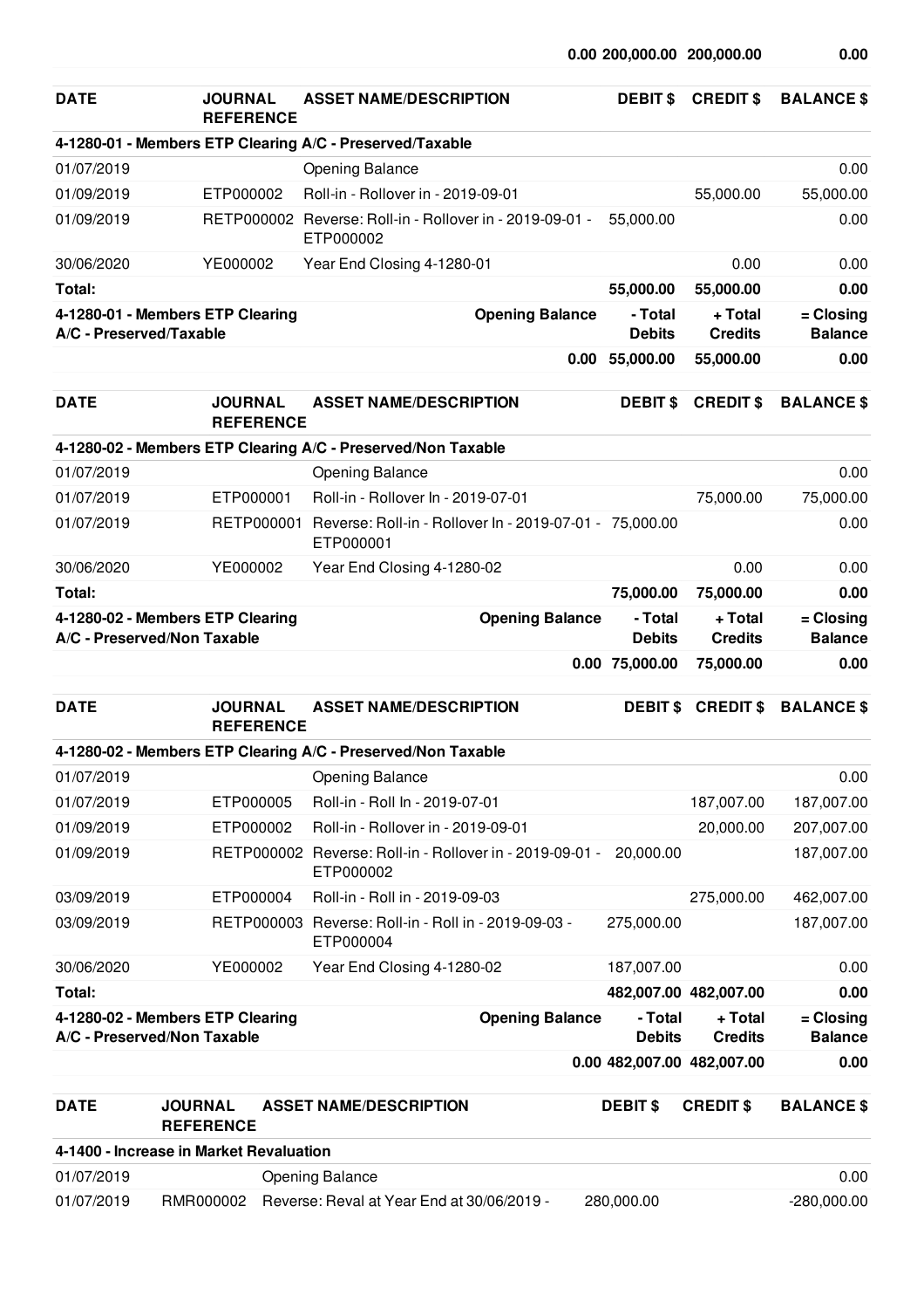| | | | | | |
|---|---|---|---|---|---|
| | | 0.00 | 200,000.00 | 200,000.00 | 0.00 |

| DATE | JOURNAL REFERENCE | ASSET NAME/DESCRIPTION | DEBIT $ | CREDIT $ | BALANCE $ |
|---|---|---|---|---|---|
| **4-1280-01 - Members ETP Clearing A/C - Preserved/Taxable** | | | | | |
| 01/07/2019 | | Opening Balance | | | 0.00 |
| 01/09/2019 | ETP000002 | Roll-in - Rollover in - 2019-09-01 | | 55,000.00 | 55,000.00 |
| 01/09/2019 | RETP000002 | Reverse: Roll-in - Rollover in - 2019-09-01 - ETP000002 | 55,000.00 | | 0.00 |
| 30/06/2020 | YE000002 | Year End Closing 4-1280-01 | | 0.00 | 0.00 |
| **Total:** | | | **55,000.00** | **55,000.00** | **0.00** |
| **4-1280-01 - Members ETP Clearing A/C - Preserved/Taxable** | | **Opening Balance** | **- Total Debits** | **+ Total Credits** | **= Closing Balance** |
| | | **0.00** | **55,000.00** | **55,000.00** | **0.00** |

| DATE | JOURNAL REFERENCE | ASSET NAME/DESCRIPTION | DEBIT $ | CREDIT $ | BALANCE $ |
|---|---|---|---|---|---|
| **4-1280-02 - Members ETP Clearing A/C - Preserved/Non Taxable** | | | | | |
| 01/07/2019 | | Opening Balance | | | 0.00 |
| 01/07/2019 | ETP000001 | Roll-in - Rollover In - 2019-07-01 | | 75,000.00 | 75,000.00 |
| 01/07/2019 | RETP000001 | Reverse: Roll-in - Rollover In - 2019-07-01 - ETP000001 | 75,000.00 | | 0.00 |
| 30/06/2020 | YE000002 | Year End Closing 4-1280-02 | | 0.00 | 0.00 |
| **Total:** | | | **75,000.00** | **75,000.00** | **0.00** |
| **4-1280-02 - Members ETP Clearing A/C - Preserved/Non Taxable** | | **Opening Balance** | **- Total Debits** | **+ Total Credits** | **= Closing Balance** |
| | | **0.00** | **75,000.00** | **75,000.00** | **0.00** |

| DATE | JOURNAL REFERENCE | ASSET NAME/DESCRIPTION | DEBIT $ | CREDIT $ | BALANCE $ |
|---|---|---|---|---|---|
| **4-1280-02 - Members ETP Clearing A/C - Preserved/Non Taxable** | | | | | |
| 01/07/2019 | | Opening Balance | | | 0.00 |
| 01/07/2019 | ETP000005 | Roll-in - Roll In - 2019-07-01 | | 187,007.00 | 187,007.00 |
| 01/09/2019 | ETP000002 | Roll-in - Rollover in - 2019-09-01 | | 20,000.00 | 207,007.00 |
| 01/09/2019 | RETP000002 | Reverse: Roll-in - Rollover in - 2019-09-01 - ETP000002 | 20,000.00 | | 187,007.00 |
| 03/09/2019 | ETP000004 | Roll-in - Roll in - 2019-09-03 | | 275,000.00 | 462,007.00 |
| 03/09/2019 | RETP000003 | Reverse: Roll-in - Roll in - 2019-09-03 - ETP000004 | 275,000.00 | | 187,007.00 |
| 30/06/2020 | YE000002 | Year End Closing 4-1280-02 | 187,007.00 | | 0.00 |
| **Total:** | | | **482,007.00** | **482,007.00** | **0.00** |
| **4-1280-02 - Members ETP Clearing A/C - Preserved/Non Taxable** | | **Opening Balance** | **- Total Debits** | **+ Total Credits** | **= Closing Balance** |
| | | **0.00** | **482,007.00** | **482,007.00** | **0.00** |

| DATE | JOURNAL REFERENCE | ASSET NAME/DESCRIPTION | DEBIT $ | CREDIT $ | BALANCE $ |
|---|---|---|---|---|---|
| **4-1400 - Increase in Market Revaluation** | | | | | |
| 01/07/2019 | | Opening Balance | | | 0.00 |
| 01/07/2019 | RMR000002 | Reverse: Reval at Year End at 30/06/2019 - | 280,000.00 | | -280,000.00 |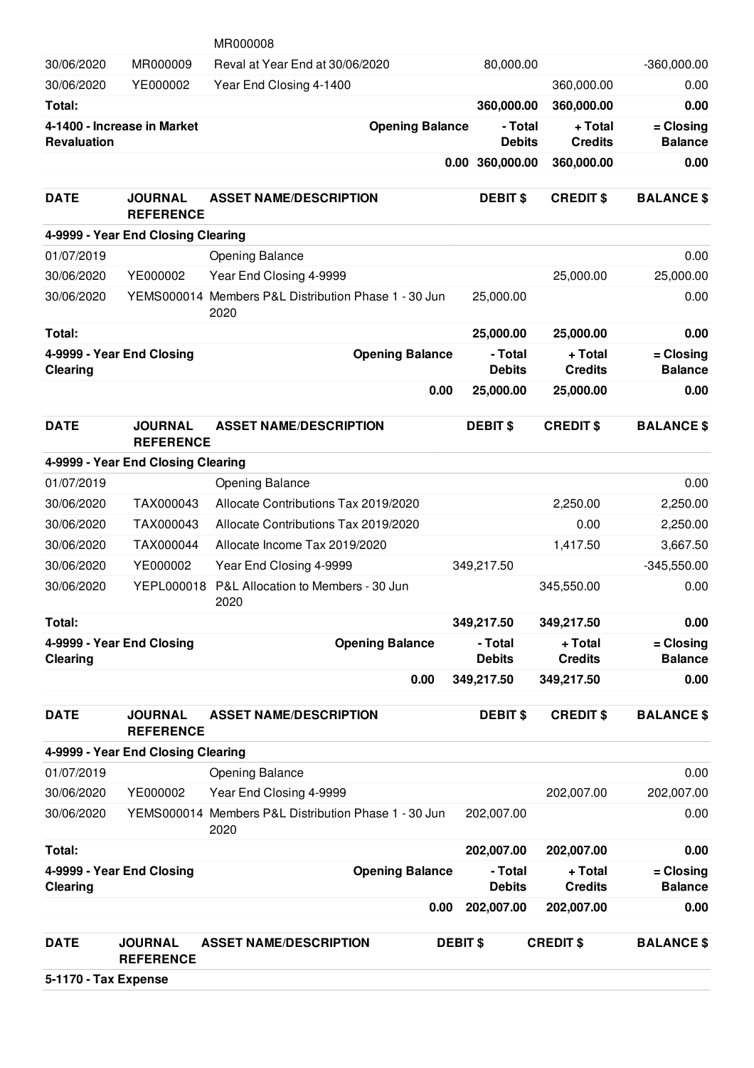| DATE | JOURNAL REFERENCE | ASSET NAME/DESCRIPTION | DEBIT $ | CREDIT $ | BALANCE $ |
|---|---|---|---|---|---|
| | | MR000008 | | | |
| 30/06/2020 | MR000009 | Reval at Year End at 30/06/2020 | 80,000.00 | | -360,000.00 |
| 30/06/2020 | YE000002 | Year End Closing 4-1400 | | 360,000.00 | 0.00 |
| **Total:** | | | **360,000.00** | **360,000.00** | **0.00** |

| 4-1400 - Increase in Market Revaluation | Opening Balance | - Total Debits | + Total Credits | = Closing Balance |
|---|---|---|---|---|
| | 0.00 | 360,000.00 | 360,000.00 | 0.00 |

| DATE | JOURNAL REFERENCE | ASSET NAME/DESCRIPTION | DEBIT $ | CREDIT $ | BALANCE $ |
|---|---|---|---|---|---|
| **4-9999 - Year End Closing Clearing** | | | | | |
| 01/07/2019 | | Opening Balance | | | 0.00 |
| 30/06/2020 | YE000002 | Year End Closing 4-9999 | | 25,000.00 | 25,000.00 |
| 30/06/2020 | YEMS000014 | Members P&L Distribution Phase 1 - 30 Jun 2020 | 25,000.00 | | 0.00 |
| **Total:** | | | **25,000.00** | **25,000.00** | **0.00** |

| 4-9999 - Year End Closing Clearing | Opening Balance | - Total Debits | + Total Credits | = Closing Balance |
|---|---|---|---|---|
| | 0.00 | 25,000.00 | 25,000.00 | 0.00 |

| DATE | JOURNAL REFERENCE | ASSET NAME/DESCRIPTION | DEBIT $ | CREDIT $ | BALANCE $ |
|---|---|---|---|---|---|
| **4-9999 - Year End Closing Clearing** | | | | | |
| 01/07/2019 | | Opening Balance | | | 0.00 |
| 30/06/2020 | TAX000043 | Allocate Contributions Tax 2019/2020 | | 2,250.00 | 2,250.00 |
| 30/06/2020 | TAX000043 | Allocate Contributions Tax 2019/2020 | | 0.00 | 2,250.00 |
| 30/06/2020 | TAX000044 | Allocate Income Tax 2019/2020 | | 1,417.50 | 3,667.50 |
| 30/06/2020 | YE000002 | Year End Closing 4-9999 | 349,217.50 | | -345,550.00 |
| 30/06/2020 | YEPL000018 | P&L Allocation to Members - 30 Jun 2020 | | 345,550.00 | 0.00 |
| **Total:** | | | **349,217.50** | **349,217.50** | **0.00** |

| 4-9999 - Year End Closing Clearing | Opening Balance | - Total Debits | + Total Credits | = Closing Balance |
|---|---|---|---|---|
| | 0.00 | 349,217.50 | 349,217.50 | 0.00 |

| DATE | JOURNAL REFERENCE | ASSET NAME/DESCRIPTION | DEBIT $ | CREDIT $ | BALANCE $ |
|---|---|---|---|---|---|
| **4-9999 - Year End Closing Clearing** | | | | | |
| 01/07/2019 | | Opening Balance | | | 0.00 |
| 30/06/2020 | YE000002 | Year End Closing 4-9999 | | 202,007.00 | 202,007.00 |
| 30/06/2020 | YEMS000014 | Members P&L Distribution Phase 1 - 30 Jun 2020 | 202,007.00 | | 0.00 |
| **Total:** | | | **202,007.00** | **202,007.00** | **0.00** |

| 4-9999 - Year End Closing Clearing | Opening Balance | - Total Debits | + Total Credits | = Closing Balance |
|---|---|---|---|---|
| | 0.00 | 202,007.00 | 202,007.00 | 0.00 |

| DATE | JOURNAL REFERENCE | ASSET NAME/DESCRIPTION | DEBIT $ | CREDIT $ | BALANCE $ |
|---|---|---|---|---|---|
| **5-1170 - Tax Expense** | | | | | |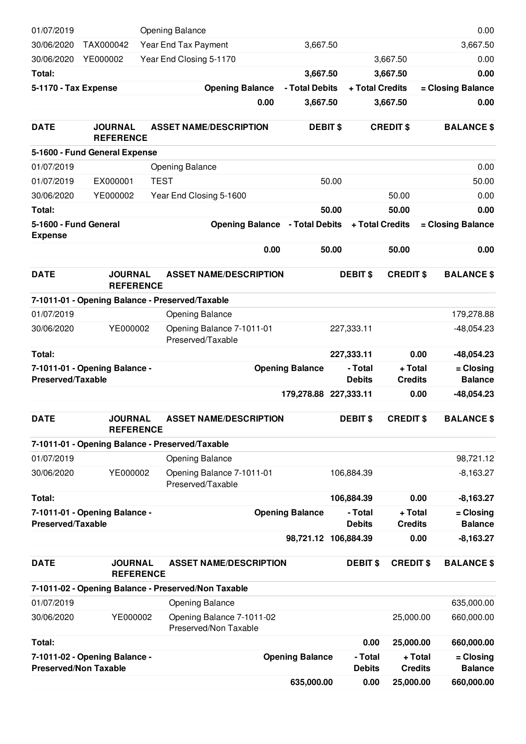| | | | | | |
|---|---|---|---|---|---|
| 01/07/2019 | | Opening Balance | | | 0.00 |
| 30/06/2020 | TAX000042 | Year End Tax Payment | 3,667.50 | | 3,667.50 |
| 30/06/2020 | YE000002 | Year End Closing 5-1170 | | 3,667.50 | 0.00 |
| **Total:** | | | **3,667.50** | **3,667.50** | **0.00** |
| **5-1170 - Tax Expense** | | **Opening Balance** | **- Total Debits** | **+ Total Credits** | **= Closing Balance** |
| | | **0.00** | **3,667.50** | **3,667.50** | **0.00** |

| DATE | JOURNAL REFERENCE | ASSET NAME/DESCRIPTION | DEBIT $ | CREDIT $ | BALANCE $ |
|---|---|---|---|---|---|
| **5-1600 - Fund General Expense** | | | | | |
| 01/07/2019 | | Opening Balance | | | 0.00 |
| 01/07/2019 | EX000001 | TEST | 50.00 | | 50.00 |
| 30/06/2020 | YE000002 | Year End Closing 5-1600 | | 50.00 | 0.00 |
| **Total:** | | | **50.00** | **50.00** | **0.00** |
| **5-1600 - Fund General Expense** | | **Opening Balance** | **- Total Debits** | **+ Total Credits** | **= Closing Balance** |
| | | **0.00** | **50.00** | **50.00** | **0.00** |

| DATE | JOURNAL REFERENCE | ASSET NAME/DESCRIPTION | DEBIT $ | CREDIT $ | BALANCE $ |
|---|---|---|---|---|---|
| **7-1011-01 - Opening Balance - Preserved/Taxable** | | | | | |
| 01/07/2019 | | Opening Balance | | | 179,278.88 |
| 30/06/2020 | YE000002 | Opening Balance 7-1011-01 Preserved/Taxable | 227,333.11 | | -48,054.23 |
| **Total:** | | | **227,333.11** | **0.00** | **-48,054.23** |
| **7-1011-01 - Opening Balance - Preserved/Taxable** | | **Opening Balance** | **- Total Debits** | **+ Total Credits** | **= Closing Balance** |
| | | **179,278.88** | **227,333.11** | **0.00** | **-48,054.23** |

| DATE | JOURNAL REFERENCE | ASSET NAME/DESCRIPTION | DEBIT $ | CREDIT $ | BALANCE $ |
|---|---|---|---|---|---|
| **7-1011-01 - Opening Balance - Preserved/Taxable** | | | | | |
| 01/07/2019 | | Opening Balance | | | 98,721.12 |
| 30/06/2020 | YE000002 | Opening Balance 7-1011-01 Preserved/Taxable | 106,884.39 | | -8,163.27 |
| **Total:** | | | **106,884.39** | **0.00** | **-8,163.27** |
| **7-1011-01 - Opening Balance - Preserved/Taxable** | | **Opening Balance** | **- Total Debits** | **+ Total Credits** | **= Closing Balance** |
| | | **98,721.12** | **106,884.39** | **0.00** | **-8,163.27** |

| DATE | JOURNAL REFERENCE | ASSET NAME/DESCRIPTION | DEBIT $ | CREDIT $ | BALANCE $ |
|---|---|---|---|---|---|
| **7-1011-02 - Opening Balance - Preserved/Non Taxable** | | | | | |
| 01/07/2019 | | Opening Balance | | | 635,000.00 |
| 30/06/2020 | YE000002 | Opening Balance 7-1011-02 Preserved/Non Taxable | | 25,000.00 | 660,000.00 |
| **Total:** | | | **0.00** | **25,000.00** | **660,000.00** |
| **7-1011-02 - Opening Balance - Preserved/Non Taxable** | | **Opening Balance** | **- Total Debits** | **+ Total Credits** | **= Closing Balance** |
| | | **635,000.00** | **0.00** | **25,000.00** | **660,000.00** |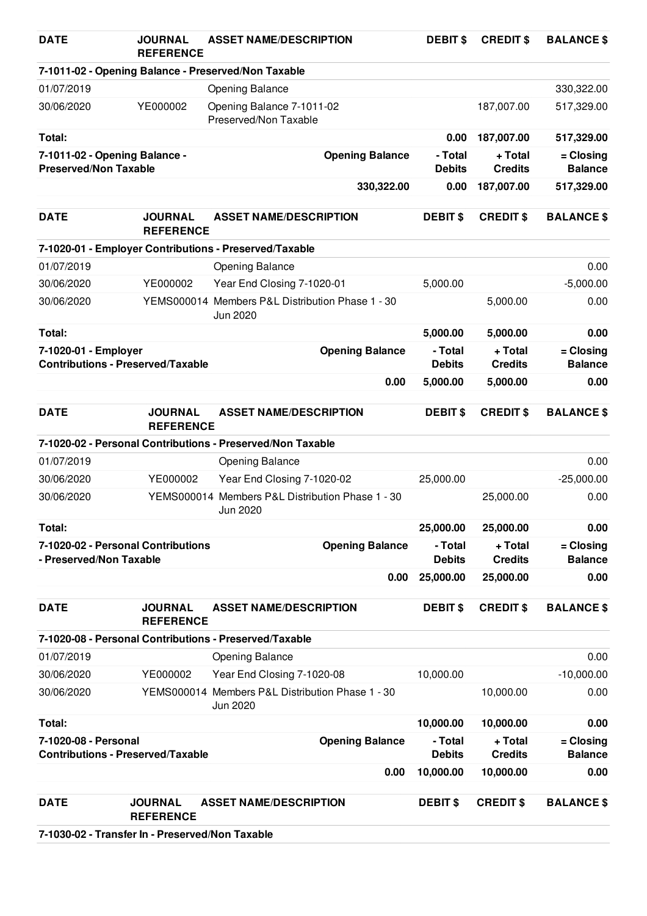| DATE | JOURNAL REFERENCE | ASSET NAME/DESCRIPTION | DEBIT $ | CREDIT $ | BALANCE $ |
|---|---|---|---|---|---|
| **7-1011-02 - Opening Balance - Preserved/Non Taxable** | | | | | |
| 01/07/2019 | | Opening Balance | | | 330,322.00 |
| 30/06/2020 | YE000002 | Opening Balance 7-1011-02 Preserved/Non Taxable | | 187,007.00 | 517,329.00 |
| **Total:** | | | **0.00** | **187,007.00** | **517,329.00** |
| **7-1011-02 - Opening Balance - Preserved/Non Taxable** | | **Opening Balance** | **- Total Debits** | **+ Total Credits** | **= Closing Balance** |
| | | **330,322.00** | **0.00** | **187,007.00** | **517,329.00** |

| DATE | JOURNAL REFERENCE | ASSET NAME/DESCRIPTION | DEBIT $ | CREDIT $ | BALANCE $ |
|---|---|---|---|---|---|
| **7-1020-01 - Employer Contributions - Preserved/Taxable** | | | | | |
| 01/07/2019 | | Opening Balance | | | 0.00 |
| 30/06/2020 | YE000002 | Year End Closing 7-1020-01 | 5,000.00 | | -5,000.00 |
| 30/06/2020 | YEMS000014 | Members P&L Distribution Phase 1 - 30 Jun 2020 | | 5,000.00 | 0.00 |
| **Total:** | | | **5,000.00** | **5,000.00** | **0.00** |
| **7-1020-01 - Employer Contributions - Preserved/Taxable** | | **Opening Balance** | **- Total Debits** | **+ Total Credits** | **= Closing Balance** |
| | | **0.00** | **5,000.00** | **5,000.00** | **0.00** |

| DATE | JOURNAL REFERENCE | ASSET NAME/DESCRIPTION | DEBIT $ | CREDIT $ | BALANCE $ |
|---|---|---|---|---|---|
| **7-1020-02 - Personal Contributions - Preserved/Non Taxable** | | | | | |
| 01/07/2019 | | Opening Balance | | | 0.00 |
| 30/06/2020 | YE000002 | Year End Closing 7-1020-02 | 25,000.00 | | -25,000.00 |
| 30/06/2020 | YEMS000014 | Members P&L Distribution Phase 1 - 30 Jun 2020 | | 25,000.00 | 0.00 |
| **Total:** | | | **25,000.00** | **25,000.00** | **0.00** |
| **7-1020-02 - Personal Contributions - Preserved/Non Taxable** | | **Opening Balance** | **- Total Debits** | **+ Total Credits** | **= Closing Balance** |
| | | **0.00** | **25,000.00** | **25,000.00** | **0.00** |

| DATE | JOURNAL REFERENCE | ASSET NAME/DESCRIPTION | DEBIT $ | CREDIT $ | BALANCE $ |
|---|---|---|---|---|---|
| **7-1020-08 - Personal Contributions - Preserved/Taxable** | | | | | |
| 01/07/2019 | | Opening Balance | | | 0.00 |
| 30/06/2020 | YE000002 | Year End Closing 7-1020-08 | 10,000.00 | | -10,000.00 |
| 30/06/2020 | YEMS000014 | Members P&L Distribution Phase 1 - 30 Jun 2020 | | 10,000.00 | 0.00 |
| **Total:** | | | **10,000.00** | **10,000.00** | **0.00** |
| **7-1020-08 - Personal Contributions - Preserved/Taxable** | | **Opening Balance** | **- Total Debits** | **+ Total Credits** | **= Closing Balance** |
| | | **0.00** | **10,000.00** | **10,000.00** | **0.00** |

| DATE | JOURNAL REFERENCE | ASSET NAME/DESCRIPTION | DEBIT $ | CREDIT $ | BALANCE $ |
|---|---|---|---|---|---|
| **7-1030-02 - Transfer In - Preserved/Non Taxable** | | | | | |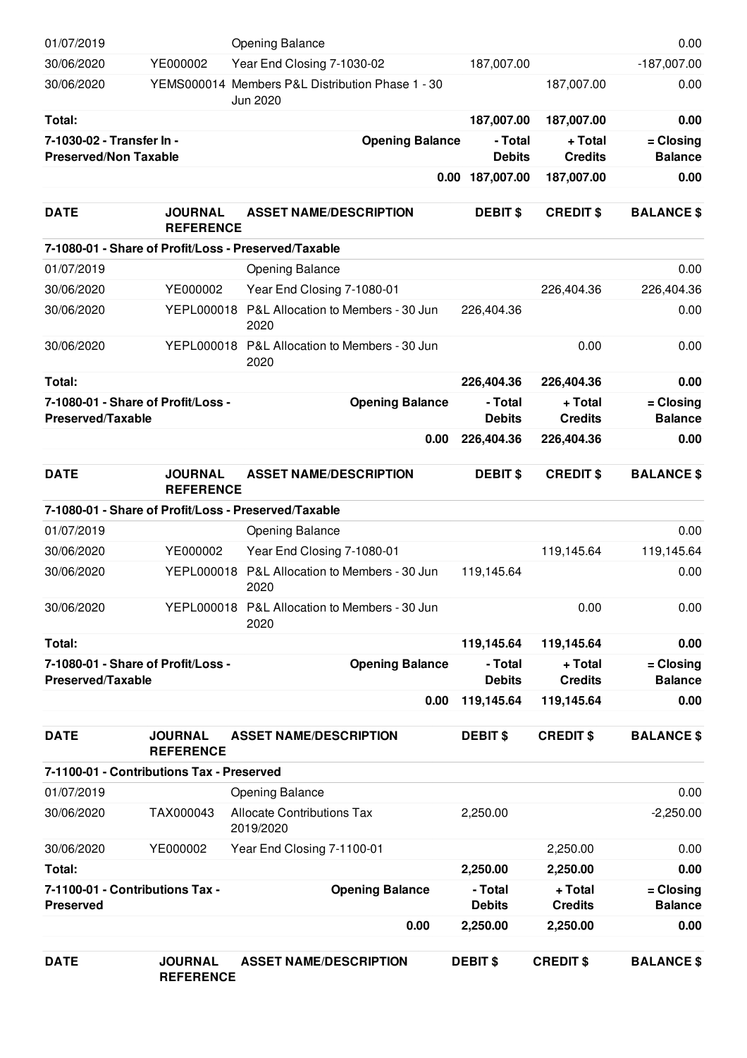| DATE | JOURNAL REFERENCE | ASSET NAME/DESCRIPTION | DEBIT $ | CREDIT $ | BALANCE $ |
|---|---|---|---|---|---|
| 01/07/2019 | | Opening Balance | | | 0.00 |
| 30/06/2020 | YE000002 | Year End Closing 7-1030-02 | 187,007.00 | | -187,007.00 |
| 30/06/2020 | YEMS000014 | Members P&L Distribution Phase 1 - 30 Jun 2020 | | 187,007.00 | 0.00 |
| **Total:** | | | **187,007.00** | **187,007.00** | **0.00** |
| **7-1030-02 - Transfer In - Preserved/Non Taxable** | | **Opening Balance** | **- Total Debits** | **+ Total Credits** | **= Closing Balance** |
| | | **0.00** | **187,007.00** | **187,007.00** | **0.00** |

| DATE | JOURNAL REFERENCE | ASSET NAME/DESCRIPTION | DEBIT $ | CREDIT $ | BALANCE $ |
|---|---|---|---|---|---|
| **7-1080-01 - Share of Profit/Loss - Preserved/Taxable** | | | | | |
| 01/07/2019 | | Opening Balance | | | 0.00 |
| 30/06/2020 | YE000002 | Year End Closing 7-1080-01 | | 226,404.36 | 226,404.36 |
| 30/06/2020 | YEPL000018 | P&L Allocation to Members - 30 Jun 2020 | 226,404.36 | | 0.00 |
| 30/06/2020 | YEPL000018 | P&L Allocation to Members - 30 Jun 2020 | | 0.00 | 0.00 |
| **Total:** | | | **226,404.36** | **226,404.36** | **0.00** |
| **7-1080-01 - Share of Profit/Loss - Preserved/Taxable** | | **Opening Balance** | **- Total Debits** | **+ Total Credits** | **= Closing Balance** |
| | | **0.00** | **226,404.36** | **226,404.36** | **0.00** |

| DATE | JOURNAL REFERENCE | ASSET NAME/DESCRIPTION | DEBIT $ | CREDIT $ | BALANCE $ |
|---|---|---|---|---|---|
| **7-1080-01 - Share of Profit/Loss - Preserved/Taxable** | | | | | |
| 01/07/2019 | | Opening Balance | | | 0.00 |
| 30/06/2020 | YE000002 | Year End Closing 7-1080-01 | | 119,145.64 | 119,145.64 |
| 30/06/2020 | YEPL000018 | P&L Allocation to Members - 30 Jun 2020 | 119,145.64 | | 0.00 |
| 30/06/2020 | YEPL000018 | P&L Allocation to Members - 30 Jun 2020 | | 0.00 | 0.00 |
| **Total:** | | | **119,145.64** | **119,145.64** | **0.00** |
| **7-1080-01 - Share of Profit/Loss - Preserved/Taxable** | | **Opening Balance** | **- Total Debits** | **+ Total Credits** | **= Closing Balance** |
| | | **0.00** | **119,145.64** | **119,145.64** | **0.00** |

| DATE | JOURNAL REFERENCE | ASSET NAME/DESCRIPTION | DEBIT $ | CREDIT $ | BALANCE $ |
|---|---|---|---|---|---|
| **7-1100-01 - Contributions Tax - Preserved** | | | | | |
| 01/07/2019 | | Opening Balance | | | 0.00 |
| 30/06/2020 | TAX000043 | Allocate Contributions Tax 2019/2020 | 2,250.00 | | -2,250.00 |
| 30/06/2020 | YE000002 | Year End Closing 7-1100-01 | | 2,250.00 | 0.00 |
| **Total:** | | | **2,250.00** | **2,250.00** | **0.00** |
| **7-1100-01 - Contributions Tax - Preserved** | | **Opening Balance** | **- Total Debits** | **+ Total Credits** | **= Closing Balance** |
| | | **0.00** | **2,250.00** | **2,250.00** | **0.00** |

| DATE | JOURNAL REFERENCE | ASSET NAME/DESCRIPTION | DEBIT $ | CREDIT $ | BALANCE $ |
|---|---|---|---|---|---|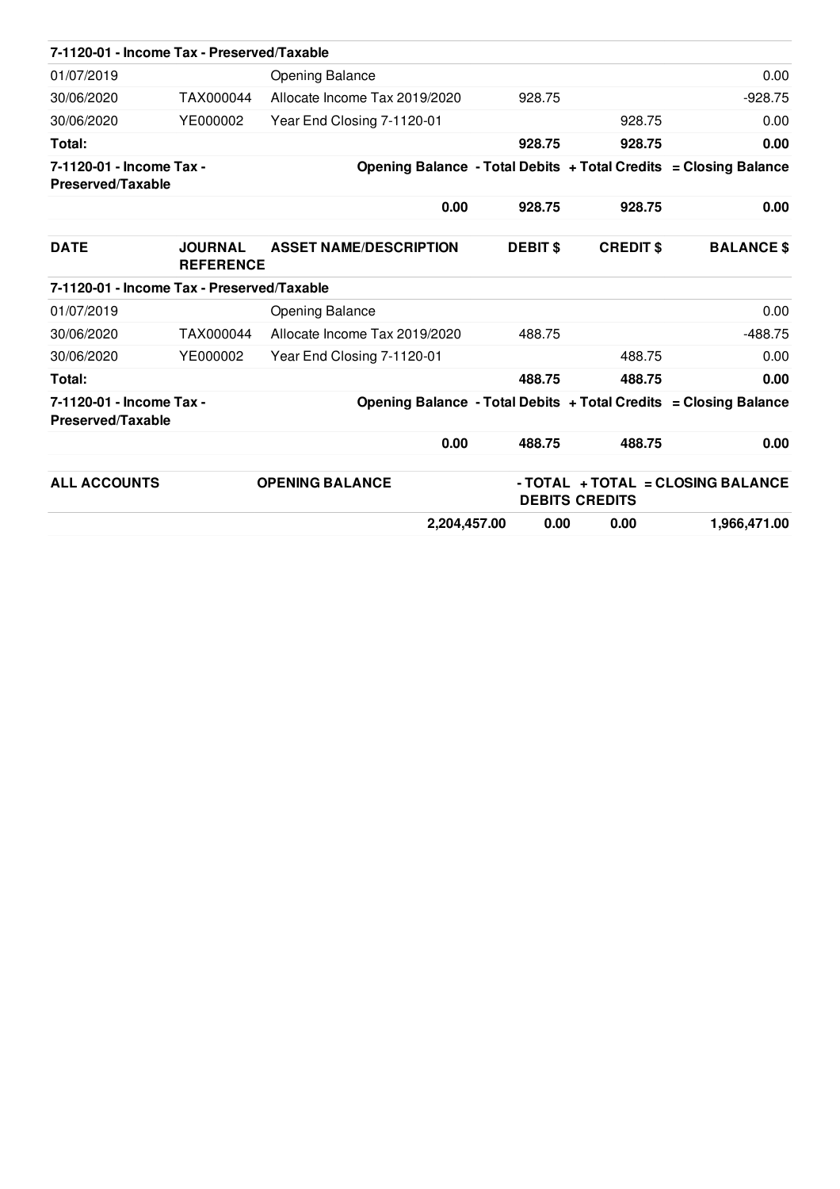| | | | | | |
|---|---|---|---|---|---|
| **7-1120-01 - Income Tax - Preserved/Taxable** | | | | | |
| 01/07/2019 | | Opening Balance | | | 0.00 |
| 30/06/2020 | TAX000044 | Allocate Income Tax 2019/2020 | 928.75 | | -928.75 |
| 30/06/2020 | YE000002 | Year End Closing 7-1120-01 | | 928.75 | 0.00 |
| **Total:** | | | **928.75** | **928.75** | **0.00** |
| **7-1120-01 - Income Tax - Preserved/Taxable** | | **Opening Balance** | **- Total Debits** | **+ Total Credits** | **= Closing Balance** |
| | | **0.00** | **928.75** | **928.75** | **0.00** |

| **DATE** | **JOURNAL REFERENCE** | **ASSET NAME/DESCRIPTION** | **DEBIT $** | **CREDIT $** | **BALANCE $** |
|---|---|---|---|---|---|
| **7-1120-01 - Income Tax - Preserved/Taxable** | | | | | |
| 01/07/2019 | | Opening Balance | | | 0.00 |
| 30/06/2020 | TAX000044 | Allocate Income Tax 2019/2020 | 488.75 | | -488.75 |
| 30/06/2020 | YE000002 | Year End Closing 7-1120-01 | | 488.75 | 0.00 |
| **Total:** | | | **488.75** | **488.75** | **0.00** |
| **7-1120-01 - Income Tax - Preserved/Taxable** | | **Opening Balance** | **- Total Debits** | **+ Total Credits** | **= Closing Balance** |
| | | **0.00** | **488.75** | **488.75** | **0.00** |

| **ALL ACCOUNTS** | **OPENING BALANCE** | **- TOTAL DEBITS** | **+ TOTAL CREDITS** | **= CLOSING BALANCE** |
|---|---|---|---|---|
| | **2,204,457.00** | **0.00** | **0.00** | **1,966,471.00** |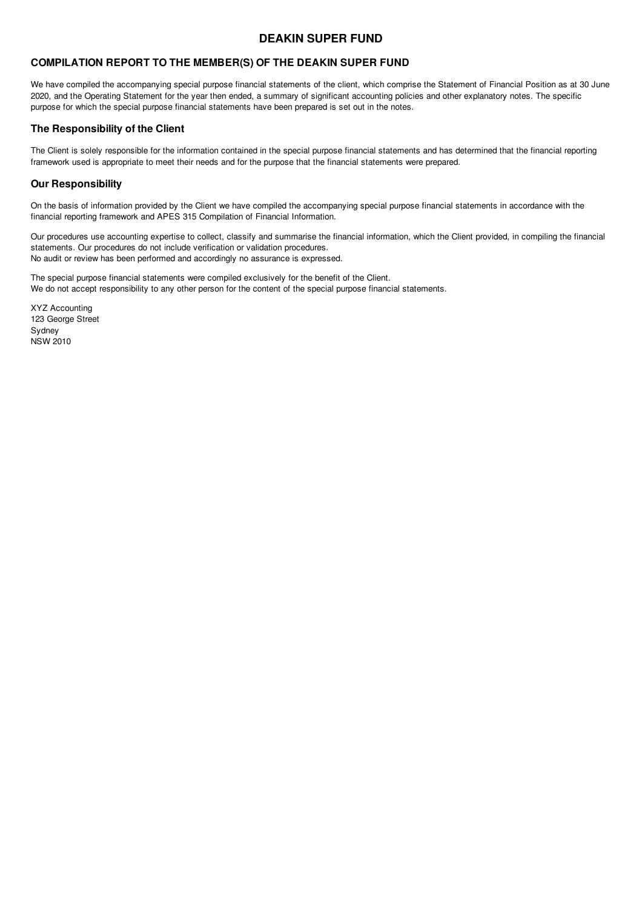# DEAKIN SUPER FUND

## COMPILATION REPORT TO THE MEMBER(S) OF THE DEAKIN SUPER FUND

We have compiled the accompanying special purpose financial statements of the client, which comprise the Statement of Financial Position as at 30 June 2020, and the Operating Statement for the year then ended, a summary of significant accounting policies and other explanatory notes. The specific purpose for which the special purpose financial statements have been prepared is set out in the notes.

## The Responsibility of the Client

The Client is solely responsible for the information contained in the special purpose financial statements and has determined that the financial reporting framework used is appropriate to meet their needs and for the purpose that the financial statements were prepared.

## Our Responsibility

On the basis of information provided by the Client we have compiled the accompanying special purpose financial statements in accordance with the financial reporting framework and APES 315 Compilation of Financial Information.

Our procedures use accounting expertise to collect, classify and summarise the financial information, which the Client provided, in compiling the financial statements. Our procedures do not include verification or validation procedures.
No audit or review has been performed and accordingly no assurance is expressed.

The special purpose financial statements were compiled exclusively for the benefit of the Client.
We do not accept responsibility to any other person for the content of the special purpose financial statements.

XYZ Accounting
123 George Street
Sydney
NSW 2010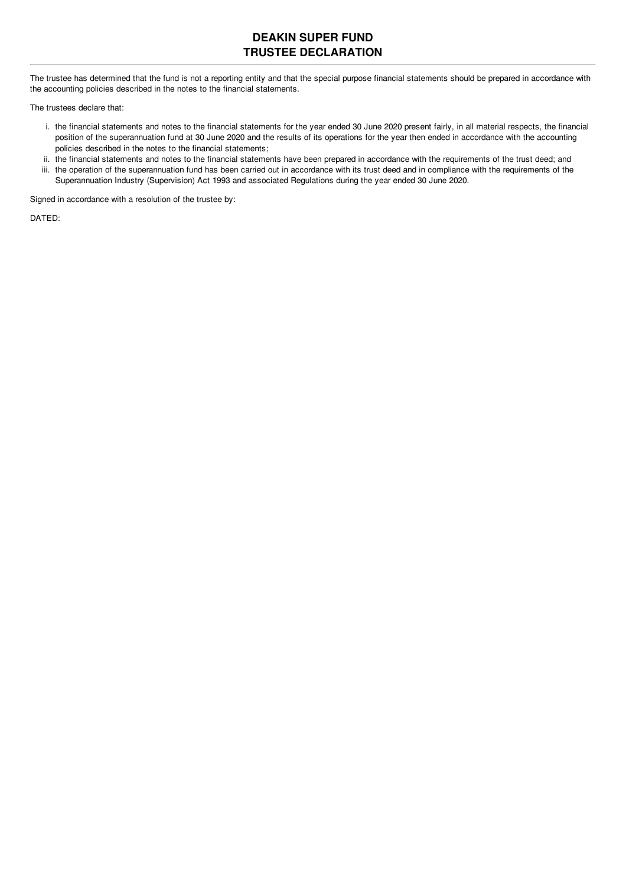# DEAKIN SUPER FUND
# TRUSTEE DECLARATION

The trustee has determined that the fund is not a reporting entity and that the special purpose financial statements should be prepared in accordance with the accounting policies described in the notes to the financial statements.

The trustees declare that:

i. the financial statements and notes to the financial statements for the year ended 30 June 2020 present fairly, in all material respects, the financial position of the superannuation fund at 30 June 2020 and the results of its operations for the year then ended in accordance with the accounting policies described in the notes to the financial statements;
ii. the financial statements and notes to the financial statements have been prepared in accordance with the requirements of the trust deed; and
iii. the operation of the superannuation fund has been carried out in accordance with its trust deed and in compliance with the requirements of the Superannuation Industry (Supervision) Act 1993 and associated Regulations during the year ended 30 June 2020.

Signed in accordance with a resolution of the trustee by:

DATED: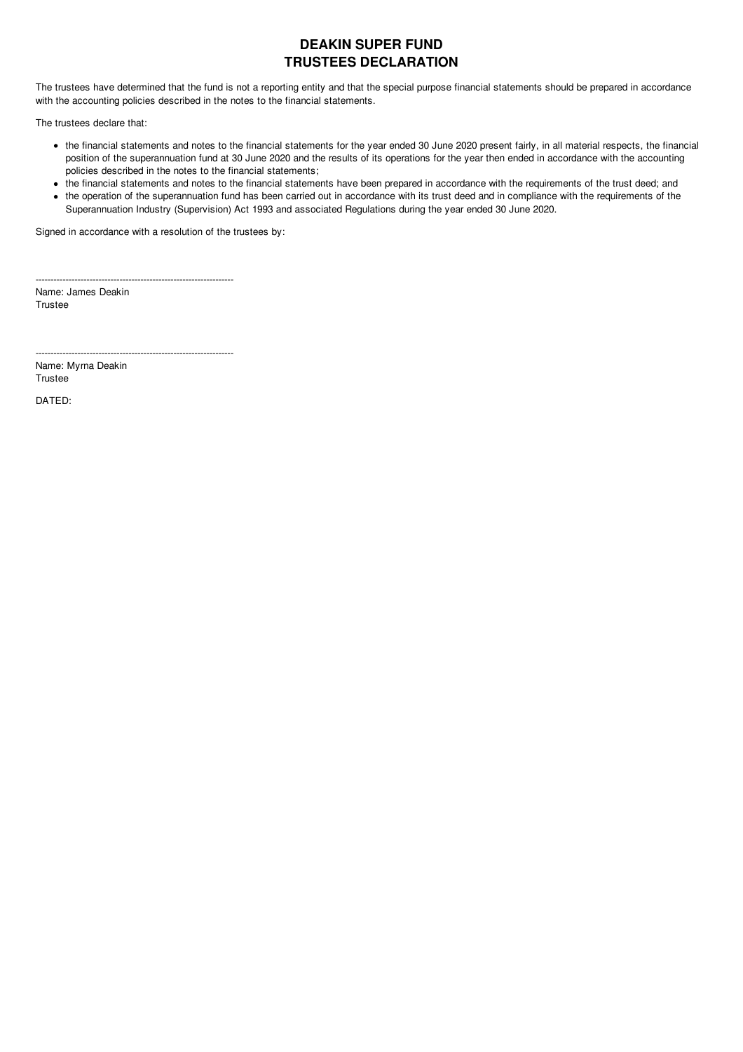# DEAKIN SUPER FUND
# TRUSTEES DECLARATION

The trustees have determined that the fund is not a reporting entity and that the special purpose financial statements should be prepared in accordance with the accounting policies described in the notes to the financial statements.

The trustees declare that:

- the financial statements and notes to the financial statements for the year ended 30 June 2020 present fairly, in all material respects, the financial position of the superannuation fund at 30 June 2020 and the results of its operations for the year then ended in accordance with the accounting policies described in the notes to the financial statements;
- the financial statements and notes to the financial statements have been prepared in accordance with the requirements of the trust deed; and
- the operation of the superannuation fund has been carried out in accordance with its trust deed and in compliance with the requirements of the Superannuation Industry (Supervision) Act 1993 and associated Regulations during the year ended 30 June 2020.

Signed in accordance with a resolution of the trustees by:

-------------------------------------------------------------------
Name: James Deakin
Trustee

-------------------------------------------------------------------
Name: Myrna Deakin
Trustee

DATED: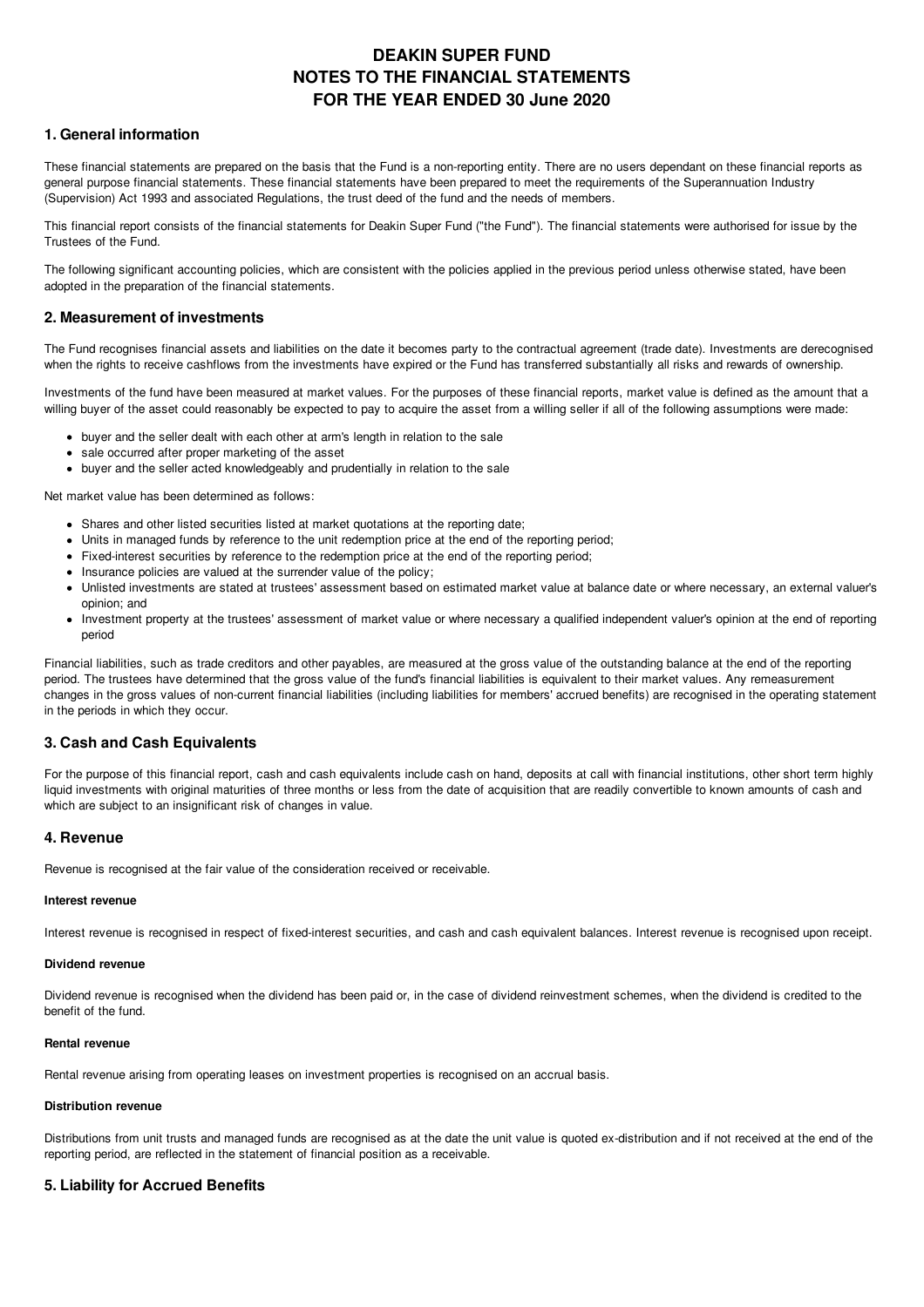# DEAKIN SUPER FUND
# NOTES TO THE FINANCIAL STATEMENTS
# FOR THE YEAR ENDED 30 June 2020

## 1. General information

These financial statements are prepared on the basis that the Fund is a non-reporting entity. There are no users dependant on these financial reports as general purpose financial statements. These financial statements have been prepared to meet the requirements of the Superannuation Industry (Supervision) Act 1993 and associated Regulations, the trust deed of the fund and the needs of members.

This financial report consists of the financial statements for Deakin Super Fund ("the Fund"). The financial statements were authorised for issue by the Trustees of the Fund.

The following significant accounting policies, which are consistent with the policies applied in the previous period unless otherwise stated, have been adopted in the preparation of the financial statements.

## 2. Measurement of investments

The Fund recognises financial assets and liabilities on the date it becomes party to the contractual agreement (trade date). Investments are derecognised when the rights to receive cashflows from the investments have expired or the Fund has transferred substantially all risks and rewards of ownership.

Investments of the fund have been measured at market values. For the purposes of these financial reports, market value is defined as the amount that a willing buyer of the asset could reasonably be expected to pay to acquire the asset from a willing seller if all of the following assumptions were made:

- buyer and the seller dealt with each other at arm's length in relation to the sale
- sale occurred after proper marketing of the asset
- buyer and the seller acted knowledgeably and prudentially in relation to the sale

Net market value has been determined as follows:

- Shares and other listed securities listed at market quotations at the reporting date;
- Units in managed funds by reference to the unit redemption price at the end of the reporting period;
- Fixed-interest securities by reference to the redemption price at the end of the reporting period;
- Insurance policies are valued at the surrender value of the policy;
- Unlisted investments are stated at trustees' assessment based on estimated market value at balance date or where necessary, an external valuer's opinion; and
- Investment property at the trustees' assessment of market value or where necessary a qualified independent valuer's opinion at the end of reporting period

Financial liabilities, such as trade creditors and other payables, are measured at the gross value of the outstanding balance at the end of the reporting period. The trustees have determined that the gross value of the fund's financial liabilities is equivalent to their market values. Any remeasurement changes in the gross values of non-current financial liabilities (including liabilities for members' accrued benefits) are recognised in the operating statement in the periods in which they occur.

## 3. Cash and Cash Equivalents

For the purpose of this financial report, cash and cash equivalents include cash on hand, deposits at call with financial institutions, other short term highly liquid investments with original maturities of three months or less from the date of acquisition that are readily convertible to known amounts of cash and which are subject to an insignificant risk of changes in value.

## 4. Revenue

Revenue is recognised at the fair value of the consideration received or receivable.

**Interest revenue**

Interest revenue is recognised in respect of fixed-interest securities, and cash and cash equivalent balances. Interest revenue is recognised upon receipt.

**Dividend revenue**

Dividend revenue is recognised when the dividend has been paid or, in the case of dividend reinvestment schemes, when the dividend is credited to the benefit of the fund.

**Rental revenue**

Rental revenue arising from operating leases on investment properties is recognised on an accrual basis.

**Distribution revenue**

Distributions from unit trusts and managed funds are recognised as at the date the unit value is quoted ex-distribution and if not received at the end of the reporting period, are reflected in the statement of financial position as a receivable.

## 5. Liability for Accrued Benefits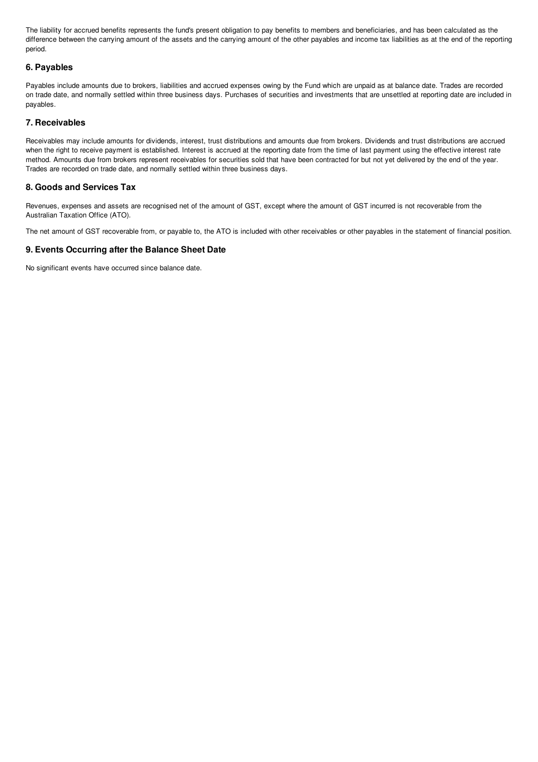The liability for accrued benefits represents the fund's present obligation to pay benefits to members and beneficiaries, and has been calculated as the difference between the carrying amount of the assets and the carrying amount of the other payables and income tax liabilities as at the end of the reporting period.

## 6. Payables

Payables include amounts due to brokers, liabilities and accrued expenses owing by the Fund which are unpaid as at balance date. Trades are recorded on trade date, and normally settled within three business days. Purchases of securities and investments that are unsettled at reporting date are included in payables.

## 7. Receivables

Receivables may include amounts for dividends, interest, trust distributions and amounts due from brokers. Dividends and trust distributions are accrued when the right to receive payment is established. Interest is accrued at the reporting date from the time of last payment using the effective interest rate method. Amounts due from brokers represent receivables for securities sold that have been contracted for but not yet delivered by the end of the year. Trades are recorded on trade date, and normally settled within three business days.

## 8. Goods and Services Tax

Revenues, expenses and assets are recognised net of the amount of GST, except where the amount of GST incurred is not recoverable from the Australian Taxation Office (ATO).

The net amount of GST recoverable from, or payable to, the ATO is included with other receivables or other payables in the statement of financial position.

## 9. Events Occurring after the Balance Sheet Date

No significant events have occurred since balance date.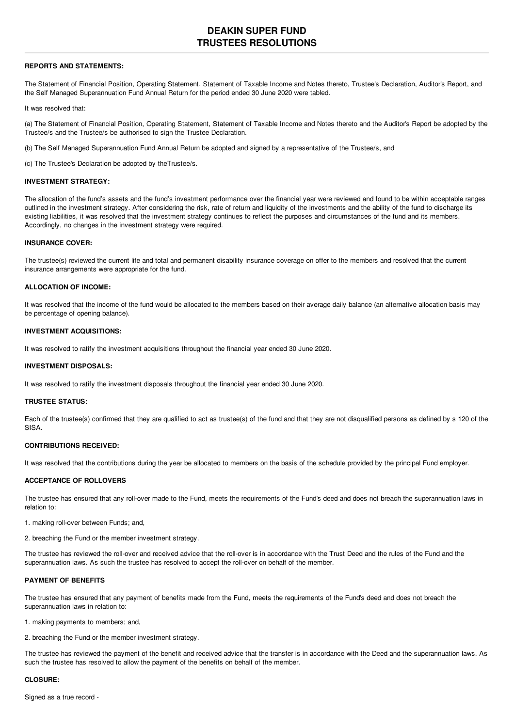# DEAKIN SUPER FUND
# TRUSTEES RESOLUTIONS

**REPORTS AND STATEMENTS:**

The Statement of Financial Position, Operating Statement, Statement of Taxable Income and Notes thereto, Trustee's Declaration, Auditor's Report, and the Self Managed Superannuation Fund Annual Return for the period ended 30 June 2020 were tabled.

It was resolved that:

(a) The Statement of Financial Position, Operating Statement, Statement of Taxable Income and Notes thereto and the Auditor's Report be adopted by the Trustee/s and the Trustee/s be authorised to sign the Trustee Declaration.

(b) The Self Managed Superannuation Fund Annual Return be adopted and signed by a representative of the Trustee/s, and

(c) The Trustee's Declaration be adopted by theTrustee/s.

**INVESTMENT STRATEGY:**

The allocation of the fund's assets and the fund's investment performance over the financial year were reviewed and found to be within acceptable ranges outlined in the investment strategy. After considering the risk, rate of return and liquidity of the investments and the ability of the fund to discharge its existing liabilities, it was resolved that the investment strategy continues to reflect the purposes and circumstances of the fund and its members. Accordingly, no changes in the investment strategy were required.

**INSURANCE COVER:**

The trustee(s) reviewed the current life and total and permanent disability insurance coverage on offer to the members and resolved that the current insurance arrangements were appropriate for the fund.

**ALLOCATION OF INCOME:**

It was resolved that the income of the fund would be allocated to the members based on their average daily balance (an alternative allocation basis may be percentage of opening balance).

**INVESTMENT ACQUISITIONS:**

It was resolved to ratify the investment acquisitions throughout the financial year ended 30 June 2020.

**INVESTMENT DISPOSALS:**

It was resolved to ratify the investment disposals throughout the financial year ended 30 June 2020.

**TRUSTEE STATUS:**

Each of the trustee(s) confirmed that they are qualified to act as trustee(s) of the fund and that they are not disqualified persons as defined by s 120 of the SISA.

**CONTRIBUTIONS RECEIVED:**

It was resolved that the contributions during the year be allocated to members on the basis of the schedule provided by the principal Fund employer.

**ACCEPTANCE OF ROLLOVERS**

The trustee has ensured that any roll-over made to the Fund, meets the requirements of the Fund's deed and does not breach the superannuation laws in relation to:

1. making roll-over between Funds; and,

2. breaching the Fund or the member investment strategy.

The trustee has reviewed the roll-over and received advice that the roll-over is in accordance with the Trust Deed and the rules of the Fund and the superannuation laws. As such the trustee has resolved to accept the roll-over on behalf of the member.

**PAYMENT OF BENEFITS**

The trustee has ensured that any payment of benefits made from the Fund, meets the requirements of the Fund's deed and does not breach the superannuation laws in relation to:

1. making payments to members; and,

2. breaching the Fund or the member investment strategy.

The trustee has reviewed the payment of the benefit and received advice that the transfer is in accordance with the Deed and the superannuation laws. As such the trustee has resolved to allow the payment of the benefits on behalf of the member.

**CLOSURE:**

Signed as a true record -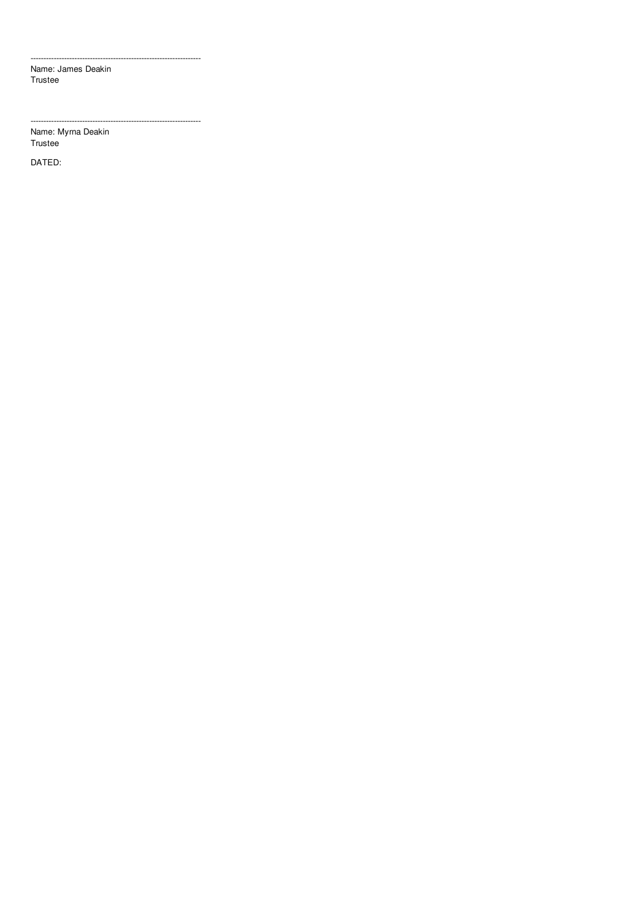-------------------------------------------------------------------
Name: James Deakin
Trustee

-------------------------------------------------------------------
Name: Myrna Deakin
Trustee

DATED: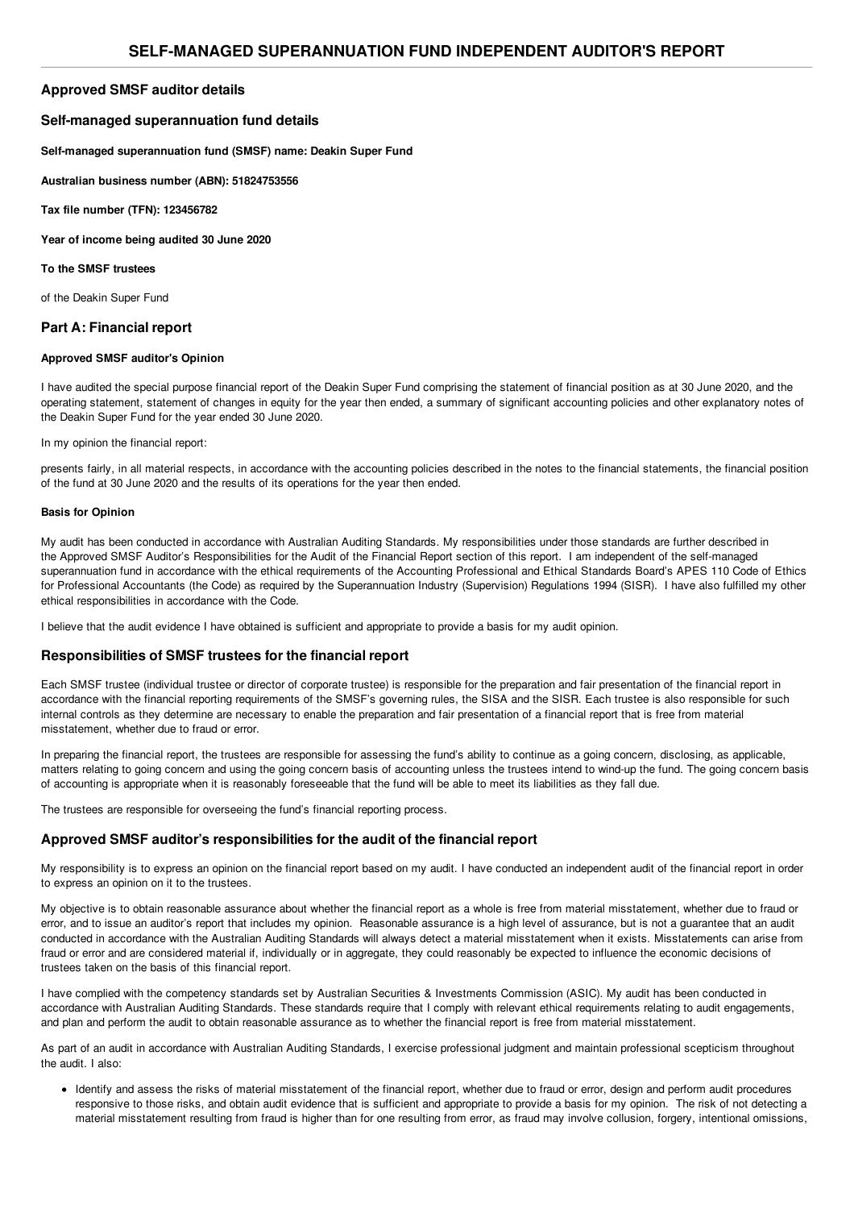# SELF-MANAGED SUPERANNUATION FUND INDEPENDENT AUDITOR'S REPORT

## Approved SMSF auditor details

## Self-managed superannuation fund details

**Self-managed superannuation fund (SMSF) name: Deakin Super Fund**

**Australian business number (ABN): 51824753556**

**Tax file number (TFN): 123456782**

**Year of income being audited 30 June 2020**

**To the SMSF trustees**

of the Deakin Super Fund

## Part A: Financial report

#### Approved SMSF auditor's Opinion

I have audited the special purpose financial report of the Deakin Super Fund comprising the statement of financial position as at 30 June 2020, and the operating statement, statement of changes in equity for the year then ended, a summary of significant accounting policies and other explanatory notes of the Deakin Super Fund for the year ended 30 June 2020.

In my opinion the financial report:

presents fairly, in all material respects, in accordance with the accounting policies described in the notes to the financial statements, the financial position of the fund at 30 June 2020 and the results of its operations for the year then ended.

#### Basis for Opinion

My audit has been conducted in accordance with Australian Auditing Standards. My responsibilities under those standards are further described in the Approved SMSF Auditor's Responsibilities for the Audit of the Financial Report section of this report. I am independent of the self-managed superannuation fund in accordance with the ethical requirements of the Accounting Professional and Ethical Standards Board's APES 110 Code of Ethics for Professional Accountants (the Code) as required by the Superannuation Industry (Supervision) Regulations 1994 (SISR). I have also fulfilled my other ethical responsibilities in accordance with the Code.

I believe that the audit evidence I have obtained is sufficient and appropriate to provide a basis for my audit opinion.

## Responsibilities of SMSF trustees for the financial report

Each SMSF trustee (individual trustee or director of corporate trustee) is responsible for the preparation and fair presentation of the financial report in accordance with the financial reporting requirements of the SMSF's governing rules, the SISA and the SISR. Each trustee is also responsible for such internal controls as they determine are necessary to enable the preparation and fair presentation of a financial report that is free from material misstatement, whether due to fraud or error.

In preparing the financial report, the trustees are responsible for assessing the fund's ability to continue as a going concern, disclosing, as applicable, matters relating to going concern and using the going concern basis of accounting unless the trustees intend to wind-up the fund. The going concern basis of accounting is appropriate when it is reasonably foreseeable that the fund will be able to meet its liabilities as they fall due.

The trustees are responsible for overseeing the fund's financial reporting process.

## Approved SMSF auditor's responsibilities for the audit of the financial report

My responsibility is to express an opinion on the financial report based on my audit. I have conducted an independent audit of the financial report in order to express an opinion on it to the trustees.

My objective is to obtain reasonable assurance about whether the financial report as a whole is free from material misstatement, whether due to fraud or error, and to issue an auditor's report that includes my opinion. Reasonable assurance is a high level of assurance, but is not a guarantee that an audit conducted in accordance with the Australian Auditing Standards will always detect a material misstatement when it exists. Misstatements can arise from fraud or error and are considered material if, individually or in aggregate, they could reasonably be expected to influence the economic decisions of trustees taken on the basis of this financial report.

I have complied with the competency standards set by Australian Securities & Investments Commission (ASIC). My audit has been conducted in accordance with Australian Auditing Standards. These standards require that I comply with relevant ethical requirements relating to audit engagements, and plan and perform the audit to obtain reasonable assurance as to whether the financial report is free from material misstatement.

As part of an audit in accordance with Australian Auditing Standards, I exercise professional judgment and maintain professional scepticism throughout the audit. I also:

- Identify and assess the risks of material misstatement of the financial report, whether due to fraud or error, design and perform audit procedures responsive to those risks, and obtain audit evidence that is sufficient and appropriate to provide a basis for my opinion. The risk of not detecting a material misstatement resulting from fraud is higher than for one resulting from error, as fraud may involve collusion, forgery, intentional omissions,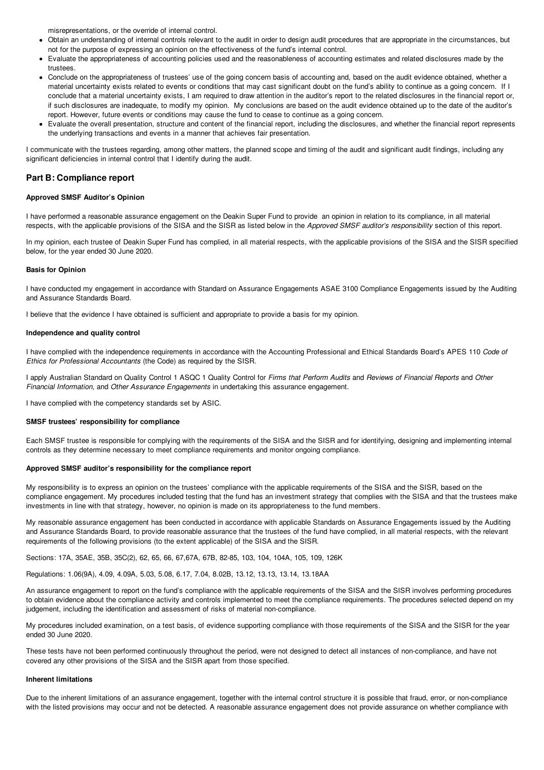misrepresentations, or the override of internal control.

- Obtain an understanding of internal controls relevant to the audit in order to design audit procedures that are appropriate in the circumstances, but not for the purpose of expressing an opinion on the effectiveness of the fund's internal control.
- Evaluate the appropriateness of accounting policies used and the reasonableness of accounting estimates and related disclosures made by the trustees.
- Conclude on the appropriateness of trustees' use of the going concern basis of accounting and, based on the audit evidence obtained, whether a material uncertainty exists related to events or conditions that may cast significant doubt on the fund's ability to continue as a going concern. If I conclude that a material uncertainty exists, I am required to draw attention in the auditor's report to the related disclosures in the financial report or, if such disclosures are inadequate, to modify my opinion. My conclusions are based on the audit evidence obtained up to the date of the auditor's report. However, future events or conditions may cause the fund to cease to continue as a going concern.
- Evaluate the overall presentation, structure and content of the financial report, including the disclosures, and whether the financial report represents the underlying transactions and events in a manner that achieves fair presentation.

I communicate with the trustees regarding, among other matters, the planned scope and timing of the audit and significant audit findings, including any significant deficiencies in internal control that I identify during the audit.

## Part B: Compliance report

#### Approved SMSF Auditor's Opinion

I have performed a reasonable assurance engagement on the Deakin Super Fund to provide an opinion in relation to its compliance, in all material respects, with the applicable provisions of the SISA and the SISR as listed below in the *Approved SMSF auditor's responsibility* section of this report.

In my opinion, each trustee of Deakin Super Fund has complied, in all material respects, with the applicable provisions of the SISA and the SISR specified below, for the year ended 30 June 2020.

#### Basis for Opinion

I have conducted my engagement in accordance with Standard on Assurance Engagements ASAE 3100 Compliance Engagements issued by the Auditing and Assurance Standards Board.

I believe that the evidence I have obtained is sufficient and appropriate to provide a basis for my opinion.

#### Independence and quality control

I have complied with the independence requirements in accordance with the Accounting Professional and Ethical Standards Board's APES 110 *Code of Ethics for Professional Accountants* (the Code) as required by the SISR.

I apply Australian Standard on Quality Control 1 ASQC 1 Quality Control for *Firms that Perform Audits* and *Reviews of Financial Reports* and *Other Financial Information*, and *Other Assurance Engagements* in undertaking this assurance engagement.

I have complied with the competency standards set by ASIC.

#### SMSF trustees' responsibility for compliance

Each SMSF trustee is responsible for complying with the requirements of the SISA and the SISR and for identifying, designing and implementing internal controls as they determine necessary to meet compliance requirements and monitor ongoing compliance.

#### Approved SMSF auditor's responsibility for the compliance report

My responsibility is to express an opinion on the trustees' compliance with the applicable requirements of the SISA and the SISR, based on the compliance engagement. My procedures included testing that the fund has an investment strategy that complies with the SISA and that the trustees make investments in line with that strategy, however, no opinion is made on its appropriateness to the fund members.

My reasonable assurance engagement has been conducted in accordance with applicable Standards on Assurance Engagements issued by the Auditing and Assurance Standards Board, to provide reasonable assurance that the trustees of the fund have complied, in all material respects, with the relevant requirements of the following provisions (to the extent applicable) of the SISA and the SISR.

Sections: 17A, 35AE, 35B, 35C(2), 62, 65, 66, 67,67A, 67B, 82-85, 103, 104, 104A, 105, 109, 126K

Regulations: 1.06(9A), 4.09, 4.09A, 5.03, 5.08, 6.17, 7.04, 8.02B, 13.12, 13.13, 13.14, 13.18AA

An assurance engagement to report on the fund's compliance with the applicable requirements of the SISA and the SISR involves performing procedures to obtain evidence about the compliance activity and controls implemented to meet the compliance requirements. The procedures selected depend on my judgement, including the identification and assessment of risks of material non-compliance.

My procedures included examination, on a test basis, of evidence supporting compliance with those requirements of the SISA and the SISR for the year ended 30 June 2020.

These tests have not been performed continuously throughout the period, were not designed to detect all instances of non-compliance, and have not covered any other provisions of the SISA and the SISR apart from those specified.

#### Inherent limitations

Due to the inherent limitations of an assurance engagement, together with the internal control structure it is possible that fraud, error, or non-compliance with the listed provisions may occur and not be detected. A reasonable assurance engagement does not provide assurance on whether compliance with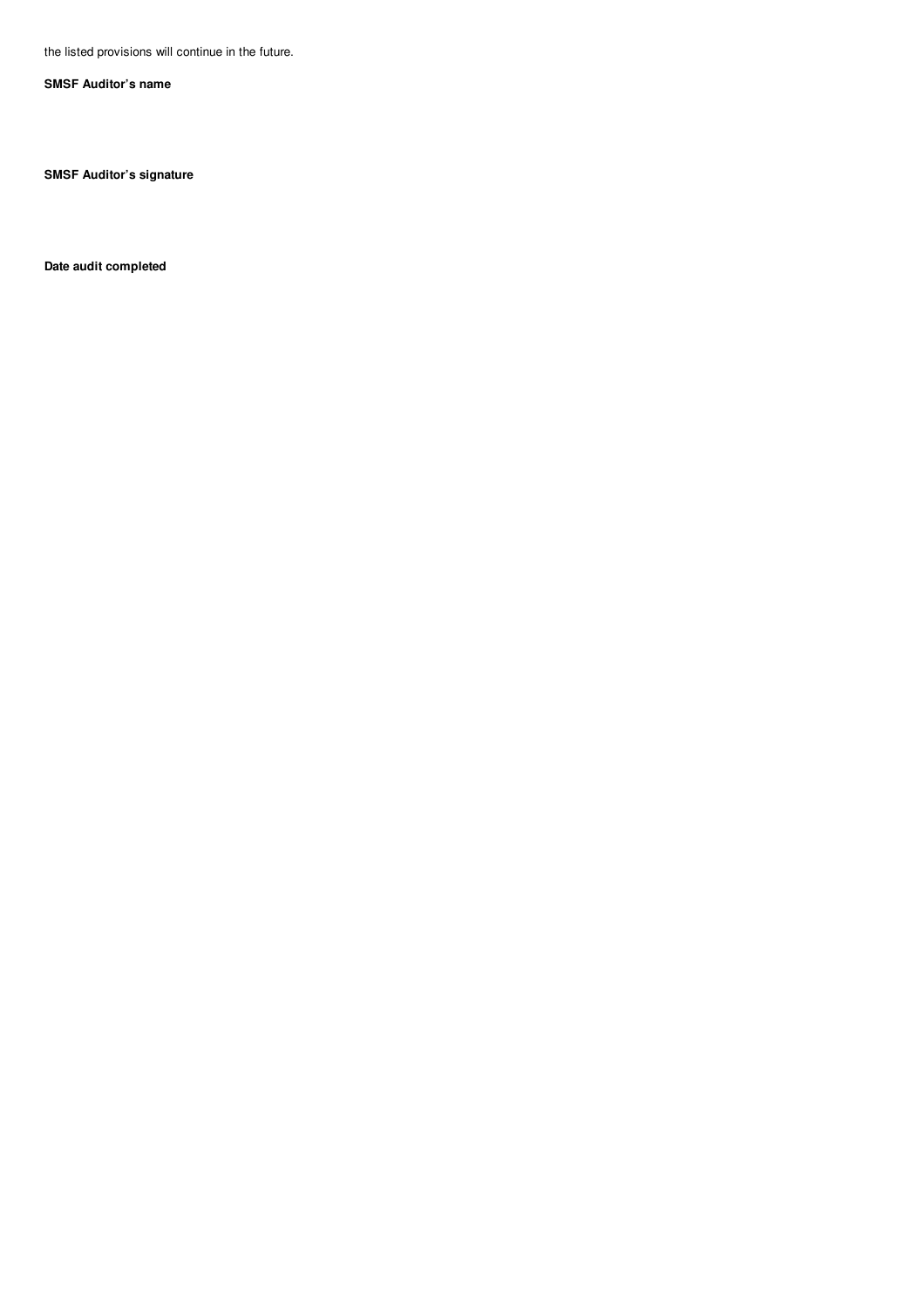the listed provisions will continue in the future.

**SMSF Auditor’s name**

**SMSF Auditor’s signature**

**Date audit completed**